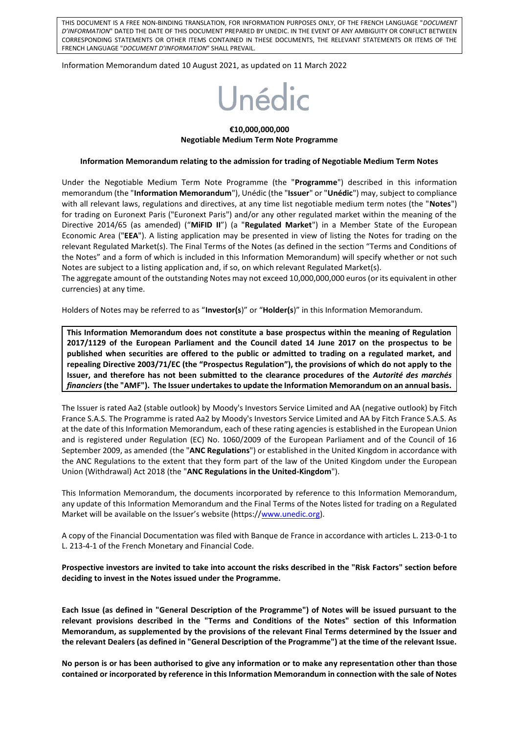THIS DOCUMENT IS A FREE NON-BINDING TRANSLATION, FOR INFORMATION PURPOSES ONLY, OF THE FRENCH LANGUAGE "*DOCUMENT D'INFORMATION*" DATED THE DATE OF THIS DOCUMENT PREPARED BY UNEDIC. IN THE EVENT OF ANY AMBIGUITY OR CONFLICT BETWEEN CORRESPONDING STATEMENTS OR OTHER ITEMS CONTAINED IN THESE DOCUMENTS, THE RELEVANT STATEMENTS OR ITEMS OF THE FRENCH LANGUAGE "*DOCUMENT D'INFORMATION*" SHALL PREVAIL.

Information Memorandum dated 10 August 2021, as updated on 11 March 2022

# Unédic

**€10,000,000,000**
**Negotiable Medium Term Note Programme**

**Information Memorandum relating to the admission for trading of Negotiable Medium Term Notes**

Under the Negotiable Medium Term Note Programme (the "**Programme**") described in this information memorandum (the "**Information Memorandum**"), Unédic (the "**Issuer**" or "**Unédic**") may, subject to compliance with all relevant laws, regulations and directives, at any time list negotiable medium term notes (the "**Notes**") for trading on Euronext Paris ("Euronext Paris") and/or any other regulated market within the meaning of the Directive 2014/65 (as amended) ("**MiFID II**") (a "**Regulated Market**") in a Member State of the European Economic Area ("**EEA**"). A listing application may be presented in view of listing the Notes for trading on the relevant Regulated Market(s). The Final Terms of the Notes (as defined in the section "Terms and Conditions of the Notes" and a form of which is included in this Information Memorandum) will specify whether or not such Notes are subject to a listing application and, if so, on which relevant Regulated Market(s).

The aggregate amount of the outstanding Notes may not exceed 10,000,000,000 euros (or its equivalent in other currencies) at any time.

Holders of Notes may be referred to as "**Investor(s)**" or "**Holder(s)**" in this Information Memorandum.

**This Information Memorandum does not constitute a base prospectus within the meaning of Regulation 2017/1129 of the European Parliament and the Council dated 14 June 2017 on the prospectus to be published when securities are offered to the public or admitted to trading on a regulated market, and repealing Directive 2003/71/EC (the "Prospectus Regulation"), the provisions of which do not apply to the Issuer, and therefore has not been submitted to the clearance procedures of the *Autorité des marchés financiers* (the "AMF"). The Issuer undertakes to update the Information Memorandum on an annual basis.**

The Issuer is rated Aa2 (stable outlook) by Moody's Investors Service Limited and AA (negative outlook) by Fitch France S.A.S. The Programme is rated Aa2 by Moody's Investors Service Limited and AA by Fitch France S.A.S. As at the date of this Information Memorandum, each of these rating agencies is established in the European Union and is registered under Regulation (EC) No. 1060/2009 of the European Parliament and of the Council of 16 September 2009, as amended (the "**ANC Regulations**") or established in the United Kingdom in accordance with the ANC Regulations to the extent that they form part of the law of the United Kingdom under the European Union (Withdrawal) Act 2018 (the "**ANC Regulations in the United-Kingdom**").

This Information Memorandum, the documents incorporated by reference to this Information Memorandum, any update of this Information Memorandum and the Final Terms of the Notes listed for trading on a Regulated Market will be available on the Issuer's website (https://www.unedic.org).

A copy of the Financial Documentation was filed with Banque de France in accordance with articles L. 213-0-1 to L. 213-4-1 of the French Monetary and Financial Code.

**Prospective investors are invited to take into account the risks described in the "Risk Factors" section before deciding to invest in the Notes issued under the Programme.**

**Each Issue (as defined in "General Description of the Programme") of Notes will be issued pursuant to the relevant provisions described in the "Terms and Conditions of the Notes" section of this Information Memorandum, as supplemented by the provisions of the relevant Final Terms determined by the Issuer and the relevant Dealers (as defined in "General Description of the Programme") at the time of the relevant Issue.**

**No person is or has been authorised to give any information or to make any representation other than those contained or incorporated by reference in this Information Memorandum in connection with the sale of Notes**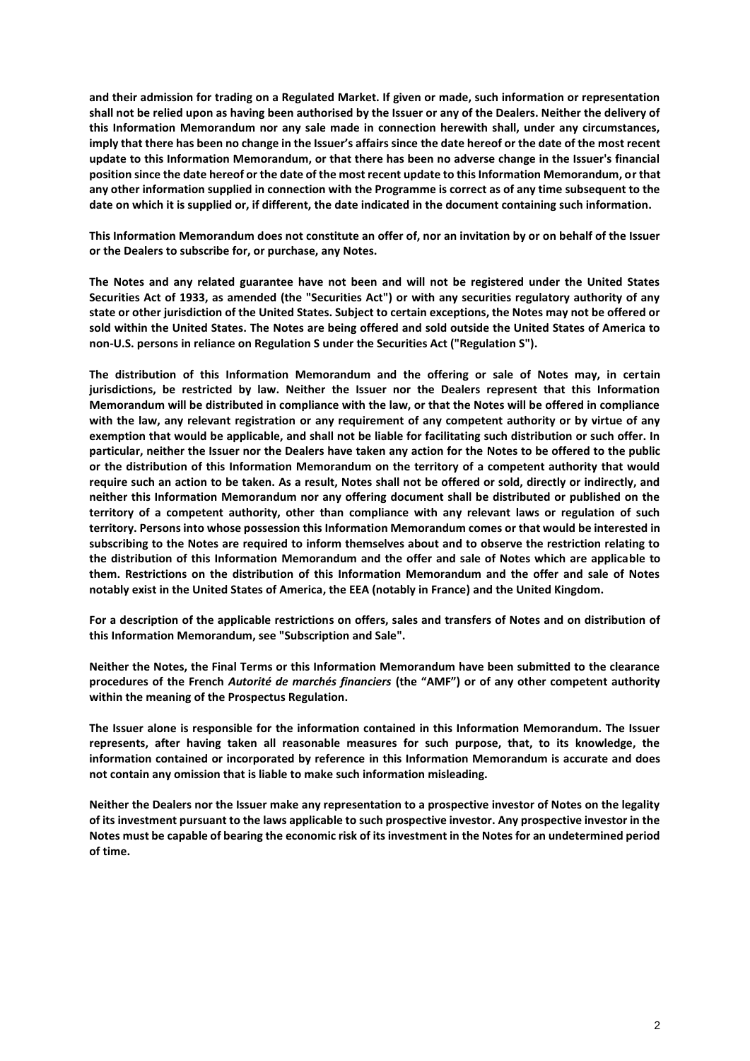**and their admission for trading on a Regulated Market. If given or made, such information or representation shall not be relied upon as having been authorised by the Issuer or any of the Dealers. Neither the delivery of this Information Memorandum nor any sale made in connection herewith shall, under any circumstances, imply that there has been no change in the Issuer's affairs since the date hereof or the date of the most recent update to this Information Memorandum, or that there has been no adverse change in the Issuer's financial position since the date hereof or the date of the most recent update to this Information Memorandum, or that any other information supplied in connection with the Programme is correct as of any time subsequent to the date on which it is supplied or, if different, the date indicated in the document containing such information.**

**This Information Memorandum does not constitute an offer of, nor an invitation by or on behalf of the Issuer or the Dealers to subscribe for, or purchase, any Notes.**

**The Notes and any related guarantee have not been and will not be registered under the United States Securities Act of 1933, as amended (the "Securities Act") or with any securities regulatory authority of any state or other jurisdiction of the United States. Subject to certain exceptions, the Notes may not be offered or sold within the United States. The Notes are being offered and sold outside the United States of America to non-U.S. persons in reliance on Regulation S under the Securities Act ("Regulation S").**

**The distribution of this Information Memorandum and the offering or sale of Notes may, in certain jurisdictions, be restricted by law. Neither the Issuer nor the Dealers represent that this Information Memorandum will be distributed in compliance with the law, or that the Notes will be offered in compliance with the law, any relevant registration or any requirement of any competent authority or by virtue of any exemption that would be applicable, and shall not be liable for facilitating such distribution or such offer. In particular, neither the Issuer nor the Dealers have taken any action for the Notes to be offered to the public or the distribution of this Information Memorandum on the territory of a competent authority that would require such an action to be taken. As a result, Notes shall not be offered or sold, directly or indirectly, and neither this Information Memorandum nor any offering document shall be distributed or published on the territory of a competent authority, other than compliance with any relevant laws or regulation of such territory. Persons into whose possession this Information Memorandum comes or that would be interested in subscribing to the Notes are required to inform themselves about and to observe the restriction relating to the distribution of this Information Memorandum and the offer and sale of Notes which are applicable to them. Restrictions on the distribution of this Information Memorandum and the offer and sale of Notes notably exist in the United States of America, the EEA (notably in France) and the United Kingdom.**

**For a description of the applicable restrictions on offers, sales and transfers of Notes and on distribution of this Information Memorandum, see "Subscription and Sale".**

**Neither the Notes, the Final Terms or this Information Memorandum have been submitted to the clearance procedures of the French *Autorité de marchés financiers* (the "AMF") or of any other competent authority within the meaning of the Prospectus Regulation.**

**The Issuer alone is responsible for the information contained in this Information Memorandum. The Issuer represents, after having taken all reasonable measures for such purpose, that, to its knowledge, the information contained or incorporated by reference in this Information Memorandum is accurate and does not contain any omission that is liable to make such information misleading.**

**Neither the Dealers nor the Issuer make any representation to a prospective investor of Notes on the legality of its investment pursuant to the laws applicable to such prospective investor. Any prospective investor in the Notes must be capable of bearing the economic risk of its investment in the Notes for an undetermined period of time.**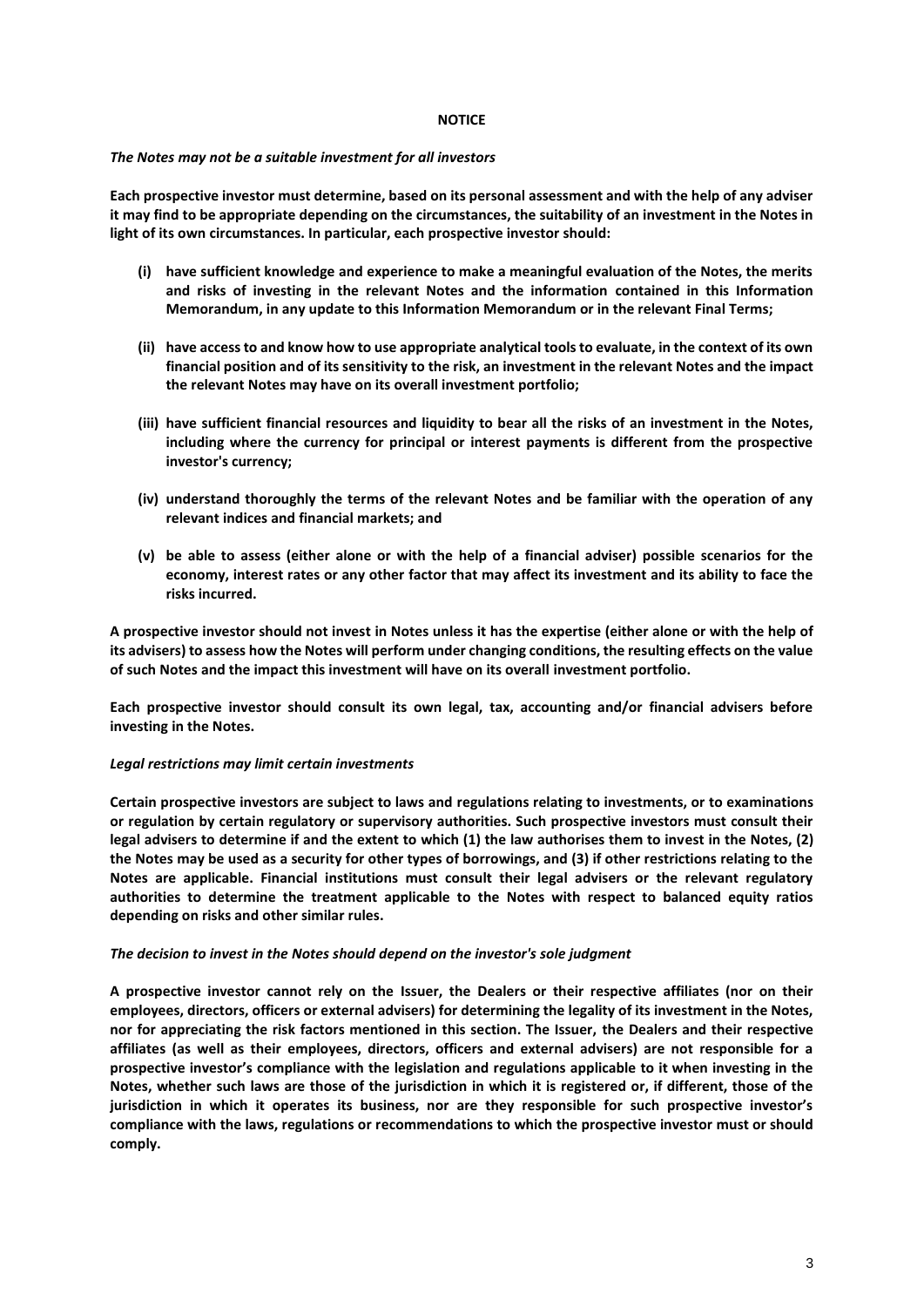## NOTICE

*The Notes may not be a suitable investment for all investors*

**Each prospective investor must determine, based on its personal assessment and with the help of any adviser it may find to be appropriate depending on the circumstances, the suitability of an investment in the Notes in light of its own circumstances. In particular, each prospective investor should:**

- **(i) have sufficient knowledge and experience to make a meaningful evaluation of the Notes, the merits and risks of investing in the relevant Notes and the information contained in this Information Memorandum, in any update to this Information Memorandum or in the relevant Final Terms;**
- **(ii) have access to and know how to use appropriate analytical tools to evaluate, in the context of its own financial position and of its sensitivity to the risk, an investment in the relevant Notes and the impact the relevant Notes may have on its overall investment portfolio;**
- **(iii) have sufficient financial resources and liquidity to bear all the risks of an investment in the Notes, including where the currency for principal or interest payments is different from the prospective investor's currency;**
- **(iv) understand thoroughly the terms of the relevant Notes and be familiar with the operation of any relevant indices and financial markets; and**
- **(v) be able to assess (either alone or with the help of a financial adviser) possible scenarios for the economy, interest rates or any other factor that may affect its investment and its ability to face the risks incurred.**

**A prospective investor should not invest in Notes unless it has the expertise (either alone or with the help of its advisers) to assess how the Notes will perform under changing conditions, the resulting effects on the value of such Notes and the impact this investment will have on its overall investment portfolio.**

**Each prospective investor should consult its own legal, tax, accounting and/or financial advisers before investing in the Notes.**

*Legal restrictions may limit certain investments*

**Certain prospective investors are subject to laws and regulations relating to investments, or to examinations or regulation by certain regulatory or supervisory authorities. Such prospective investors must consult their legal advisers to determine if and the extent to which (1) the law authorises them to invest in the Notes, (2) the Notes may be used as a security for other types of borrowings, and (3) if other restrictions relating to the Notes are applicable. Financial institutions must consult their legal advisers or the relevant regulatory authorities to determine the treatment applicable to the Notes with respect to balanced equity ratios depending on risks and other similar rules.**

*The decision to invest in the Notes should depend on the investor's sole judgment*

**A prospective investor cannot rely on the Issuer, the Dealers or their respective affiliates (nor on their employees, directors, officers or external advisers) for determining the legality of its investment in the Notes, nor for appreciating the risk factors mentioned in this section. The Issuer, the Dealers and their respective affiliates (as well as their employees, directors, officers and external advisers) are not responsible for a prospective investor's compliance with the legislation and regulations applicable to it when investing in the Notes, whether such laws are those of the jurisdiction in which it is registered or, if different, those of the jurisdiction in which it operates its business, nor are they responsible for such prospective investor's compliance with the laws, regulations or recommendations to which the prospective investor must or should comply.**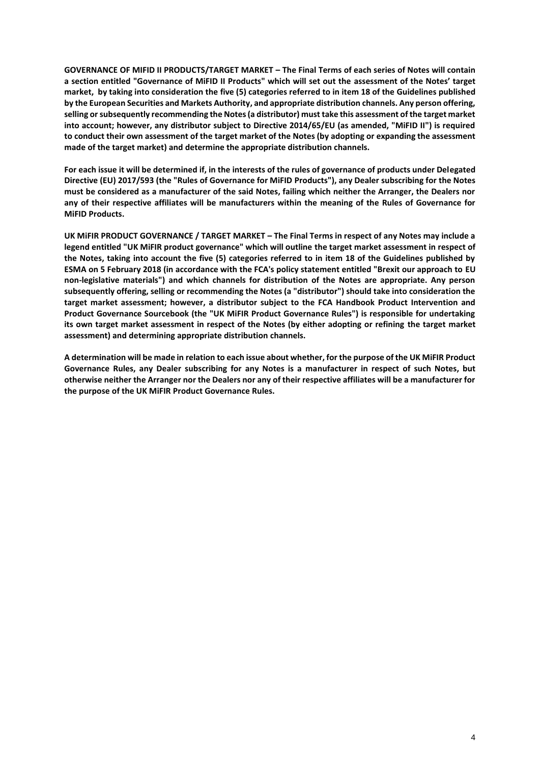**GOVERNANCE OF MIFID II PRODUCTS/TARGET MARKET – The Final Terms of each series of Notes will contain a section entitled "Governance of MiFID II Products" which will set out the assessment of the Notes' target market, by taking into consideration the five (5) categories referred to in item 18 of the Guidelines published by the European Securities and Markets Authority, and appropriate distribution channels. Any person offering, selling or subsequently recommending the Notes (a distributor) must take this assessment of the target market into account; however, any distributor subject to Directive 2014/65/EU (as amended, "MiFID II") is required to conduct their own assessment of the target market of the Notes (by adopting or expanding the assessment made of the target market) and determine the appropriate distribution channels.**

**For each issue it will be determined if, in the interests of the rules of governance of products under Delegated Directive (EU) 2017/593 (the "Rules of Governance for MiFID Products"), any Dealer subscribing for the Notes must be considered as a manufacturer of the said Notes, failing which neither the Arranger, the Dealers nor any of their respective affiliates will be manufacturers within the meaning of the Rules of Governance for MiFID Products.**

**UK MiFIR PRODUCT GOVERNANCE / TARGET MARKET – The Final Terms in respect of any Notes may include a legend entitled "UK MiFIR product governance" which will outline the target market assessment in respect of the Notes, taking into account the five (5) categories referred to in item 18 of the Guidelines published by ESMA on 5 February 2018 (in accordance with the FCA's policy statement entitled "Brexit our approach to EU non-legislative materials") and which channels for distribution of the Notes are appropriate. Any person subsequently offering, selling or recommending the Notes (a "distributor") should take into consideration the target market assessment; however, a distributor subject to the FCA Handbook Product Intervention and Product Governance Sourcebook (the "UK MiFIR Product Governance Rules") is responsible for undertaking its own target market assessment in respect of the Notes (by either adopting or refining the target market assessment) and determining appropriate distribution channels.**

**A determination will be made in relation to each issue about whether, for the purpose of the UK MiFIR Product Governance Rules, any Dealer subscribing for any Notes is a manufacturer in respect of such Notes, but otherwise neither the Arranger nor the Dealers nor any of their respective affiliates will be a manufacturer for the purpose of the UK MiFIR Product Governance Rules.**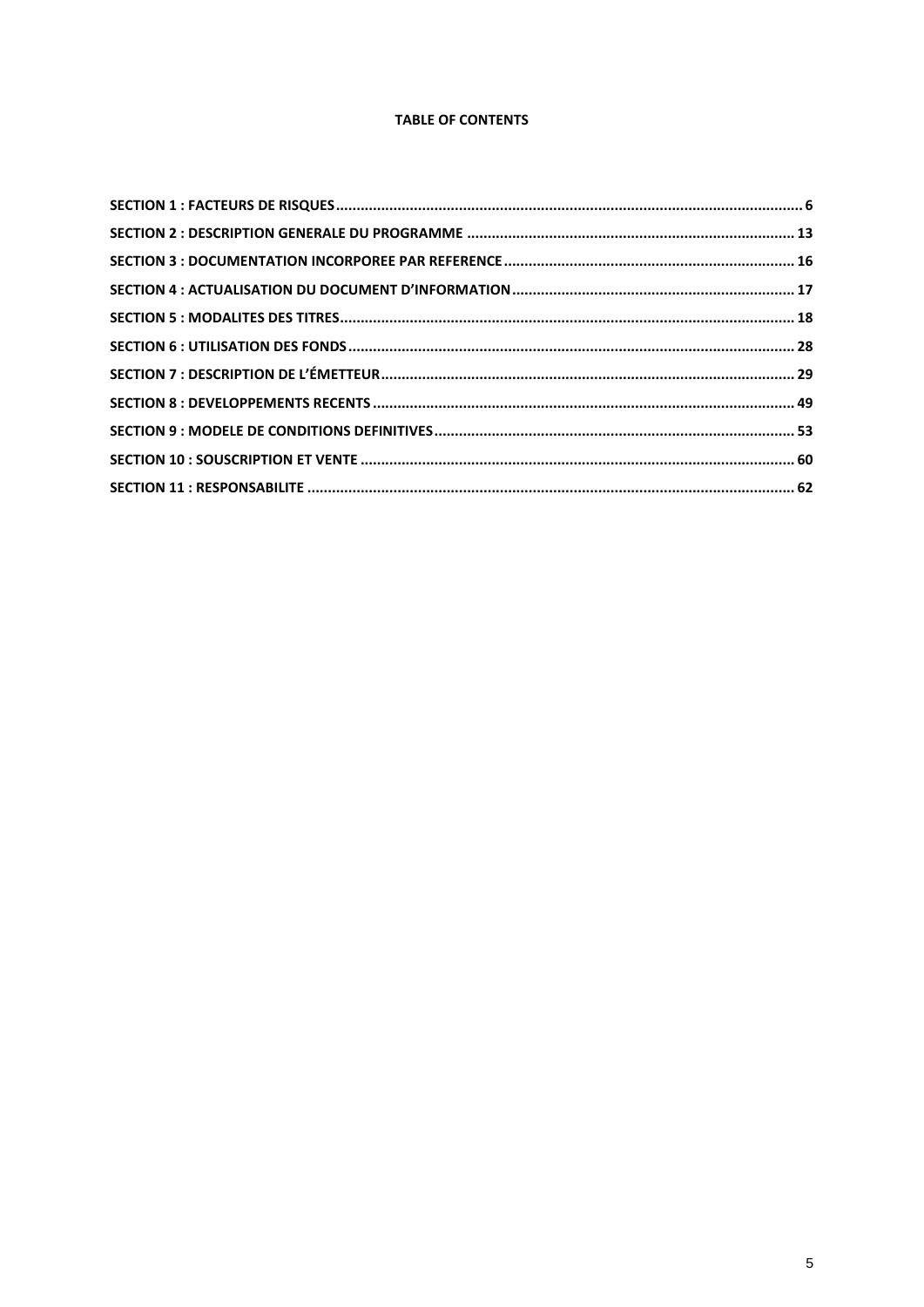**TABLE OF CONTENTS**

SECTION 1 : FACTEURS DE RISQUES ........ 6

SECTION 2 : DESCRIPTION GENERALE DU PROGRAMME ........ 13

SECTION 3 : DOCUMENTATION INCORPOREE PAR REFERENCE ........ 16

SECTION 4 : ACTUALISATION DU DOCUMENT D'INFORMATION ........ 17

SECTION 5 : MODALITES DES TITRES ........ 18

SECTION 6 : UTILISATION DES FONDS ........ 28

SECTION 7 : DESCRIPTION DE L'ÉMETTEUR ........ 29

SECTION 8 : DEVELOPPEMENTS RECENTS ........ 49

SECTION 9 : MODELE DE CONDITIONS DEFINITIVES ........ 53

SECTION 10 : SOUSCRIPTION ET VENTE ........ 60

SECTION 11 : RESPONSABILITE ........ 62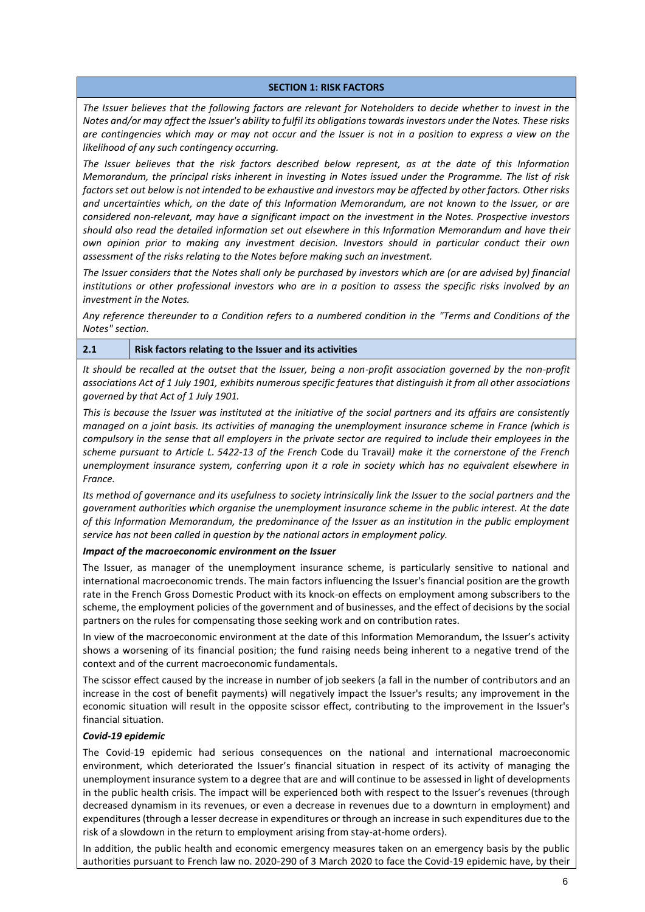# SECTION 1: RISK FACTORS

*The Issuer believes that the following factors are relevant for Noteholders to decide whether to invest in the Notes and/or may affect the Issuer's ability to fulfil its obligations towards investors under the Notes. These risks are contingencies which may or may not occur and the Issuer is not in a position to express a view on the likelihood of any such contingency occurring.*

*The Issuer believes that the risk factors described below represent, as at the date of this Information Memorandum, the principal risks inherent in investing in Notes issued under the Programme. The list of risk factors set out below is not intended to be exhaustive and investors may be affected by other factors. Other risks and uncertainties which, on the date of this Information Memorandum, are not known to the Issuer, or are considered non-relevant, may have a significant impact on the investment in the Notes. Prospective investors should also read the detailed information set out elsewhere in this Information Memorandum and have their own opinion prior to making any investment decision. Investors should in particular conduct their own assessment of the risks relating to the Notes before making such an investment.*

*The Issuer considers that the Notes shall only be purchased by investors which are (or are advised by) financial institutions or other professional investors who are in a position to assess the specific risks involved by an investment in the Notes.*

*Any reference thereunder to a Condition refers to a numbered condition in the "Terms and Conditions of the Notes" section.*

## 2.1 Risk factors relating to the Issuer and its activities

*It should be recalled at the outset that the Issuer, being a non-profit association governed by the non-profit associations Act of 1 July 1901, exhibits numerous specific features that distinguish it from all other associations governed by that Act of 1 July 1901.*

*This is because the Issuer was instituted at the initiative of the social partners and its affairs are consistently managed on a joint basis. Its activities of managing the unemployment insurance scheme in France (which is compulsory in the sense that all employers in the private sector are required to include their employees in the scheme pursuant to Article L. 5422-13 of the French* Code du Travail*) make it the cornerstone of the French unemployment insurance system, conferring upon it a role in society which has no equivalent elsewhere in France.*

*Its method of governance and its usefulness to society intrinsically link the Issuer to the social partners and the government authorities which organise the unemployment insurance scheme in the public interest. At the date of this Information Memorandum, the predominance of the Issuer as an institution in the public employment service has not been called in question by the national actors in employment policy.*

***Impact of the macroeconomic environment on the Issuer***

The Issuer, as manager of the unemployment insurance scheme, is particularly sensitive to national and international macroeconomic trends. The main factors influencing the Issuer's financial position are the growth rate in the French Gross Domestic Product with its knock-on effects on employment among subscribers to the scheme, the employment policies of the government and of businesses, and the effect of decisions by the social partners on the rules for compensating those seeking work and on contribution rates.

In view of the macroeconomic environment at the date of this Information Memorandum, the Issuer's activity shows a worsening of its financial position; the fund raising needs being inherent to a negative trend of the context and of the current macroeconomic fundamentals.

The scissor effect caused by the increase in number of job seekers (a fall in the number of contributors and an increase in the cost of benefit payments) will negatively impact the Issuer's results; any improvement in the economic situation will result in the opposite scissor effect, contributing to the improvement in the Issuer's financial situation.

***Covid-19 epidemic***

The Covid-19 epidemic had serious consequences on the national and international macroeconomic environment, which deteriorated the Issuer's financial situation in respect of its activity of managing the unemployment insurance system to a degree that are and will continue to be assessed in light of developments in the public health crisis. The impact will be experienced both with respect to the Issuer's revenues (through decreased dynamism in its revenues, or even a decrease in revenues due to a downturn in employment) and expenditures (through a lesser decrease in expenditures or through an increase in such expenditures due to the risk of a slowdown in the return to employment arising from stay-at-home orders).

In addition, the public health and economic emergency measures taken on an emergency basis by the public authorities pursuant to French law no. 2020-290 of 3 March 2020 to face the Covid-19 epidemic have, by their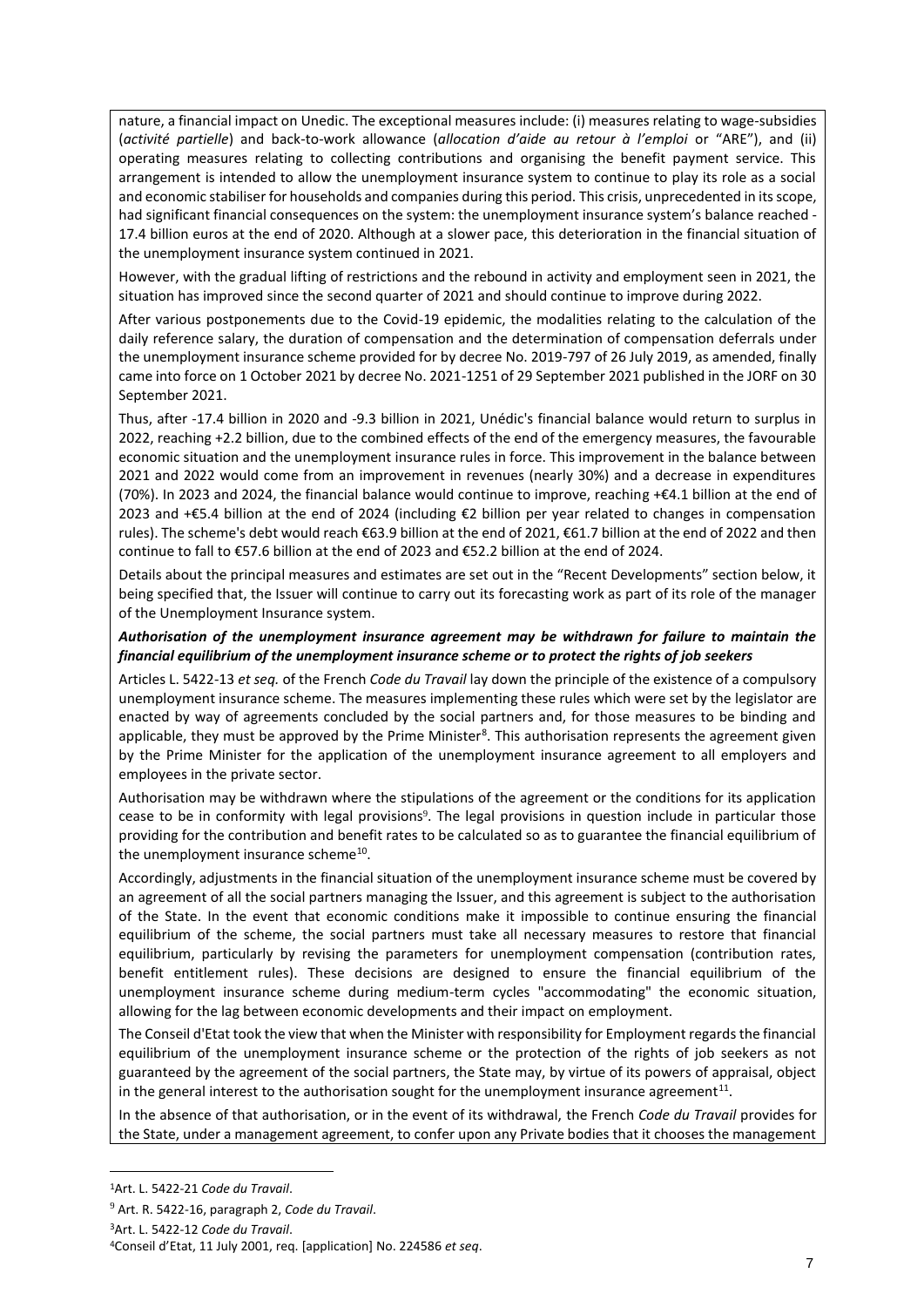nature, a financial impact on Unedic. The exceptional measures include: (i) measures relating to wage-subsidies (*activité partielle*) and back-to-work allowance (*allocation d'aide au retour à l'emploi* or "ARE"), and (ii) operating measures relating to collecting contributions and organising the benefit payment service. This arrangement is intended to allow the unemployment insurance system to continue to play its role as a social and economic stabiliser for households and companies during this period. This crisis, unprecedented in its scope, had significant financial consequences on the system: the unemployment insurance system's balance reached -17.4 billion euros at the end of 2020. Although at a slower pace, this deterioration in the financial situation of the unemployment insurance system continued in 2021.

However, with the gradual lifting of restrictions and the rebound in activity and employment seen in 2021, the situation has improved since the second quarter of 2021 and should continue to improve during 2022.

After various postponements due to the Covid-19 epidemic, the modalities relating to the calculation of the daily reference salary, the duration of compensation and the determination of compensation deferrals under the unemployment insurance scheme provided for by decree No. 2019-797 of 26 July 2019, as amended, finally came into force on 1 October 2021 by decree No. 2021-1251 of 29 September 2021 published in the JORF on 30 September 2021.

Thus, after -17.4 billion in 2020 and -9.3 billion in 2021, Unédic's financial balance would return to surplus in 2022, reaching +2.2 billion, due to the combined effects of the end of the emergency measures, the favourable economic situation and the unemployment insurance rules in force. This improvement in the balance between 2021 and 2022 would come from an improvement in revenues (nearly 30%) and a decrease in expenditures (70%). In 2023 and 2024, the financial balance would continue to improve, reaching +€4.1 billion at the end of 2023 and +€5.4 billion at the end of 2024 (including €2 billion per year related to changes in compensation rules). The scheme's debt would reach €63.9 billion at the end of 2021, €61.7 billion at the end of 2022 and then continue to fall to €57.6 billion at the end of 2023 and €52.2 billion at the end of 2024.

Details about the principal measures and estimates are set out in the "Recent Developments" section below, it being specified that, the Issuer will continue to carry out its forecasting work as part of its role of the manager of the Unemployment Insurance system.

***Authorisation of the unemployment insurance agreement may be withdrawn for failure to maintain the financial equilibrium of the unemployment insurance scheme or to protect the rights of job seekers***

Articles L. 5422-13 *et seq.* of the French *Code du Travail* lay down the principle of the existence of a compulsory unemployment insurance scheme. The measures implementing these rules which were set by the legislator are enacted by way of agreements concluded by the social partners and, for those measures to be binding and applicable, they must be approved by the Prime Minister[8]. This authorisation represents the agreement given by the Prime Minister for the application of the unemployment insurance agreement to all employers and employees in the private sector.

Authorisation may be withdrawn where the stipulations of the agreement or the conditions for its application cease to be in conformity with legal provisions[9]. The legal provisions in question include in particular those providing for the contribution and benefit rates to be calculated so as to guarantee the financial equilibrium of the unemployment insurance scheme[10].

Accordingly, adjustments in the financial situation of the unemployment insurance scheme must be covered by an agreement of all the social partners managing the Issuer, and this agreement is subject to the authorisation of the State. In the event that economic conditions make it impossible to continue ensuring the financial equilibrium of the scheme, the social partners must take all necessary measures to restore that financial equilibrium, particularly by revising the parameters for unemployment compensation (contribution rates, benefit entitlement rules). These decisions are designed to ensure the financial equilibrium of the unemployment insurance scheme during medium-term cycles "accommodating" the economic situation, allowing for the lag between economic developments and their impact on employment.

The Conseil d'Etat took the view that when the Minister with responsibility for Employment regards the financial equilibrium of the unemployment insurance scheme or the protection of the rights of job seekers as not guaranteed by the agreement of the social partners, the State may, by virtue of its powers of appraisal, object in the general interest to the authorisation sought for the unemployment insurance agreement[11].

In the absence of that authorisation, or in the event of its withdrawal, the French *Code du Travail* provides for the State, under a management agreement, to confer upon any Private bodies that it chooses the management

---

[1]Art. L. 5422-21 *Code du Travail*.

[9] Art. R. 5422-16, paragraph 2, *Code du Travail*.

[3]Art. L. 5422-12 *Code du Travail*.

[4]Conseil d'Etat, 11 July 2001, req. [application] No. 224586 *et seq*.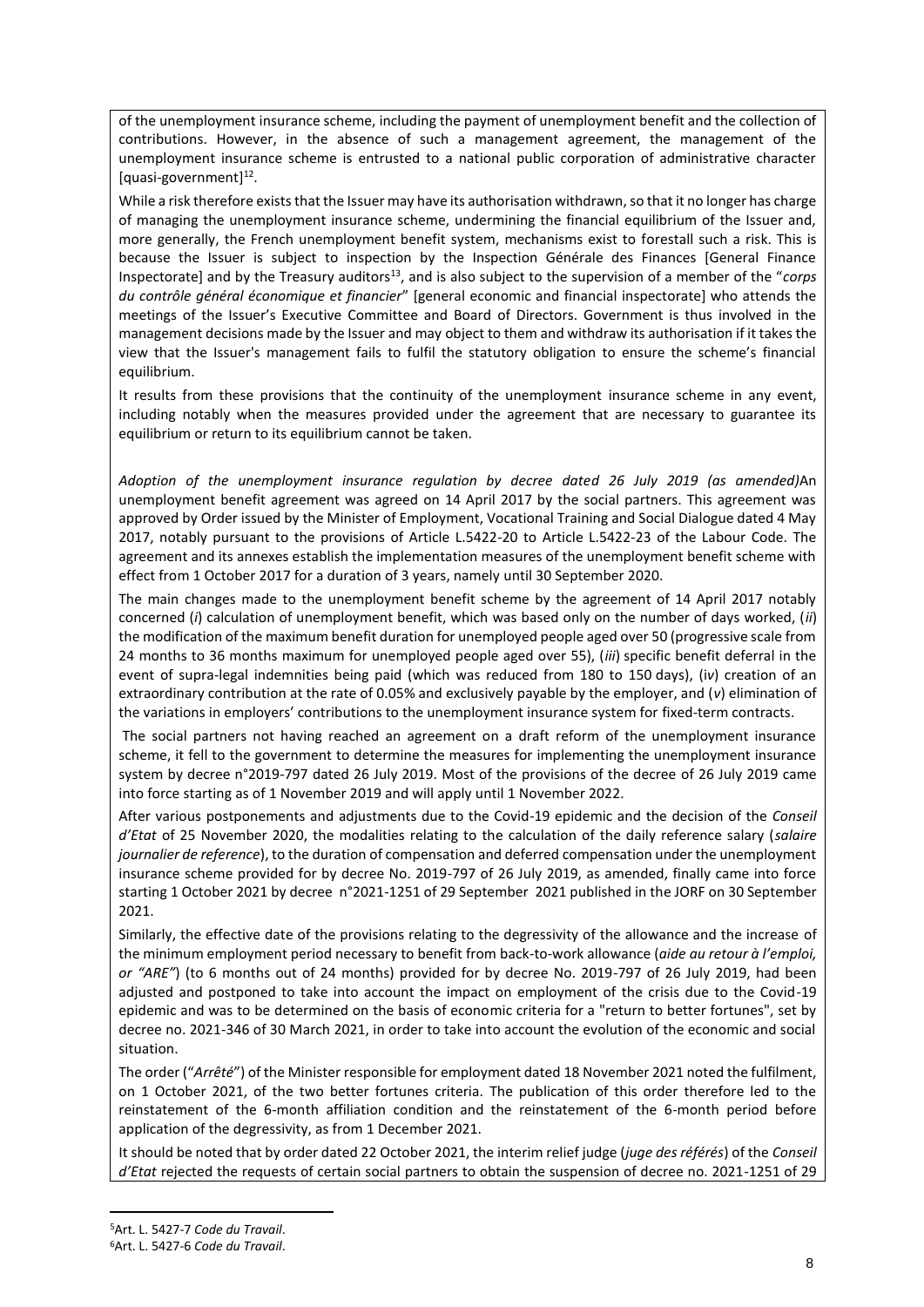of the unemployment insurance scheme, including the payment of unemployment benefit and the collection of contributions. However, in the absence of such a management agreement, the management of the unemployment insurance scheme is entrusted to a national public corporation of administrative character [quasi-government][12].

While a risk therefore exists that the Issuer may have its authorisation withdrawn, so that it no longer has charge of managing the unemployment insurance scheme, undermining the financial equilibrium of the Issuer and, more generally, the French unemployment benefit system, mechanisms exist to forestall such a risk. This is because the Issuer is subject to inspection by the Inspection Générale des Finances [General Finance Inspectorate] and by the Treasury auditors[13], and is also subject to the supervision of a member of the "*corps du contrôle général économique et financier*" [general economic and financial inspectorate] who attends the meetings of the Issuer's Executive Committee and Board of Directors. Government is thus involved in the management decisions made by the Issuer and may object to them and withdraw its authorisation if it takes the view that the Issuer's management fails to fulfil the statutory obligation to ensure the scheme's financial equilibrium.

It results from these provisions that the continuity of the unemployment insurance scheme in any event, including notably when the measures provided under the agreement that are necessary to guarantee its equilibrium or return to its equilibrium cannot be taken.

*Adoption of the unemployment insurance regulation by decree dated 26 July 2019 (as amended)*An unemployment benefit agreement was agreed on 14 April 2017 by the social partners. This agreement was approved by Order issued by the Minister of Employment, Vocational Training and Social Dialogue dated 4 May 2017, notably pursuant to the provisions of Article L.5422-20 to Article L.5422-23 of the Labour Code. The agreement and its annexes establish the implementation measures of the unemployment benefit scheme with effect from 1 October 2017 for a duration of 3 years, namely until 30 September 2020.

The main changes made to the unemployment benefit scheme by the agreement of 14 April 2017 notably concerned (*i*) calculation of unemployment benefit, which was based only on the number of days worked, (*ii*) the modification of the maximum benefit duration for unemployed people aged over 50 (progressive scale from 24 months to 36 months maximum for unemployed people aged over 55), (*iii*) specific benefit deferral in the event of supra-legal indemnities being paid (which was reduced from 180 to 150 days), (*iv*) creation of an extraordinary contribution at the rate of 0.05% and exclusively payable by the employer, and (*v*) elimination of the variations in employers' contributions to the unemployment insurance system for fixed-term contracts.

The social partners not having reached an agreement on a draft reform of the unemployment insurance scheme, it fell to the government to determine the measures for implementing the unemployment insurance system by decree n°2019-797 dated 26 July 2019. Most of the provisions of the decree of 26 July 2019 came into force starting as of 1 November 2019 and will apply until 1 November 2022.

After various postponements and adjustments due to the Covid-19 epidemic and the decision of the *Conseil d'Etat* of 25 November 2020, the modalities relating to the calculation of the daily reference salary (*salaire journalier de reference*), to the duration of compensation and deferred compensation under the unemployment insurance scheme provided for by decree No. 2019-797 of 26 July 2019, as amended, finally came into force starting 1 October 2021 by decree n°2021-1251 of 29 September 2021 published in the JORF on 30 September 2021.

Similarly, the effective date of the provisions relating to the degressivity of the allowance and the increase of the minimum employment period necessary to benefit from back-to-work allowance (*aide au retour à l'emploi, or "ARE"*) (to 6 months out of 24 months) provided for by decree No. 2019-797 of 26 July 2019, had been adjusted and postponed to take into account the impact on employment of the crisis due to the Covid-19 epidemic and was to be determined on the basis of economic criteria for a "return to better fortunes", set by decree no. 2021-346 of 30 March 2021, in order to take into account the evolution of the economic and social situation.

The order ("*Arrêté*") of the Minister responsible for employment dated 18 November 2021 noted the fulfilment, on 1 October 2021, of the two better fortunes criteria. The publication of this order therefore led to the reinstatement of the 6-month affiliation condition and the reinstatement of the 6-month period before application of the degressivity, as from 1 December 2021.

It should be noted that by order dated 22 October 2021, the interim relief judge (*juge des référés*) of the *Conseil d'Etat* rejected the requests of certain social partners to obtain the suspension of decree no. 2021-1251 of 29

---

[5]Art. L. 5427-7 *Code du Travail*.
[6]Art. L. 5427-6 *Code du Travail*.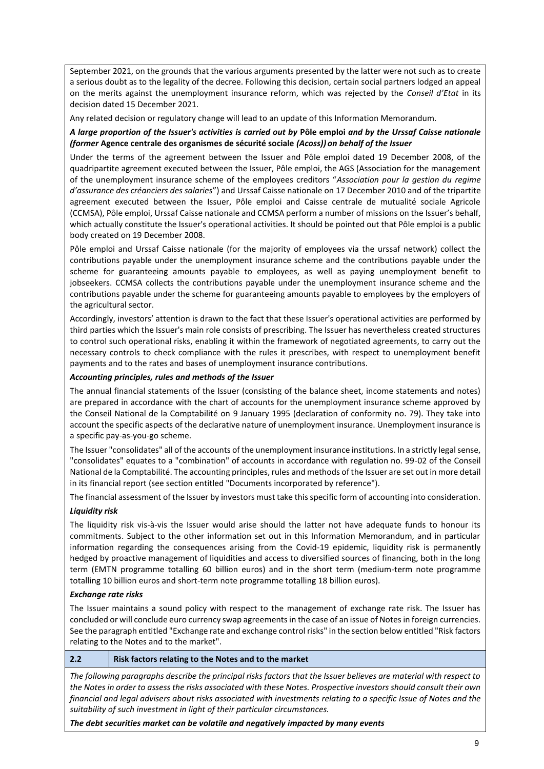September 2021, on the grounds that the various arguments presented by the latter were not such as to create a serious doubt as to the legality of the decree. Following this decision, certain social partners lodged an appeal on the merits against the unemployment insurance reform, which was rejected by the *Conseil d'Etat* in its decision dated 15 December 2021.

Any related decision or regulatory change will lead to an update of this Information Memorandum.

***A large proportion of the Issuer's activities is carried out by* Pôle emploi *and by the Urssaf Caisse nationale (former* Agence centrale des organismes de sécurité sociale *(Acoss)) on behalf of the Issuer***

Under the terms of the agreement between the Issuer and Pôle emploi dated 19 December 2008, of the quadripartite agreement executed between the Issuer, Pôle emploi, the AGS (Association for the management of the unemployment insurance scheme of the employees creditors "*Association pour la gestion du regime d'assurance des créanciers des salaries*") and Urssaf Caisse nationale on 17 December 2010 and of the tripartite agreement executed between the Issuer, Pôle emploi and Caisse centrale de mutualité sociale Agricole (CCMSA), Pôle emploi, Urssaf Caisse nationale and CCMSA perform a number of missions on the Issuer's behalf, which actually constitute the Issuer's operational activities. It should be pointed out that Pôle emploi is a public body created on 19 December 2008.

Pôle emploi and Urssaf Caisse nationale (for the majority of employees via the urssaf network) collect the contributions payable under the unemployment insurance scheme and the contributions payable under the scheme for guaranteeing amounts payable to employees, as well as paying unemployment benefit to jobseekers. CCMSA collects the contributions payable under the unemployment insurance scheme and the contributions payable under the scheme for guaranteeing amounts payable to employees by the employers of the agricultural sector.

Accordingly, investors' attention is drawn to the fact that these Issuer's operational activities are performed by third parties which the Issuer's main role consists of prescribing. The Issuer has nevertheless created structures to control such operational risks, enabling it within the framework of negotiated agreements, to carry out the necessary controls to check compliance with the rules it prescribes, with respect to unemployment benefit payments and to the rates and bases of unemployment insurance contributions.

***Accounting principles, rules and methods of the Issuer***

The annual financial statements of the Issuer (consisting of the balance sheet, income statements and notes) are prepared in accordance with the chart of accounts for the unemployment insurance scheme approved by the Conseil National de la Comptabilité on 9 January 1995 (declaration of conformity no. 79). They take into account the specific aspects of the declarative nature of unemployment insurance. Unemployment insurance is a specific pay-as-you-go scheme.

The Issuer "consolidates" all of the accounts of the unemployment insurance institutions. In a strictly legal sense, "consolidates" equates to a "combination" of accounts in accordance with regulation no. 99-02 of the Conseil National de la Comptabilité. The accounting principles, rules and methods of the Issuer are set out in more detail in its financial report (see section entitled "Documents incorporated by reference").

The financial assessment of the Issuer by investors must take this specific form of accounting into consideration.

***Liquidity risk***

The liquidity risk vis-à-vis the Issuer would arise should the latter not have adequate funds to honour its commitments. Subject to the other information set out in this Information Memorandum, and in particular information regarding the consequences arising from the Covid-19 epidemic, liquidity risk is permanently hedged by proactive management of liquidities and access to diversified sources of financing, both in the long term (EMTN programme totalling 60 billion euros) and in the short term (medium-term note programme totalling 10 billion euros and short-term note programme totalling 18 billion euros).

***Exchange rate risks***

The Issuer maintains a sound policy with respect to the management of exchange rate risk. The Issuer has concluded or will conclude euro currency swap agreements in the case of an issue of Notes in foreign currencies. See the paragraph entitled "Exchange rate and exchange control risks" in the section below entitled "Risk factors relating to the Notes and to the market".

## 2.2 Risk factors relating to the Notes and to the market

*The following paragraphs describe the principal risks factors that the Issuer believes are material with respect to the Notes in order to assess the risks associated with these Notes. Prospective investors should consult their own financial and legal advisers about risks associated with investments relating to a specific Issue of Notes and the suitability of such investment in light of their particular circumstances.*

***The debt securities market can be volatile and negatively impacted by many events***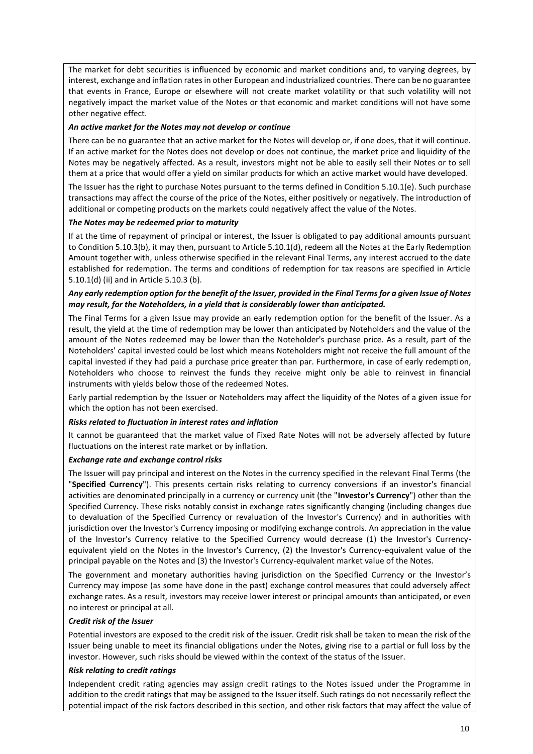The market for debt securities is influenced by economic and market conditions and, to varying degrees, by interest, exchange and inflation rates in other European and industrialized countries. There can be no guarantee that events in France, Europe or elsewhere will not create market volatility or that such volatility will not negatively impact the market value of the Notes or that economic and market conditions will not have some other negative effect.

***An active market for the Notes may not develop or continue***

There can be no guarantee that an active market for the Notes will develop or, if one does, that it will continue. If an active market for the Notes does not develop or does not continue, the market price and liquidity of the Notes may be negatively affected. As a result, investors might not be able to easily sell their Notes or to sell them at a price that would offer a yield on similar products for which an active market would have developed.

The Issuer has the right to purchase Notes pursuant to the terms defined in Condition 5.10.1(e). Such purchase transactions may affect the course of the price of the Notes, either positively or negatively. The introduction of additional or competing products on the markets could negatively affect the value of the Notes.

***The Notes may be redeemed prior to maturity***

If at the time of repayment of principal or interest, the Issuer is obligated to pay additional amounts pursuant to Condition 5.10.3(b), it may then, pursuant to Article 5.10.1(d), redeem all the Notes at the Early Redemption Amount together with, unless otherwise specified in the relevant Final Terms, any interest accrued to the date established for redemption. The terms and conditions of redemption for tax reasons are specified in Article 5.10.1(d) (ii) and in Article 5.10.3 (b).

***Any early redemption option for the benefit of the Issuer, provided in the Final Terms for a given Issue of Notes may result, for the Noteholders, in a yield that is considerably lower than anticipated.***

The Final Terms for a given Issue may provide an early redemption option for the benefit of the Issuer. As a result, the yield at the time of redemption may be lower than anticipated by Noteholders and the value of the amount of the Notes redeemed may be lower than the Noteholder's purchase price. As a result, part of the Noteholders' capital invested could be lost which means Noteholders might not receive the full amount of the capital invested if they had paid a purchase price greater than par. Furthermore, in case of early redemption, Noteholders who choose to reinvest the funds they receive might only be able to reinvest in financial instruments with yields below those of the redeemed Notes.

Early partial redemption by the Issuer or Noteholders may affect the liquidity of the Notes of a given issue for which the option has not been exercised.

***Risks related to fluctuation in interest rates and inflation***

It cannot be guaranteed that the market value of Fixed Rate Notes will not be adversely affected by future fluctuations on the interest rate market or by inflation.

***Exchange rate and exchange control risks***

The Issuer will pay principal and interest on the Notes in the currency specified in the relevant Final Terms (the "**Specified Currency**"). This presents certain risks relating to currency conversions if an investor's financial activities are denominated principally in a currency or currency unit (the "**Investor's Currency**") other than the Specified Currency. These risks notably consist in exchange rates significantly changing (including changes due to devaluation of the Specified Currency or revaluation of the Investor's Currency) and in authorities with jurisdiction over the Investor's Currency imposing or modifying exchange controls. An appreciation in the value of the Investor's Currency relative to the Specified Currency would decrease (1) the Investor's Currency-equivalent yield on the Notes in the Investor's Currency, (2) the Investor's Currency-equivalent value of the principal payable on the Notes and (3) the Investor's Currency-equivalent market value of the Notes.

The government and monetary authorities having jurisdiction on the Specified Currency or the Investor's Currency may impose (as some have done in the past) exchange control measures that could adversely affect exchange rates. As a result, investors may receive lower interest or principal amounts than anticipated, or even no interest or principal at all.

***Credit risk of the Issuer***

Potential investors are exposed to the credit risk of the issuer. Credit risk shall be taken to mean the risk of the Issuer being unable to meet its financial obligations under the Notes, giving rise to a partial or full loss by the investor. However, such risks should be viewed within the context of the status of the Issuer.

***Risk relating to credit ratings***

Independent credit rating agencies may assign credit ratings to the Notes issued under the Programme in addition to the credit ratings that may be assigned to the Issuer itself. Such ratings do not necessarily reflect the potential impact of the risk factors described in this section, and other risk factors that may affect the value of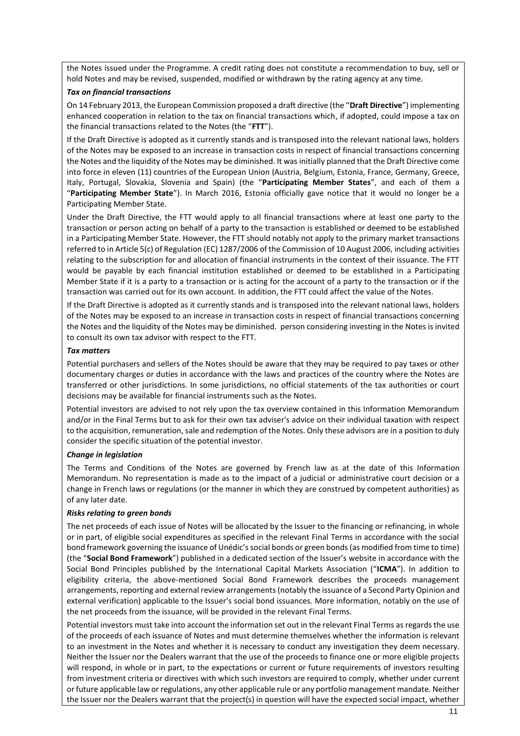the Notes issued under the Programme. A credit rating does not constitute a recommendation to buy, sell or hold Notes and may be revised, suspended, modified or withdrawn by the rating agency at any time.

***Tax on financial transactions***

On 14 February 2013, the European Commission proposed a draft directive (the "**Draft Directive**") implementing enhanced cooperation in relation to the tax on financial transactions which, if adopted, could impose a tax on the financial transactions related to the Notes (the "**FTT**").

If the Draft Directive is adopted as it currently stands and is transposed into the relevant national laws, holders of the Notes may be exposed to an increase in transaction costs in respect of financial transactions concerning the Notes and the liquidity of the Notes may be diminished. It was initially planned that the Draft Directive come into force in eleven (11) countries of the European Union (Austria, Belgium, Estonia, France, Germany, Greece, Italy, Portugal, Slovakia, Slovenia and Spain) (the "**Participating Member States**", and each of them a "**Participating Member State**"). In March 2016, Estonia officially gave notice that it would no longer be a Participating Member State.

Under the Draft Directive, the FTT would apply to all financial transactions where at least one party to the transaction or person acting on behalf of a party to the transaction is established or deemed to be established in a Participating Member State. However, the FTT should notably not apply to the primary market transactions referred to in Article 5(c) of Regulation (EC) 1287/2006 of the Commission of 10 August 2006, including activities relating to the subscription for and allocation of financial instruments in the context of their issuance. The FTT would be payable by each financial institution established or deemed to be established in a Participating Member State if it is a party to a transaction or is acting for the account of a party to the transaction or if the transaction was carried out for its own account. In addition, the FTT could affect the value of the Notes.

If the Draft Directive is adopted as it currently stands and is transposed into the relevant national laws, holders of the Notes may be exposed to an increase in transaction costs in respect of financial transactions concerning the Notes and the liquidity of the Notes may be diminished.  person considering investing in the Notes is invited to consult its own tax advisor with respect to the FTT.

***Tax matters***

Potential purchasers and sellers of the Notes should be aware that they may be required to pay taxes or other documentary charges or duties in accordance with the laws and practices of the country where the Notes are transferred or other jurisdictions. In some jurisdictions, no official statements of the tax authorities or court decisions may be available for financial instruments such as the Notes.

Potential investors are advised to not rely upon the tax overview contained in this Information Memorandum and/or in the Final Terms but to ask for their own tax adviser's advice on their individual taxation with respect to the acquisition, remuneration, sale and redemption of the Notes. Only these advisors are in a position to duly consider the specific situation of the potential investor.

***Change in legislation***

The Terms and Conditions of the Notes are governed by French law as at the date of this Information Memorandum. No representation is made as to the impact of a judicial or administrative court decision or a change in French laws or regulations (or the manner in which they are construed by competent authorities) as of any later date.

***Risks relating to green bonds***

The net proceeds of each issue of Notes will be allocated by the Issuer to the financing or refinancing, in whole or in part, of eligible social expenditures as specified in the relevant Final Terms in accordance with the social bond framework governing the issuance of Unédic's social bonds or green bonds (as modified from time to time) (the "**Social Bond Framework**") published in a dedicated section of the Issuer's website in accordance with the Social Bond Principles published by the International Capital Markets Association ("**ICMA**"). In addition to eligibility criteria, the above-mentioned Social Bond Framework describes the proceeds management arrangements, reporting and external review arrangements (notably the issuance of a Second Party Opinion and external verification) applicable to the Issuer's social bond issuances. More information, notably on the use of the net proceeds from the issuance, will be provided in the relevant Final Terms.

Potential investors must take into account the information set out in the relevant Final Terms as regards the use of the proceeds of each issuance of Notes and must determine themselves whether the information is relevant to an investment in the Notes and whether it is necessary to conduct any investigation they deem necessary. Neither the Issuer nor the Dealers warrant that the use of the proceeds to finance one or more eligible projects will respond, in whole or in part, to the expectations or current or future requirements of investors resulting from investment criteria or directives with which such investors are required to comply, whether under current or future applicable law or regulations, any other applicable rule or any portfolio management mandate. Neither the Issuer nor the Dealers warrant that the project(s) in question will have the expected social impact, whether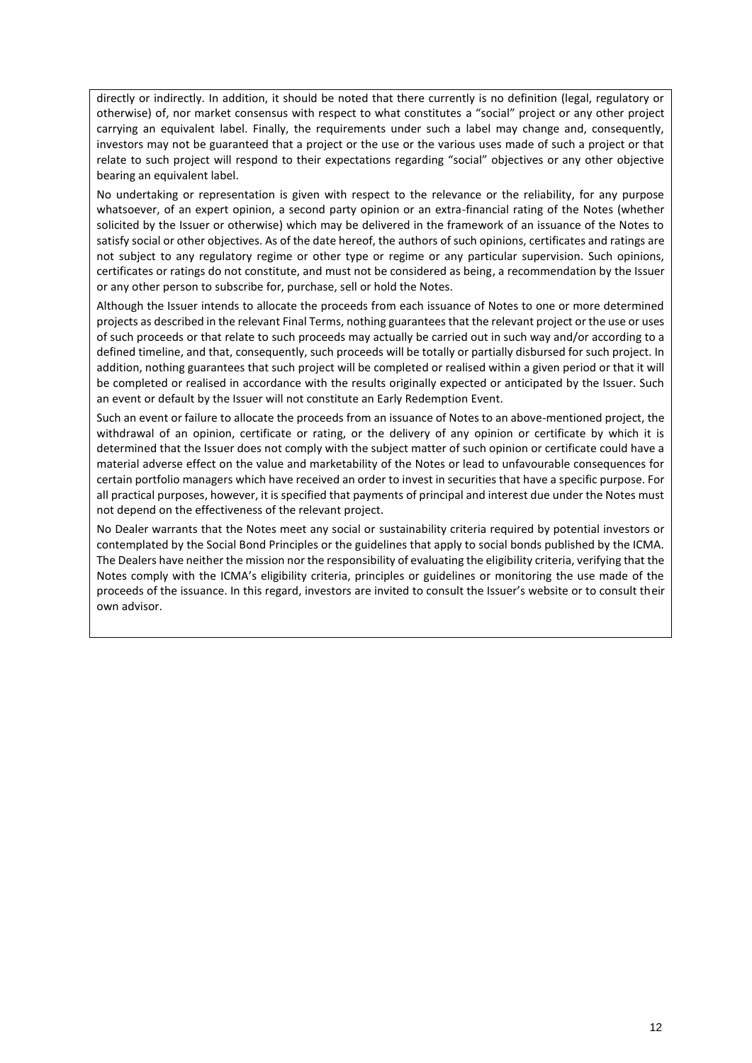directly or indirectly. In addition, it should be noted that there currently is no definition (legal, regulatory or otherwise) of, nor market consensus with respect to what constitutes a "social" project or any other project carrying an equivalent label. Finally, the requirements under such a label may change and, consequently, investors may not be guaranteed that a project or the use or the various uses made of such a project or that relate to such project will respond to their expectations regarding "social" objectives or any other objective bearing an equivalent label.

No undertaking or representation is given with respect to the relevance or the reliability, for any purpose whatsoever, of an expert opinion, a second party opinion or an extra-financial rating of the Notes (whether solicited by the Issuer or otherwise) which may be delivered in the framework of an issuance of the Notes to satisfy social or other objectives. As of the date hereof, the authors of such opinions, certificates and ratings are not subject to any regulatory regime or other type or regime or any particular supervision. Such opinions, certificates or ratings do not constitute, and must not be considered as being, a recommendation by the Issuer or any other person to subscribe for, purchase, sell or hold the Notes.

Although the Issuer intends to allocate the proceeds from each issuance of Notes to one or more determined projects as described in the relevant Final Terms, nothing guarantees that the relevant project or the use or uses of such proceeds or that relate to such proceeds may actually be carried out in such way and/or according to a defined timeline, and that, consequently, such proceeds will be totally or partially disbursed for such project. In addition, nothing guarantees that such project will be completed or realised within a given period or that it will be completed or realised in accordance with the results originally expected or anticipated by the Issuer. Such an event or default by the Issuer will not constitute an Early Redemption Event.

Such an event or failure to allocate the proceeds from an issuance of Notes to an above-mentioned project, the withdrawal of an opinion, certificate or rating, or the delivery of any opinion or certificate by which it is determined that the Issuer does not comply with the subject matter of such opinion or certificate could have a material adverse effect on the value and marketability of the Notes or lead to unfavourable consequences for certain portfolio managers which have received an order to invest in securities that have a specific purpose. For all practical purposes, however, it is specified that payments of principal and interest due under the Notes must not depend on the effectiveness of the relevant project.

No Dealer warrants that the Notes meet any social or sustainability criteria required by potential investors or contemplated by the Social Bond Principles or the guidelines that apply to social bonds published by the ICMA. The Dealers have neither the mission nor the responsibility of evaluating the eligibility criteria, verifying that the Notes comply with the ICMA's eligibility criteria, principles or guidelines or monitoring the use made of the proceeds of the issuance. In this regard, investors are invited to consult the Issuer's website or to consult their own advisor.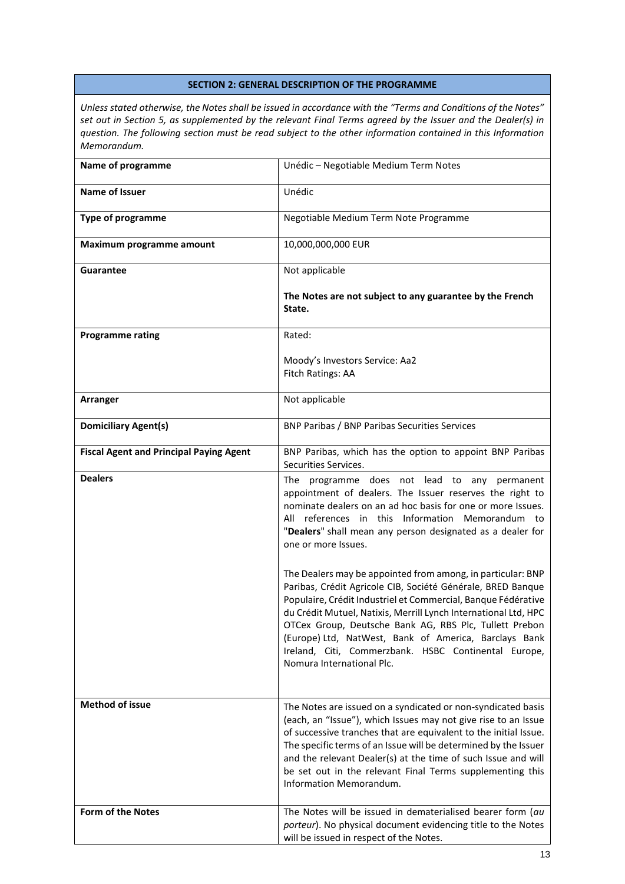## SECTION 2: GENERAL DESCRIPTION OF THE PROGRAMME

*Unless stated otherwise, the Notes shall be issued in accordance with the "Terms and Conditions of the Notes" set out in Section 5, as supplemented by the relevant Final Terms agreed by the Issuer and the Dealer(s) in question. The following section must be read subject to the other information contained in this Information Memorandum.*

| | |
|---|---|
| **Name of programme** | Unédic – Negotiable Medium Term Notes |
| **Name of Issuer** | Unédic |
| **Type of programme** | Negotiable Medium Term Note Programme |
| **Maximum programme amount** | 10,000,000,000 EUR |
| **Guarantee** | Not applicable<br><br>**The Notes are not subject to any guarantee by the French State.** |
| **Programme rating** | Rated:<br><br>Moody's Investors Service: Aa2<br>Fitch Ratings: AA |
| **Arranger** | Not applicable |
| **Domiciliary Agent(s)** | BNP Paribas / BNP Paribas Securities Services |
| **Fiscal Agent and Principal Paying Agent** | BNP Paribas, which has the option to appoint BNP Paribas Securities Services. |
| **Dealers** | The programme does not lead to any permanent appointment of dealers. The Issuer reserves the right to nominate dealers on an ad hoc basis for one or more Issues. All references in this Information Memorandum to "**Dealers**" shall mean any person designated as a dealer for one or more Issues.<br><br>The Dealers may be appointed from among, in particular: BNP Paribas, Crédit Agricole CIB, Société Générale, BRED Banque Populaire, Crédit Industriel et Commercial, Banque Fédérative du Crédit Mutuel, Natixis, Merrill Lynch International Ltd, HPC OTCex Group, Deutsche Bank AG, RBS Plc, Tullett Prebon (Europe) Ltd, NatWest, Bank of America, Barclays Bank Ireland, Citi, Commerzbank. HSBC Continental Europe, Nomura International Plc. |
| **Method of issue** | The Notes are issued on a syndicated or non-syndicated basis (each, an "Issue"), which Issues may not give rise to an Issue of successive tranches that are equivalent to the initial Issue. The specific terms of an Issue will be determined by the Issuer and the relevant Dealer(s) at the time of such Issue and will be set out in the relevant Final Terms supplementing this Information Memorandum. |
| **Form of the Notes** | The Notes will be issued in dematerialised bearer form (*au porteur*). No physical document evidencing title to the Notes will be issued in respect of the Notes. |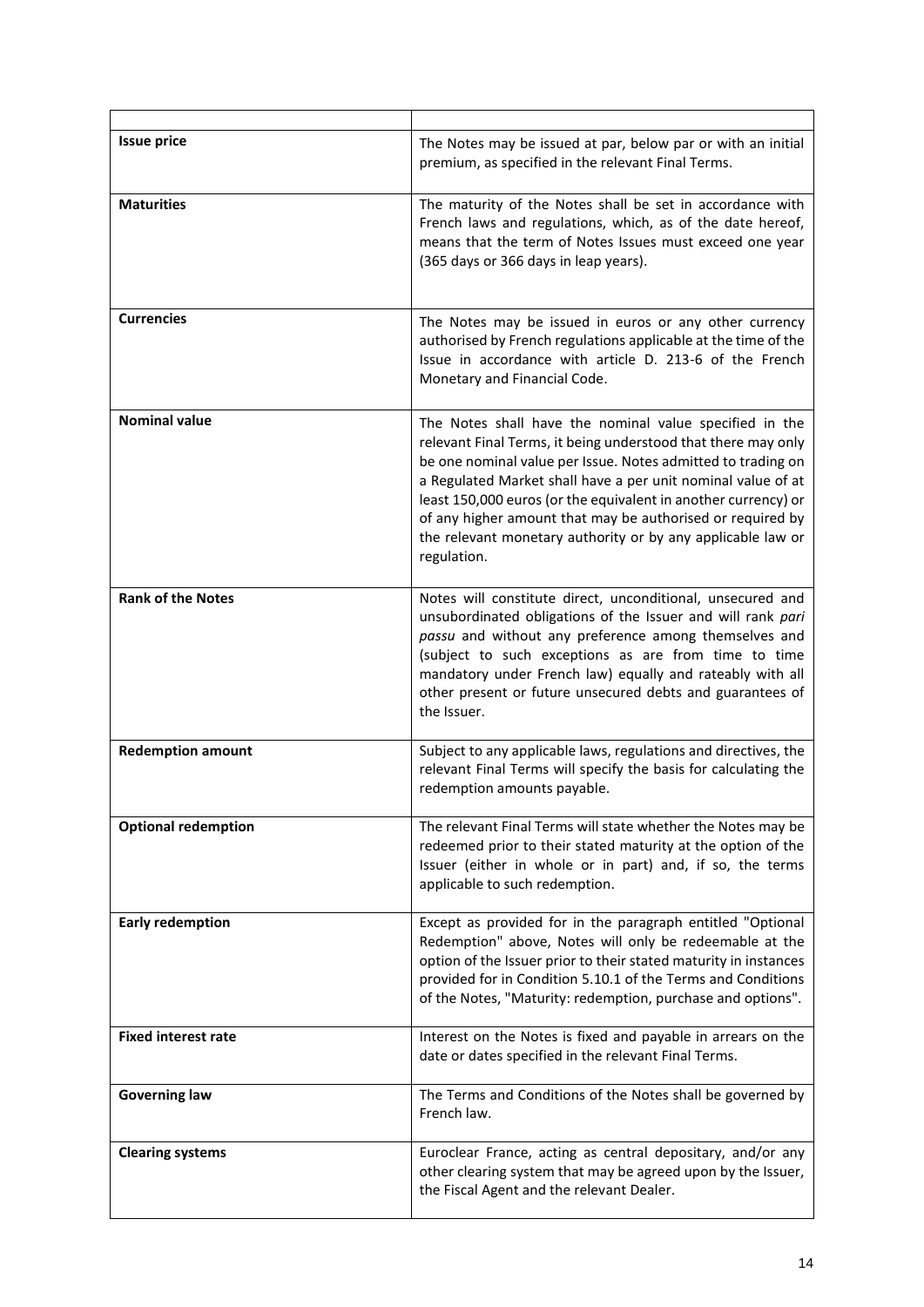| | |
|---|---|
| **Issue price** | The Notes may be issued at par, below par or with an initial premium, as specified in the relevant Final Terms. |
| **Maturities** | The maturity of the Notes shall be set in accordance with French laws and regulations, which, as of the date hereof, means that the term of Notes Issues must exceed one year (365 days or 366 days in leap years). |
| **Currencies** | The Notes may be issued in euros or any other currency authorised by French regulations applicable at the time of the Issue in accordance with article D. 213-6 of the French Monetary and Financial Code. |
| **Nominal value** | The Notes shall have the nominal value specified in the relevant Final Terms, it being understood that there may only be one nominal value per Issue. Notes admitted to trading on a Regulated Market shall have a per unit nominal value of at least 150,000 euros (or the equivalent in another currency) or of any higher amount that may be authorised or required by the relevant monetary authority or by any applicable law or regulation. |
| **Rank of the Notes** | Notes will constitute direct, unconditional, unsecured and unsubordinated obligations of the Issuer and will rank *pari passu* and without any preference among themselves and (subject to such exceptions as are from time to time mandatory under French law) equally and rateably with all other present or future unsecured debts and guarantees of the Issuer. |
| **Redemption amount** | Subject to any applicable laws, regulations and directives, the relevant Final Terms will specify the basis for calculating the redemption amounts payable. |
| **Optional redemption** | The relevant Final Terms will state whether the Notes may be redeemed prior to their stated maturity at the option of the Issuer (either in whole or in part) and, if so, the terms applicable to such redemption. |
| **Early redemption** | Except as provided for in the paragraph entitled "Optional Redemption" above, Notes will only be redeemable at the option of the Issuer prior to their stated maturity in instances provided for in Condition 5.10.1 of the Terms and Conditions of the Notes, "Maturity: redemption, purchase and options". |
| **Fixed interest rate** | Interest on the Notes is fixed and payable in arrears on the date or dates specified in the relevant Final Terms. |
| **Governing law** | The Terms and Conditions of the Notes shall be governed by French law. |
| **Clearing systems** | Euroclear France, acting as central depositary, and/or any other clearing system that may be agreed upon by the Issuer, the Fiscal Agent and the relevant Dealer. |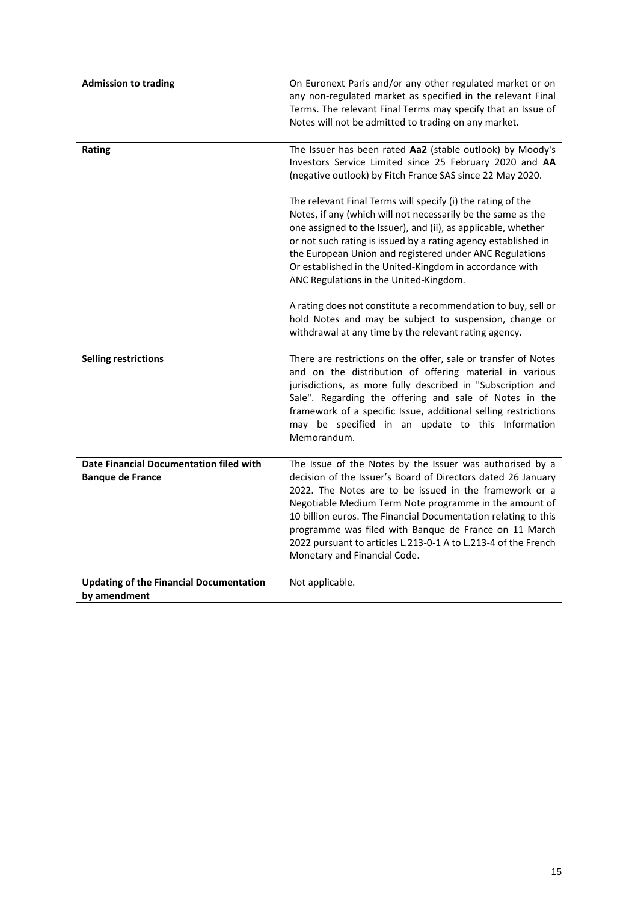| **Admission to trading** | On Euronext Paris and/or any other regulated market or on any non-regulated market as specified in the relevant Final Terms. The relevant Final Terms may specify that an Issue of Notes will not be admitted to trading on any market. |
|---|---|
| **Rating** | The Issuer has been rated **Aa2** (stable outlook) by Moody's Investors Service Limited since 25 February 2020 and **AA** (negative outlook) by Fitch France SAS since 22 May 2020.<br><br>The relevant Final Terms will specify (i) the rating of the Notes, if any (which will not necessarily be the same as the one assigned to the Issuer), and (ii), as applicable, whether or not such rating is issued by a rating agency established in the European Union and registered under ANC Regulations Or established in the United-Kingdom in accordance with ANC Regulations in the United-Kingdom.<br><br>A rating does not constitute a recommendation to buy, sell or hold Notes and may be subject to suspension, change or withdrawal at any time by the relevant rating agency. |
| **Selling restrictions** | There are restrictions on the offer, sale or transfer of Notes and on the distribution of offering material in various jurisdictions, as more fully described in "Subscription and Sale". Regarding the offering and sale of Notes in the framework of a specific Issue, additional selling restrictions may be specified in an update to this Information Memorandum. |
| **Date Financial Documentation filed with Banque de France** | The Issue of the Notes by the Issuer was authorised by a decision of the Issuer's Board of Directors dated 26 January 2022. The Notes are to be issued in the framework or a Negotiable Medium Term Note programme in the amount of 10 billion euros. The Financial Documentation relating to this programme was filed with Banque de France on 11 March 2022 pursuant to articles L.213-0-1 A to L.213-4 of the French Monetary and Financial Code. |
| **Updating of the Financial Documentation by amendment** | Not applicable. |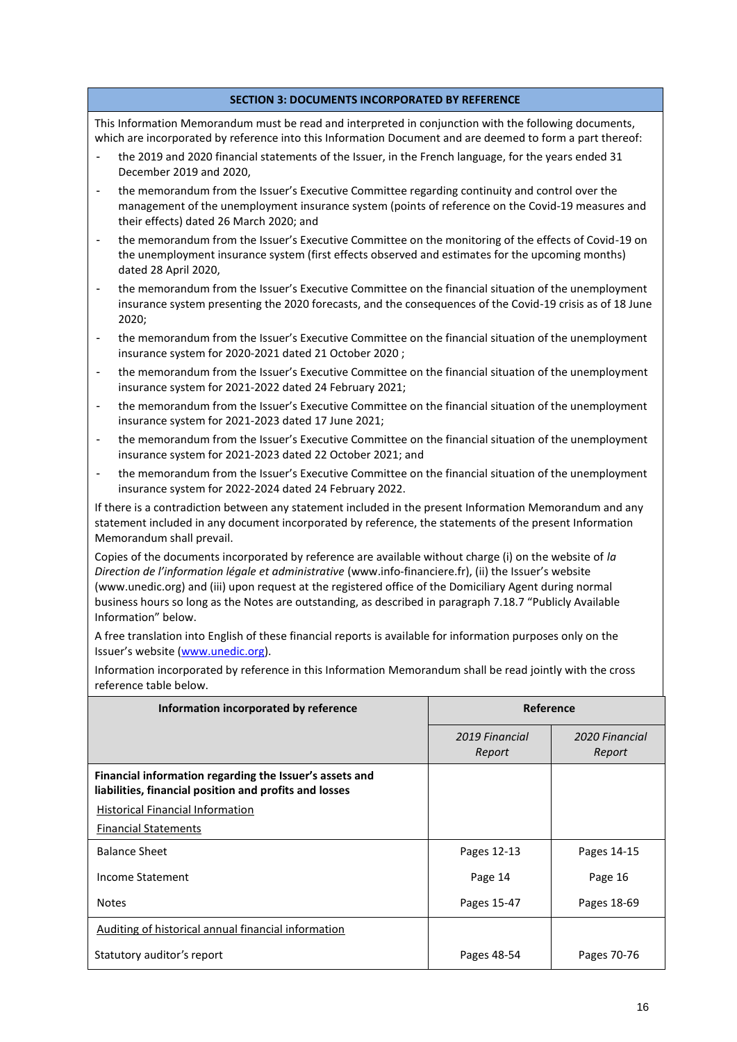## SECTION 3: DOCUMENTS INCORPORATED BY REFERENCE

This Information Memorandum must be read and interpreted in conjunction with the following documents, which are incorporated by reference into this Information Document and are deemed to form a part thereof:

- the 2019 and 2020 financial statements of the Issuer, in the French language, for the years ended 31 December 2019 and 2020,
- the memorandum from the Issuer's Executive Committee regarding continuity and control over the management of the unemployment insurance system (points of reference on the Covid-19 measures and their effects) dated 26 March 2020; and
- the memorandum from the Issuer's Executive Committee on the monitoring of the effects of Covid-19 on the unemployment insurance system (first effects observed and estimates for the upcoming months) dated 28 April 2020,
- the memorandum from the Issuer's Executive Committee on the financial situation of the unemployment insurance system presenting the 2020 forecasts, and the consequences of the Covid-19 crisis as of 18 June 2020;
- the memorandum from the Issuer's Executive Committee on the financial situation of the unemployment insurance system for 2020-2021 dated 21 October 2020 ;
- the memorandum from the Issuer's Executive Committee on the financial situation of the unemployment insurance system for 2021-2022 dated 24 February 2021;
- the memorandum from the Issuer's Executive Committee on the financial situation of the unemployment insurance system for 2021-2023 dated 17 June 2021;
- the memorandum from the Issuer's Executive Committee on the financial situation of the unemployment insurance system for 2021-2023 dated 22 October 2021; and
- the memorandum from the Issuer's Executive Committee on the financial situation of the unemployment insurance system for 2022-2024 dated 24 February 2022.

If there is a contradiction between any statement included in the present Information Memorandum and any statement included in any document incorporated by reference, the statements of the present Information Memorandum shall prevail.

Copies of the documents incorporated by reference are available without charge (i) on the website of *la Direction de l'information légale et administrative* (www.info-financiere.fr), (ii) the Issuer's website (www.unedic.org) and (iii) upon request at the registered office of the Domiciliary Agent during normal business hours so long as the Notes are outstanding, as described in paragraph 7.18.7 "Publicly Available Information" below.

A free translation into English of these financial reports is available for information purposes only on the Issuer's website (www.unedic.org).

Information incorporated by reference in this Information Memorandum shall be read jointly with the cross reference table below.

| Information incorporated by reference | Reference | |
|---|---|---|
| | *2019 Financial Report* | *2020 Financial Report* |
| **Financial information regarding the Issuer's assets and liabilities, financial position and profits and losses**<br>Historical Financial Information<br>Financial Statements | | |
| Balance Sheet | Pages 12-13 | Pages 14-15 |
| Income Statement | Page 14 | Page 16 |
| Notes | Pages 15-47 | Pages 18-69 |
| Auditing of historical annual financial information | | |
| Statutory auditor's report | Pages 48-54 | Pages 70-76 |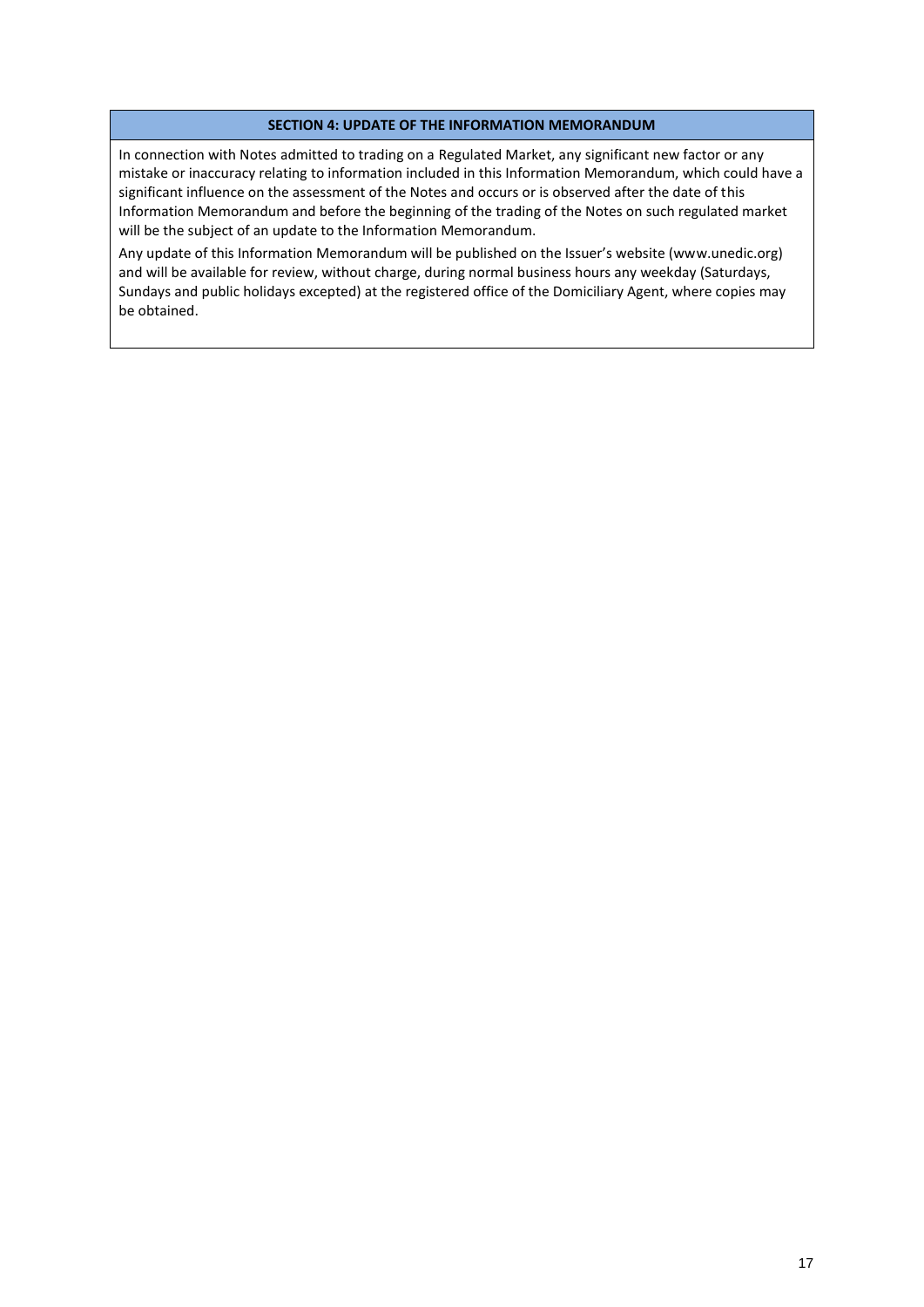## SECTION 4: UPDATE OF THE INFORMATION MEMORANDUM

In connection with Notes admitted to trading on a Regulated Market, any significant new factor or any mistake or inaccuracy relating to information included in this Information Memorandum, which could have a significant influence on the assessment of the Notes and occurs or is observed after the date of this Information Memorandum and before the beginning of the trading of the Notes on such regulated market will be the subject of an update to the Information Memorandum.

Any update of this Information Memorandum will be published on the Issuer's website (www.unedic.org) and will be available for review, without charge, during normal business hours any weekday (Saturdays, Sundays and public holidays excepted) at the registered office of the Domiciliary Agent, where copies may be obtained.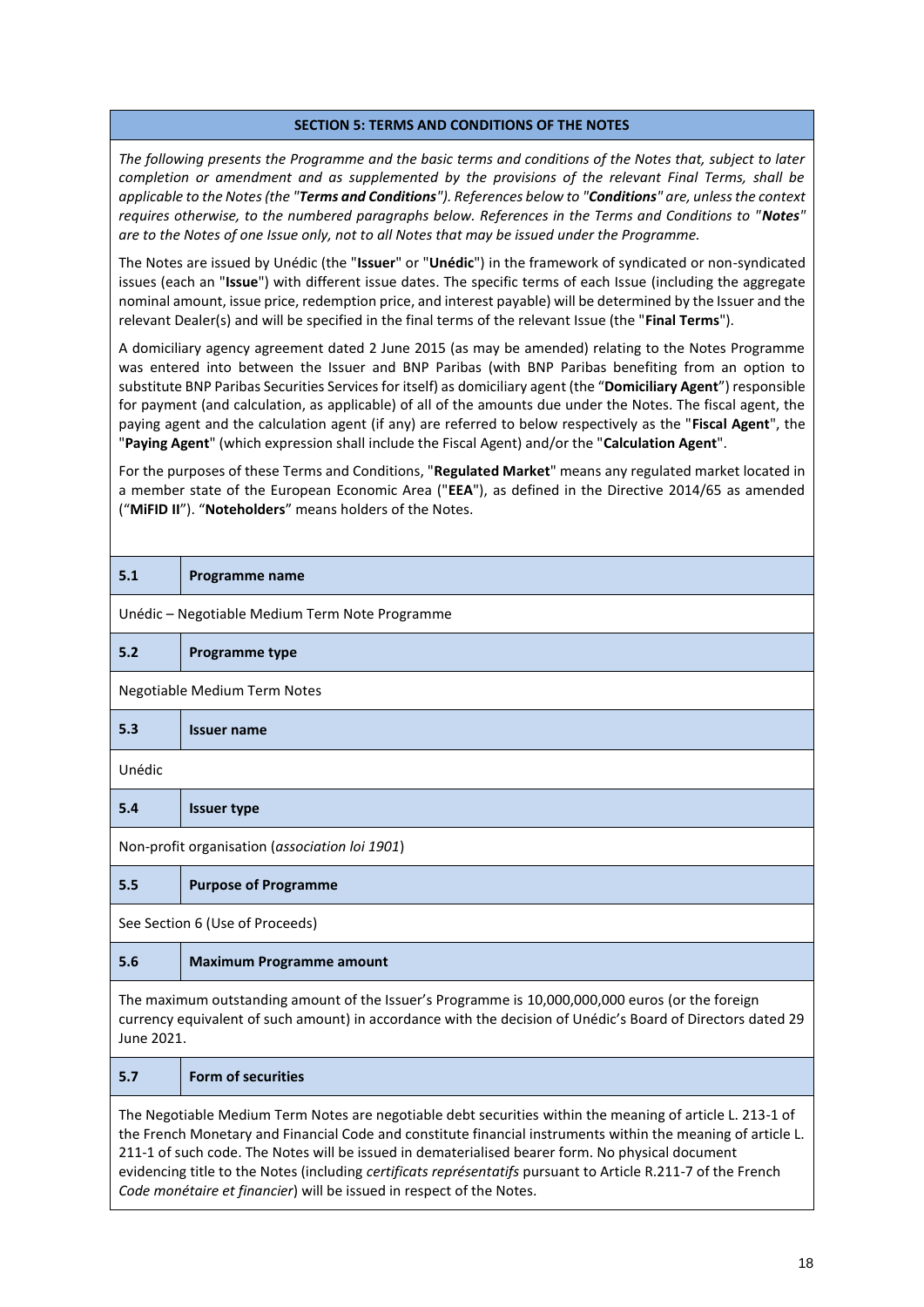## SECTION 5: TERMS AND CONDITIONS OF THE NOTES

*The following presents the Programme and the basic terms and conditions of the Notes that, subject to later completion or amendment and as supplemented by the provisions of the relevant Final Terms, shall be applicable to the Notes (the "**Terms and Conditions**"). References below to "**Conditions**" are, unless the context requires otherwise, to the numbered paragraphs below. References in the Terms and Conditions to "**Notes**" are to the Notes of one Issue only, not to all Notes that may be issued under the Programme.*

The Notes are issued by Unédic (the "**Issuer**" or "**Unédic**") in the framework of syndicated or non-syndicated issues (each an "**Issue**") with different issue dates. The specific terms of each Issue (including the aggregate nominal amount, issue price, redemption price, and interest payable) will be determined by the Issuer and the relevant Dealer(s) and will be specified in the final terms of the relevant Issue (the "**Final Terms**").

A domiciliary agency agreement dated 2 June 2015 (as may be amended) relating to the Notes Programme was entered into between the Issuer and BNP Paribas (with BNP Paribas benefiting from an option to substitute BNP Paribas Securities Services for itself) as domiciliary agent (the "**Domiciliary Agent**") responsible for payment (and calculation, as applicable) of all of the amounts due under the Notes. The fiscal agent, the paying agent and the calculation agent (if any) are referred to below respectively as the "**Fiscal Agent**", the "**Paying Agent**" (which expression shall include the Fiscal Agent) and/or the "**Calculation Agent**".

For the purposes of these Terms and Conditions, "**Regulated Market**" means any regulated market located in a member state of the European Economic Area ("**EEA**"), as defined in the Directive 2014/65 as amended ("**MiFID II**"). "**Noteholders**" means holders of the Notes.

### 5.1 Programme name

Unédic – Negotiable Medium Term Note Programme

### 5.2 Programme type

Negotiable Medium Term Notes

### 5.3 Issuer name

Unédic

### 5.4 Issuer type

Non-profit organisation (*association loi 1901*)

### 5.5 Purpose of Programme

See Section 6 (Use of Proceeds)

### 5.6 Maximum Programme amount

The maximum outstanding amount of the Issuer's Programme is 10,000,000,000 euros (or the foreign currency equivalent of such amount) in accordance with the decision of Unédic's Board of Directors dated 29 June 2021.

### 5.7 Form of securities

The Negotiable Medium Term Notes are negotiable debt securities within the meaning of article L. 213-1 of the French Monetary and Financial Code and constitute financial instruments within the meaning of article L. 211-1 of such code. The Notes will be issued in dematerialised bearer form. No physical document evidencing title to the Notes (including *certificats représentatifs* pursuant to Article R.211-7 of the French *Code monétaire et financier*) will be issued in respect of the Notes.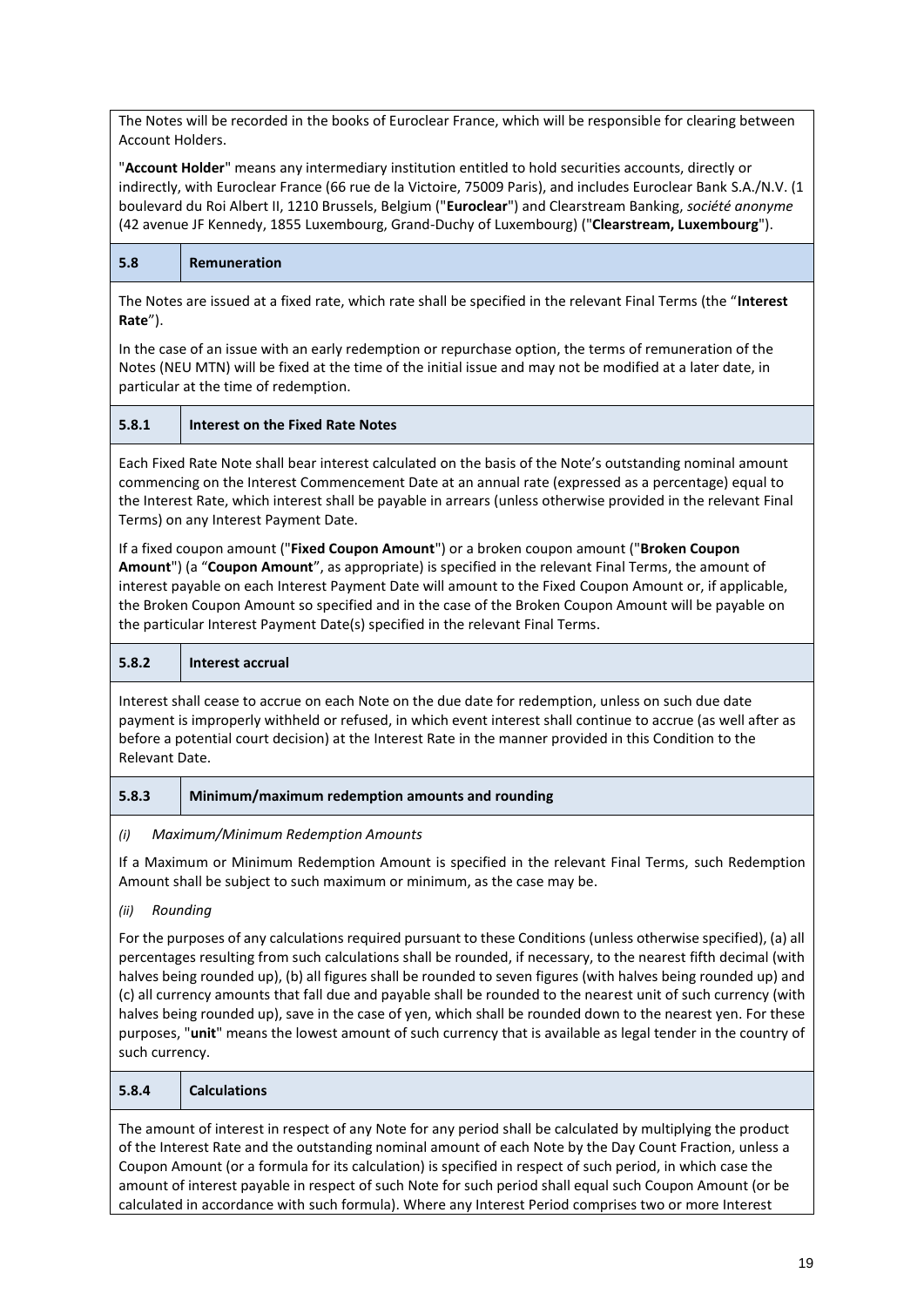The Notes will be recorded in the books of Euroclear France, which will be responsible for clearing between Account Holders.

"**Account Holder**" means any intermediary institution entitled to hold securities accounts, directly or indirectly, with Euroclear France (66 rue de la Victoire, 75009 Paris), and includes Euroclear Bank S.A./N.V. (1 boulevard du Roi Albert II, 1210 Brussels, Belgium ("**Euroclear**") and Clearstream Banking, *société anonyme* (42 avenue JF Kennedy, 1855 Luxembourg, Grand-Duchy of Luxembourg) ("**Clearstream, Luxembourg**").

## 5.8 Remuneration

The Notes are issued at a fixed rate, which rate shall be specified in the relevant Final Terms (the "**Interest Rate**").

In the case of an issue with an early redemption or repurchase option, the terms of remuneration of the Notes (NEU MTN) will be fixed at the time of the initial issue and may not be modified at a later date, in particular at the time of redemption.

### 5.8.1 Interest on the Fixed Rate Notes

Each Fixed Rate Note shall bear interest calculated on the basis of the Note's outstanding nominal amount commencing on the Interest Commencement Date at an annual rate (expressed as a percentage) equal to the Interest Rate, which interest shall be payable in arrears (unless otherwise provided in the relevant Final Terms) on any Interest Payment Date.

If a fixed coupon amount ("**Fixed Coupon Amount**") or a broken coupon amount ("**Broken Coupon Amount**") (a "**Coupon Amount**", as appropriate) is specified in the relevant Final Terms, the amount of interest payable on each Interest Payment Date will amount to the Fixed Coupon Amount or, if applicable, the Broken Coupon Amount so specified and in the case of the Broken Coupon Amount will be payable on the particular Interest Payment Date(s) specified in the relevant Final Terms.

### 5.8.2 Interest accrual

Interest shall cease to accrue on each Note on the due date for redemption, unless on such due date payment is improperly withheld or refused, in which event interest shall continue to accrue (as well after as before a potential court decision) at the Interest Rate in the manner provided in this Condition to the Relevant Date.

### 5.8.3 Minimum/maximum redemption amounts and rounding

*(i) Maximum/Minimum Redemption Amounts*

If a Maximum or Minimum Redemption Amount is specified in the relevant Final Terms, such Redemption Amount shall be subject to such maximum or minimum, as the case may be.

*(ii) Rounding*

For the purposes of any calculations required pursuant to these Conditions (unless otherwise specified), (a) all percentages resulting from such calculations shall be rounded, if necessary, to the nearest fifth decimal (with halves being rounded up), (b) all figures shall be rounded to seven figures (with halves being rounded up) and (c) all currency amounts that fall due and payable shall be rounded to the nearest unit of such currency (with halves being rounded up), save in the case of yen, which shall be rounded down to the nearest yen. For these purposes, "**unit**" means the lowest amount of such currency that is available as legal tender in the country of such currency.

### 5.8.4 Calculations

The amount of interest in respect of any Note for any period shall be calculated by multiplying the product of the Interest Rate and the outstanding nominal amount of each Note by the Day Count Fraction, unless a Coupon Amount (or a formula for its calculation) is specified in respect of such period, in which case the amount of interest payable in respect of such Note for such period shall equal such Coupon Amount (or be calculated in accordance with such formula). Where any Interest Period comprises two or more Interest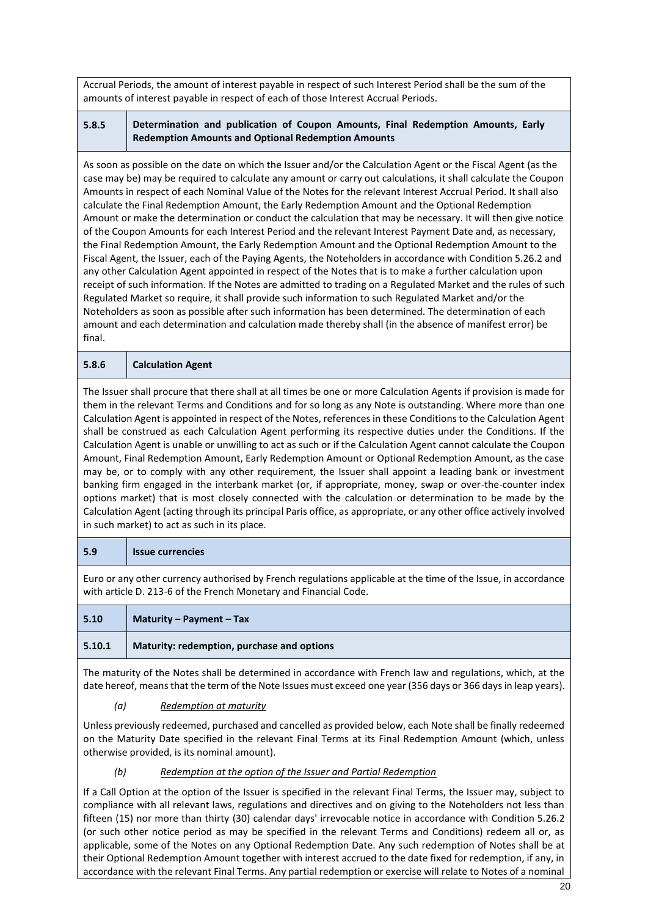Accrual Periods, the amount of interest payable in respect of such Interest Period shall be the sum of the amounts of interest payable in respect of each of those Interest Accrual Periods.

### 5.8.5 Determination and publication of Coupon Amounts, Final Redemption Amounts, Early Redemption Amounts and Optional Redemption Amounts

As soon as possible on the date on which the Issuer and/or the Calculation Agent or the Fiscal Agent (as the case may be) may be required to calculate any amount or carry out calculations, it shall calculate the Coupon Amounts in respect of each Nominal Value of the Notes for the relevant Interest Accrual Period. It shall also calculate the Final Redemption Amount, the Early Redemption Amount and the Optional Redemption Amount or make the determination or conduct the calculation that may be necessary. It will then give notice of the Coupon Amounts for each Interest Period and the relevant Interest Payment Date and, as necessary, the Final Redemption Amount, the Early Redemption Amount and the Optional Redemption Amount to the Fiscal Agent, the Issuer, each of the Paying Agents, the Noteholders in accordance with Condition 5.26.2 and any other Calculation Agent appointed in respect of the Notes that is to make a further calculation upon receipt of such information. If the Notes are admitted to trading on a Regulated Market and the rules of such Regulated Market so require, it shall provide such information to such Regulated Market and/or the Noteholders as soon as possible after such information has been determined. The determination of each amount and each determination and calculation made thereby shall (in the absence of manifest error) be final.

### 5.8.6 Calculation Agent

The Issuer shall procure that there shall at all times be one or more Calculation Agents if provision is made for them in the relevant Terms and Conditions and for so long as any Note is outstanding. Where more than one Calculation Agent is appointed in respect of the Notes, references in these Conditions to the Calculation Agent shall be construed as each Calculation Agent performing its respective duties under the Conditions. If the Calculation Agent is unable or unwilling to act as such or if the Calculation Agent cannot calculate the Coupon Amount, Final Redemption Amount, Early Redemption Amount or Optional Redemption Amount, as the case may be, or to comply with any other requirement, the Issuer shall appoint a leading bank or investment banking firm engaged in the interbank market (or, if appropriate, money, swap or over-the-counter index options market) that is most closely connected with the calculation or determination to be made by the Calculation Agent (acting through its principal Paris office, as appropriate, or any other office actively involved in such market) to act as such in its place.

## 5.9 Issue currencies

Euro or any other currency authorised by French regulations applicable at the time of the Issue, in accordance with article D. 213-6 of the French Monetary and Financial Code.

## 5.10 Maturity – Payment – Tax

### 5.10.1 Maturity: redemption, purchase and options

The maturity of the Notes shall be determined in accordance with French law and regulations, which, at the date hereof, means that the term of the Note Issues must exceed one year (356 days or 366 days in leap years).

*(a)* *Redemption at maturity*

Unless previously redeemed, purchased and cancelled as provided below, each Note shall be finally redeemed on the Maturity Date specified in the relevant Final Terms at its Final Redemption Amount (which, unless otherwise provided, is its nominal amount).

*(b)* *Redemption at the option of the Issuer and Partial Redemption*

If a Call Option at the option of the Issuer is specified in the relevant Final Terms, the Issuer may, subject to compliance with all relevant laws, regulations and directives and on giving to the Noteholders not less than fifteen (15) nor more than thirty (30) calendar days' irrevocable notice in accordance with Condition 5.26.2 (or such other notice period as may be specified in the relevant Terms and Conditions) redeem all or, as applicable, some of the Notes on any Optional Redemption Date. Any such redemption of Notes shall be at their Optional Redemption Amount together with interest accrued to the date fixed for redemption, if any, in accordance with the relevant Final Terms. Any partial redemption or exercise will relate to Notes of a nominal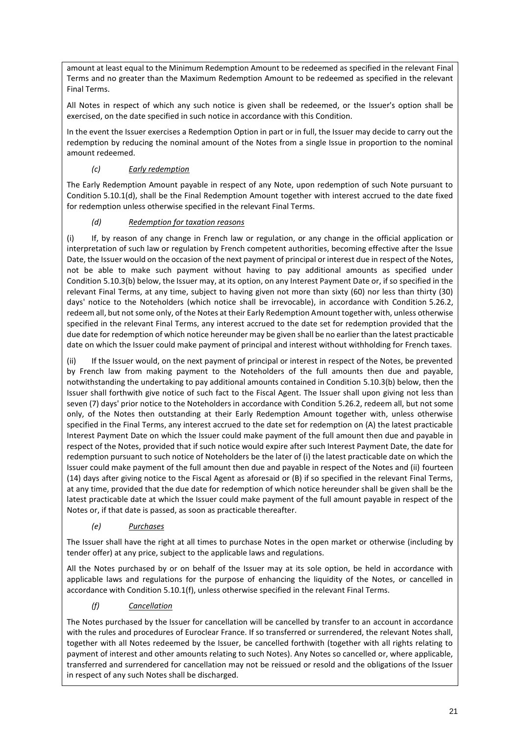amount at least equal to the Minimum Redemption Amount to be redeemed as specified in the relevant Final Terms and no greater than the Maximum Redemption Amount to be redeemed as specified in the relevant Final Terms.

All Notes in respect of which any such notice is given shall be redeemed, or the Issuer's option shall be exercised, on the date specified in such notice in accordance with this Condition.

In the event the Issuer exercises a Redemption Option in part or in full, the Issuer may decide to carry out the redemption by reducing the nominal amount of the Notes from a single Issue in proportion to the nominal amount redeemed.

*(c)* *Early redemption*

The Early Redemption Amount payable in respect of any Note, upon redemption of such Note pursuant to Condition 5.10.1(d), shall be the Final Redemption Amount together with interest accrued to the date fixed for redemption unless otherwise specified in the relevant Final Terms.

*(d)* *Redemption for taxation reasons*

(i) If, by reason of any change in French law or regulation, or any change in the official application or interpretation of such law or regulation by French competent authorities, becoming effective after the Issue Date, the Issuer would on the occasion of the next payment of principal or interest due in respect of the Notes, not be able to make such payment without having to pay additional amounts as specified under Condition 5.10.3(b) below, the Issuer may, at its option, on any Interest Payment Date or, if so specified in the relevant Final Terms, at any time, subject to having given not more than sixty (60) nor less than thirty (30) days' notice to the Noteholders (which notice shall be irrevocable), in accordance with Condition 5.26.2, redeem all, but not some only, of the Notes at their Early Redemption Amount together with, unless otherwise specified in the relevant Final Terms, any interest accrued to the date set for redemption provided that the due date for redemption of which notice hereunder may be given shall be no earlier than the latest practicable date on which the Issuer could make payment of principal and interest without withholding for French taxes.

(ii) If the Issuer would, on the next payment of principal or interest in respect of the Notes, be prevented by French law from making payment to the Noteholders of the full amounts then due and payable, notwithstanding the undertaking to pay additional amounts contained in Condition 5.10.3(b) below, then the Issuer shall forthwith give notice of such fact to the Fiscal Agent. The Issuer shall upon giving not less than seven (7) days' prior notice to the Noteholders in accordance with Condition 5.26.2, redeem all, but not some only, of the Notes then outstanding at their Early Redemption Amount together with, unless otherwise specified in the Final Terms, any interest accrued to the date set for redemption on (A) the latest practicable Interest Payment Date on which the Issuer could make payment of the full amount then due and payable in respect of the Notes, provided that if such notice would expire after such Interest Payment Date, the date for redemption pursuant to such notice of Noteholders be the later of (i) the latest practicable date on which the Issuer could make payment of the full amount then due and payable in respect of the Notes and (ii) fourteen (14) days after giving notice to the Fiscal Agent as aforesaid or (B) if so specified in the relevant Final Terms, at any time, provided that the due date for redemption of which notice hereunder shall be given shall be the latest practicable date at which the Issuer could make payment of the full amount payable in respect of the Notes or, if that date is passed, as soon as practicable thereafter.

*(e)* *Purchases*

The Issuer shall have the right at all times to purchase Notes in the open market or otherwise (including by tender offer) at any price, subject to the applicable laws and regulations.

All the Notes purchased by or on behalf of the Issuer may at its sole option, be held in accordance with applicable laws and regulations for the purpose of enhancing the liquidity of the Notes, or cancelled in accordance with Condition 5.10.1(f), unless otherwise specified in the relevant Final Terms.

*(f)* *Cancellation*

The Notes purchased by the Issuer for cancellation will be cancelled by transfer to an account in accordance with the rules and procedures of Euroclear France. If so transferred or surrendered, the relevant Notes shall, together with all Notes redeemed by the Issuer, be cancelled forthwith (together with all rights relating to payment of interest and other amounts relating to such Notes). Any Notes so cancelled or, where applicable, transferred and surrendered for cancellation may not be reissued or resold and the obligations of the Issuer in respect of any such Notes shall be discharged.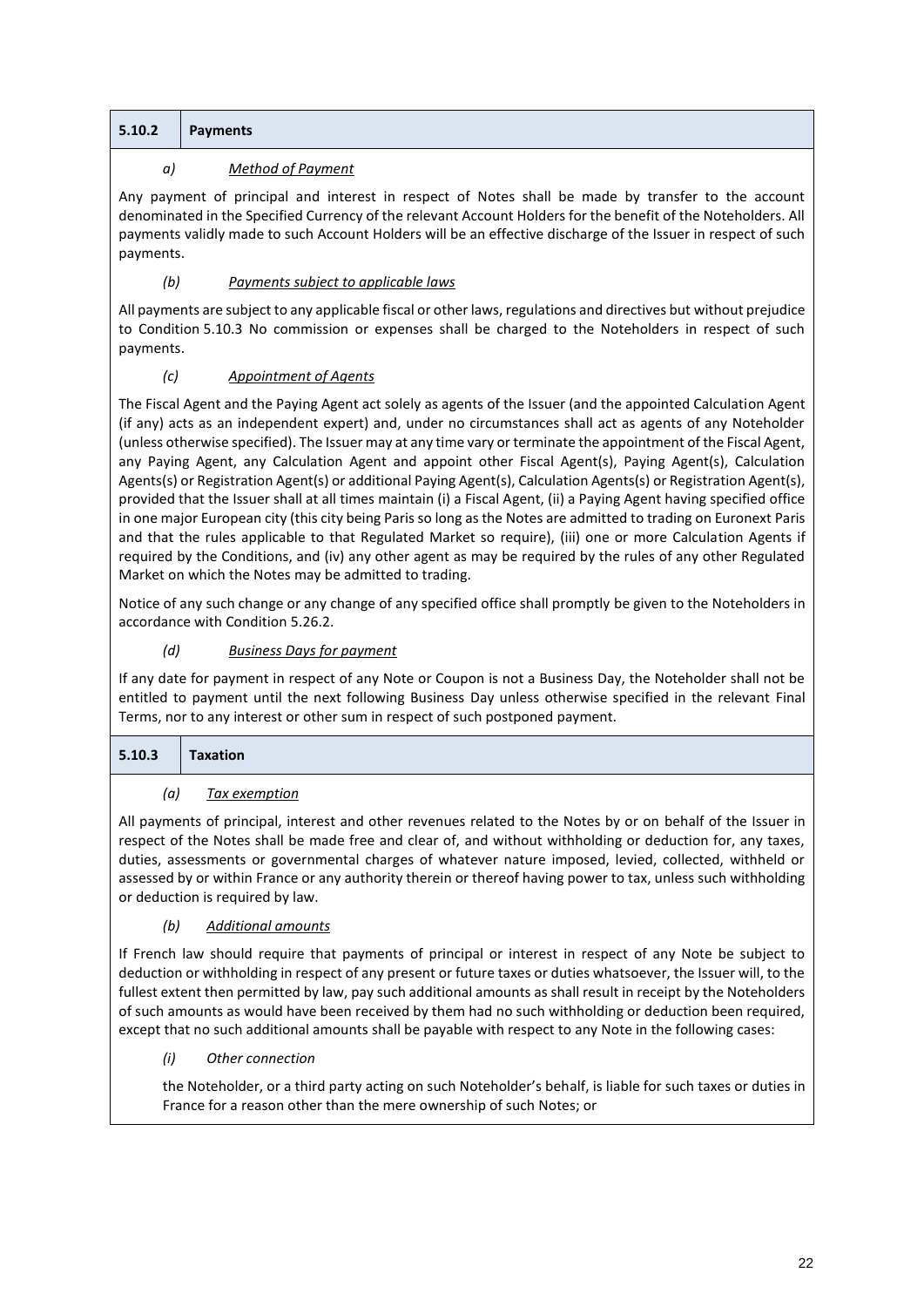## 5.10.2 Payments

*a) Method of Payment*

Any payment of principal and interest in respect of Notes shall be made by transfer to the account denominated in the Specified Currency of the relevant Account Holders for the benefit of the Noteholders. All payments validly made to such Account Holders will be an effective discharge of the Issuer in respect of such payments.

*(b) Payments subject to applicable laws*

All payments are subject to any applicable fiscal or other laws, regulations and directives but without prejudice to Condition 5.10.3 No commission or expenses shall be charged to the Noteholders in respect of such payments.

*(c) Appointment of Agents*

The Fiscal Agent and the Paying Agent act solely as agents of the Issuer (and the appointed Calculation Agent (if any) acts as an independent expert) and, under no circumstances shall act as agents of any Noteholder (unless otherwise specified). The Issuer may at any time vary or terminate the appointment of the Fiscal Agent, any Paying Agent, any Calculation Agent and appoint other Fiscal Agent(s), Paying Agent(s), Calculation Agents(s) or Registration Agent(s) or additional Paying Agent(s), Calculation Agents(s) or Registration Agent(s), provided that the Issuer shall at all times maintain (i) a Fiscal Agent, (ii) a Paying Agent having specified office in one major European city (this city being Paris so long as the Notes are admitted to trading on Euronext Paris and that the rules applicable to that Regulated Market so require), (iii) one or more Calculation Agents if required by the Conditions, and (iv) any other agent as may be required by the rules of any other Regulated Market on which the Notes may be admitted to trading.

Notice of any such change or any change of any specified office shall promptly be given to the Noteholders in accordance with Condition 5.26.2.

*(d) Business Days for payment*

If any date for payment in respect of any Note or Coupon is not a Business Day, the Noteholder shall not be entitled to payment until the next following Business Day unless otherwise specified in the relevant Final Terms, nor to any interest or other sum in respect of such postponed payment.

## 5.10.3 Taxation

*(a) Tax exemption*

All payments of principal, interest and other revenues related to the Notes by or on behalf of the Issuer in respect of the Notes shall be made free and clear of, and without withholding or deduction for, any taxes, duties, assessments or governmental charges of whatever nature imposed, levied, collected, withheld or assessed by or within France or any authority therein or thereof having power to tax, unless such withholding or deduction is required by law.

*(b) Additional amounts*

If French law should require that payments of principal or interest in respect of any Note be subject to deduction or withholding in respect of any present or future taxes or duties whatsoever, the Issuer will, to the fullest extent then permitted by law, pay such additional amounts as shall result in receipt by the Noteholders of such amounts as would have been received by them had no such withholding or deduction been required, except that no such additional amounts shall be payable with respect to any Note in the following cases:

*(i) Other connection*

the Noteholder, or a third party acting on such Noteholder's behalf, is liable for such taxes or duties in France for a reason other than the mere ownership of such Notes; or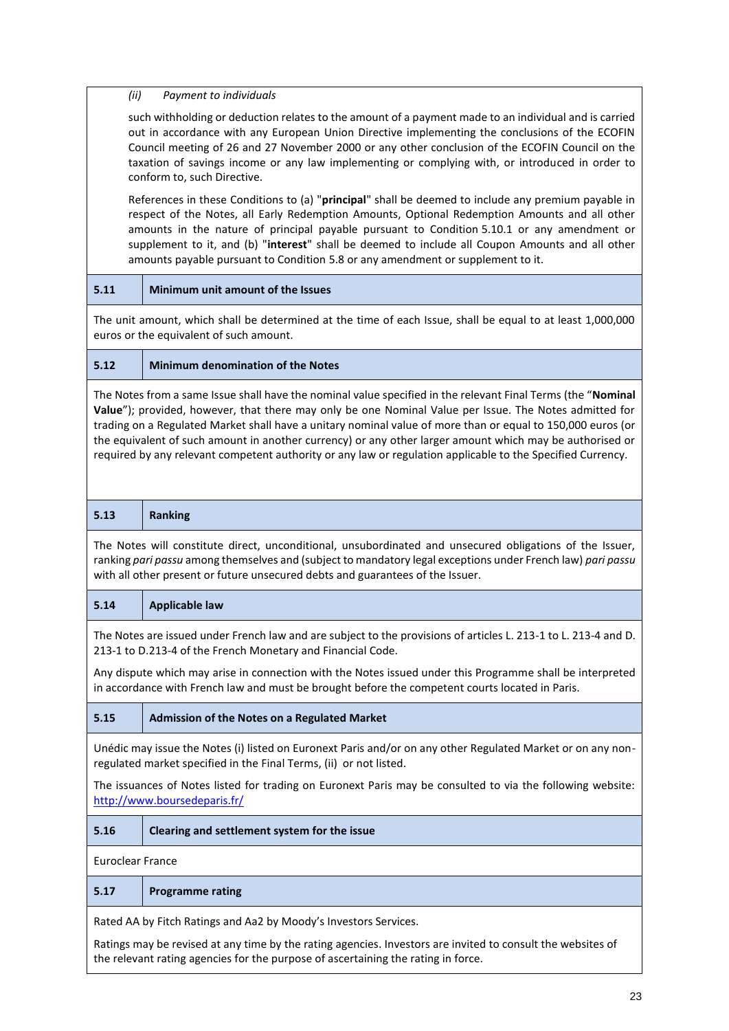*(ii) Payment to individuals*

such withholding or deduction relates to the amount of a payment made to an individual and is carried out in accordance with any European Union Directive implementing the conclusions of the ECOFIN Council meeting of 26 and 27 November 2000 or any other conclusion of the ECOFIN Council on the taxation of savings income or any law implementing or complying with, or introduced in order to conform to, such Directive.

References in these Conditions to (a) "**principal**" shall be deemed to include any premium payable in respect of the Notes, all Early Redemption Amounts, Optional Redemption Amounts and all other amounts in the nature of principal payable pursuant to Condition 5.10.1 or any amendment or supplement to it, and (b) "**interest**" shall be deemed to include all Coupon Amounts and all other amounts payable pursuant to Condition 5.8 or any amendment or supplement to it.

## 5.11 Minimum unit amount of the Issues

The unit amount, which shall be determined at the time of each Issue, shall be equal to at least 1,000,000 euros or the equivalent of such amount.

## 5.12 Minimum denomination of the Notes

The Notes from a same Issue shall have the nominal value specified in the relevant Final Terms (the "**Nominal Value**"); provided, however, that there may only be one Nominal Value per Issue. The Notes admitted for trading on a Regulated Market shall have a unitary nominal value of more than or equal to 150,000 euros (or the equivalent of such amount in another currency) or any other larger amount which may be authorised or required by any relevant competent authority or any law or regulation applicable to the Specified Currency.

## 5.13 Ranking

The Notes will constitute direct, unconditional, unsubordinated and unsecured obligations of the Issuer, ranking *pari passu* among themselves and (subject to mandatory legal exceptions under French law) *pari passu* with all other present or future unsecured debts and guarantees of the Issuer.

## 5.14 Applicable law

The Notes are issued under French law and are subject to the provisions of articles L. 213-1 to L. 213-4 and D. 213-1 to D.213-4 of the French Monetary and Financial Code.

Any dispute which may arise in connection with the Notes issued under this Programme shall be interpreted in accordance with French law and must be brought before the competent courts located in Paris.

## 5.15 Admission of the Notes on a Regulated Market

Unédic may issue the Notes (i) listed on Euronext Paris and/or on any other Regulated Market or on any non-regulated market specified in the Final Terms, (ii) or not listed.

The issuances of Notes listed for trading on Euronext Paris may be consulted to via the following website: http://www.boursedeparis.fr/

## 5.16 Clearing and settlement system for the issue

Euroclear France

## 5.17 Programme rating

Rated AA by Fitch Ratings and Aa2 by Moody's Investors Services.

Ratings may be revised at any time by the rating agencies. Investors are invited to consult the websites of the relevant rating agencies for the purpose of ascertaining the rating in force.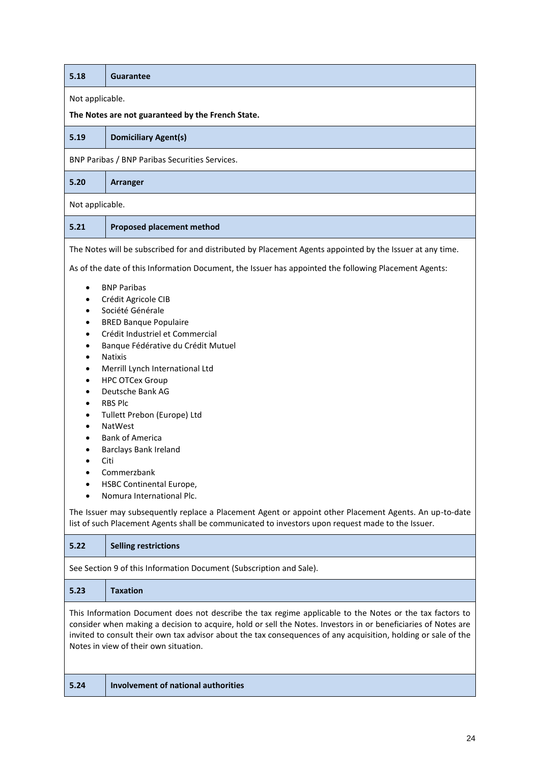| 5.18 | Guarantee |
|---|---|

Not applicable.

**The Notes are not guaranteed by the French State.**

| 5.19 | Domiciliary Agent(s) |
|---|---|

BNP Paribas / BNP Paribas Securities Services.

| 5.20 | Arranger |
|---|---|

Not applicable.

| 5.21 | Proposed placement method |
|---|---|

The Notes will be subscribed for and distributed by Placement Agents appointed by the Issuer at any time.

As of the date of this Information Document, the Issuer has appointed the following Placement Agents:

- BNP Paribas
- Crédit Agricole CIB
- Société Générale
- BRED Banque Populaire
- Crédit Industriel et Commercial
- Banque Fédérative du Crédit Mutuel
- Natixis
- Merrill Lynch International Ltd
- HPC OTCex Group
- Deutsche Bank AG
- RBS Plc
- Tullett Prebon (Europe) Ltd
- NatWest
- Bank of America
- Barclays Bank Ireland
- Citi
- Commerzbank
- HSBC Continental Europe,
- Nomura International Plc.

The Issuer may subsequently replace a Placement Agent or appoint other Placement Agents. An up-to-date list of such Placement Agents shall be communicated to investors upon request made to the Issuer.

| 5.22 | Selling restrictions |
|---|---|

See Section 9 of this Information Document (Subscription and Sale).

| 5.23 | Taxation |
|---|---|

This Information Document does not describe the tax regime applicable to the Notes or the tax factors to consider when making a decision to acquire, hold or sell the Notes. Investors in or beneficiaries of Notes are invited to consult their own tax advisor about the tax consequences of any acquisition, holding or sale of the Notes in view of their own situation.

| 5.24 | Involvement of national authorities |
|---|---|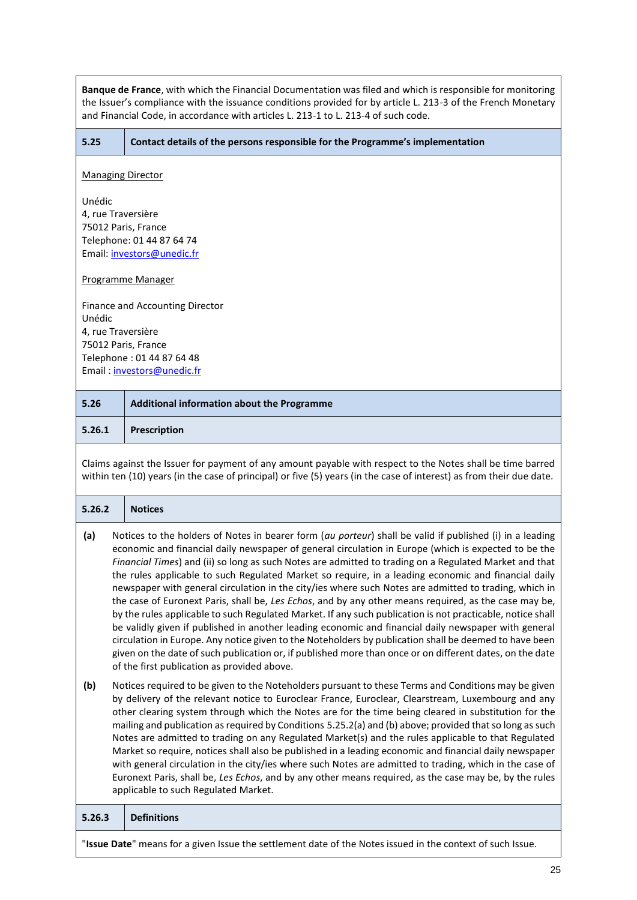**Banque de France**, with which the Financial Documentation was filed and which is responsible for monitoring the Issuer's compliance with the issuance conditions provided for by article L. 213-3 of the French Monetary and Financial Code, in accordance with articles L. 213-1 to L. 213-4 of such code.

## 5.25 Contact details of the persons responsible for the Programme's implementation

Managing Director

Unédic
4, rue Traversière
75012 Paris, France
Telephone: 01 44 87 64 74
Email: investors@unedic.fr

Programme Manager

Finance and Accounting Director
Unédic
4, rue Traversière
75012 Paris, France
Telephone : 01 44 87 64 48
Email : investors@unedic.fr

## 5.26 Additional information about the Programme

### 5.26.1 Prescription

Claims against the Issuer for payment of any amount payable with respect to the Notes shall be time barred within ten (10) years (in the case of principal) or five (5) years (in the case of interest) as from their due date.

### 5.26.2 Notices

**(a)** Notices to the holders of Notes in bearer form (*au porteur*) shall be valid if published (i) in a leading economic and financial daily newspaper of general circulation in Europe (which is expected to be the *Financial Times*) and (ii) so long as such Notes are admitted to trading on a Regulated Market and that the rules applicable to such Regulated Market so require, in a leading economic and financial daily newspaper with general circulation in the city/ies where such Notes are admitted to trading, which in the case of Euronext Paris, shall be, *Les Echos*, and by any other means required, as the case may be, by the rules applicable to such Regulated Market. If any such publication is not practicable, notice shall be validly given if published in another leading economic and financial daily newspaper with general circulation in Europe. Any notice given to the Noteholders by publication shall be deemed to have been given on the date of such publication or, if published more than once or on different dates, on the date of the first publication as provided above.

**(b)** Notices required to be given to the Noteholders pursuant to these Terms and Conditions may be given by delivery of the relevant notice to Euroclear France, Euroclear, Clearstream, Luxembourg and any other clearing system through which the Notes are for the time being cleared in substitution for the mailing and publication as required by Conditions 5.25.2(a) and (b) above; provided that so long as such Notes are admitted to trading on any Regulated Market(s) and the rules applicable to that Regulated Market so require, notices shall also be published in a leading economic and financial daily newspaper with general circulation in the city/ies where such Notes are admitted to trading, which in the case of Euronext Paris, shall be, *Les Echos*, and by any other means required, as the case may be, by the rules applicable to such Regulated Market.

### 5.26.3 Definitions

"**Issue Date**" means for a given Issue the settlement date of the Notes issued in the context of such Issue.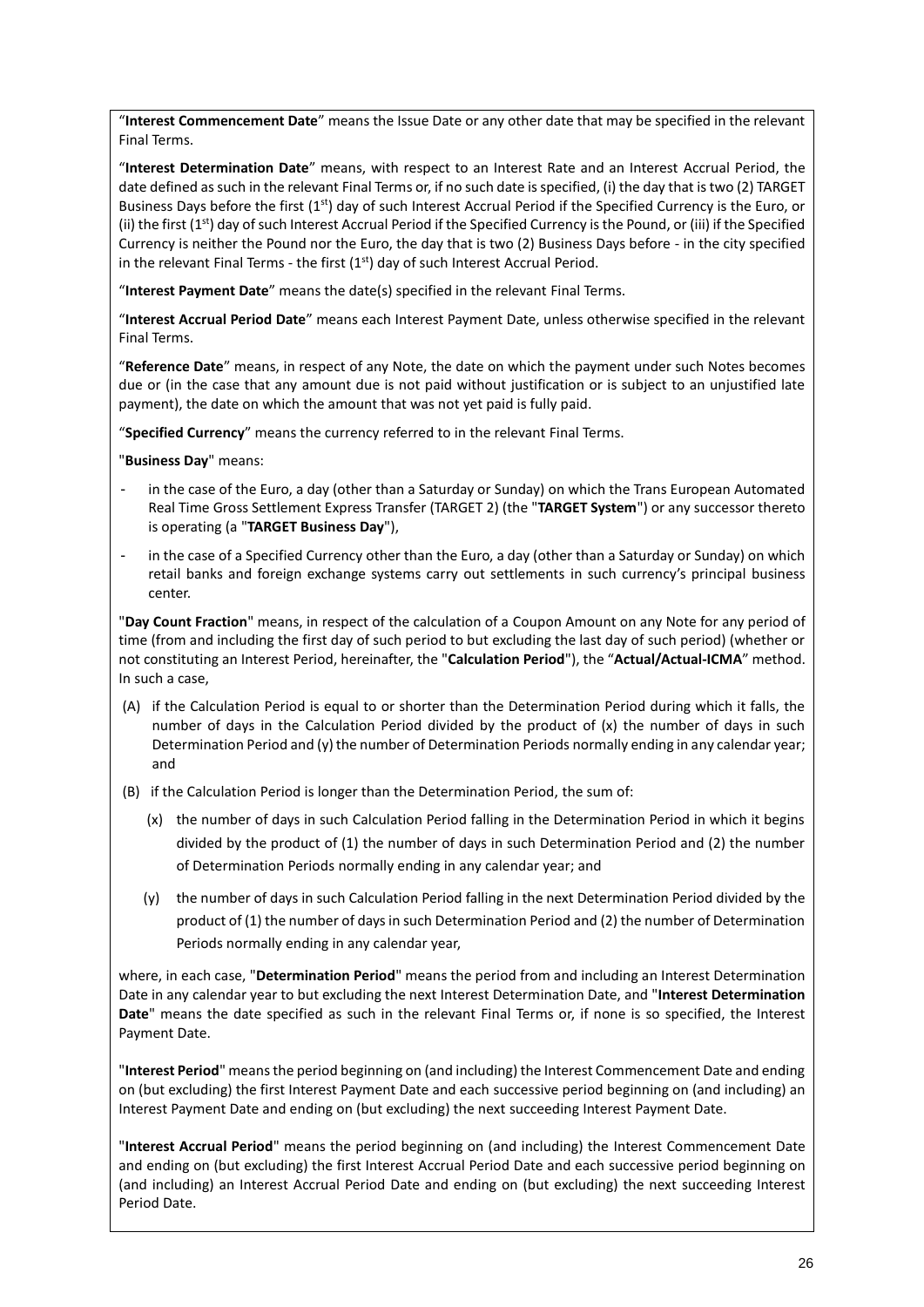"**Interest Commencement Date**" means the Issue Date or any other date that may be specified in the relevant Final Terms.

"**Interest Determination Date**" means, with respect to an Interest Rate and an Interest Accrual Period, the date defined as such in the relevant Final Terms or, if no such date is specified, (i) the day that is two (2) TARGET Business Days before the first (1st) day of such Interest Accrual Period if the Specified Currency is the Euro, or (ii) the first (1st) day of such Interest Accrual Period if the Specified Currency is the Pound, or (iii) if the Specified Currency is neither the Pound nor the Euro, the day that is two (2) Business Days before - in the city specified in the relevant Final Terms - the first (1st) day of such Interest Accrual Period.

"**Interest Payment Date**" means the date(s) specified in the relevant Final Terms.

"**Interest Accrual Period Date**" means each Interest Payment Date, unless otherwise specified in the relevant Final Terms.

"**Reference Date**" means, in respect of any Note, the date on which the payment under such Notes becomes due or (in the case that any amount due is not paid without justification or is subject to an unjustified late payment), the date on which the amount that was not yet paid is fully paid.

"**Specified Currency**" means the currency referred to in the relevant Final Terms.

"**Business Day**" means:

- in the case of the Euro, a day (other than a Saturday or Sunday) on which the Trans European Automated Real Time Gross Settlement Express Transfer (TARGET 2) (the "**TARGET System**") or any successor thereto is operating (a "**TARGET Business Day**"),
- in the case of a Specified Currency other than the Euro, a day (other than a Saturday or Sunday) on which retail banks and foreign exchange systems carry out settlements in such currency's principal business center.

"**Day Count Fraction**" means, in respect of the calculation of a Coupon Amount on any Note for any period of time (from and including the first day of such period to but excluding the last day of such period) (whether or not constituting an Interest Period, hereinafter, the "**Calculation Period**"), the "**Actual/Actual-ICMA**" method. In such a case,

(A) if the Calculation Period is equal to or shorter than the Determination Period during which it falls, the number of days in the Calculation Period divided by the product of (x) the number of days in such Determination Period and (y) the number of Determination Periods normally ending in any calendar year; and

(B) if the Calculation Period is longer than the Determination Period, the sum of:

(x) the number of days in such Calculation Period falling in the Determination Period in which it begins divided by the product of (1) the number of days in such Determination Period and (2) the number of Determination Periods normally ending in any calendar year; and

(y) the number of days in such Calculation Period falling in the next Determination Period divided by the product of (1) the number of days in such Determination Period and (2) the number of Determination Periods normally ending in any calendar year,

where, in each case, "**Determination Period**" means the period from and including an Interest Determination Date in any calendar year to but excluding the next Interest Determination Date, and "**Interest Determination Date**" means the date specified as such in the relevant Final Terms or, if none is so specified, the Interest Payment Date.

"**Interest Period**" means the period beginning on (and including) the Interest Commencement Date and ending on (but excluding) the first Interest Payment Date and each successive period beginning on (and including) an Interest Payment Date and ending on (but excluding) the next succeeding Interest Payment Date.

"**Interest Accrual Period**" means the period beginning on (and including) the Interest Commencement Date and ending on (but excluding) the first Interest Accrual Period Date and each successive period beginning on (and including) an Interest Accrual Period Date and ending on (but excluding) the next succeeding Interest Period Date.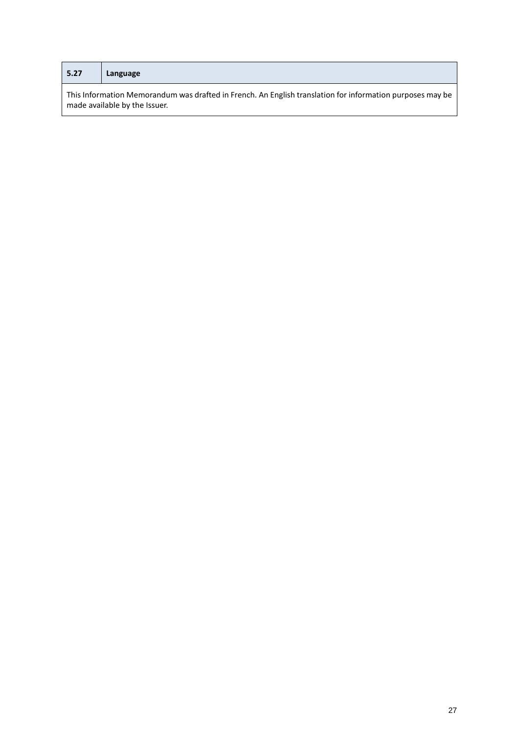| 5.27 | Language |
| --- | --- |
| This Information Memorandum was drafted in French. An English translation for information purposes may be made available by the Issuer. | |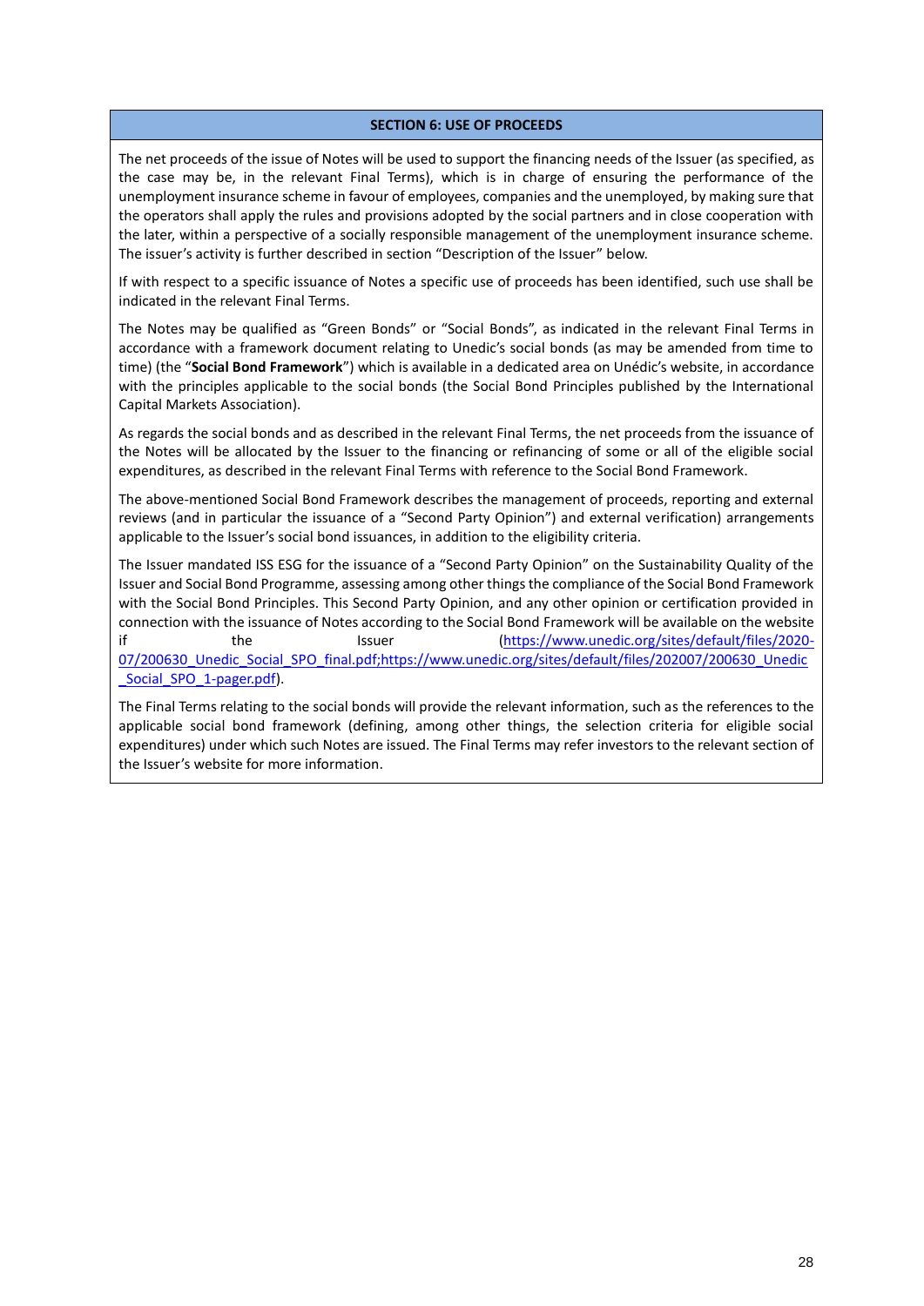## SECTION 6: USE OF PROCEEDS

The net proceeds of the issue of Notes will be used to support the financing needs of the Issuer (as specified, as the case may be, in the relevant Final Terms), which is in charge of ensuring the performance of the unemployment insurance scheme in favour of employees, companies and the unemployed, by making sure that the operators shall apply the rules and provisions adopted by the social partners and in close cooperation with the later, within a perspective of a socially responsible management of the unemployment insurance scheme. The issuer's activity is further described in section "Description of the Issuer" below.

If with respect to a specific issuance of Notes a specific use of proceeds has been identified, such use shall be indicated in the relevant Final Terms.

The Notes may be qualified as "Green Bonds" or "Social Bonds", as indicated in the relevant Final Terms in accordance with a framework document relating to Unedic's social bonds (as may be amended from time to time) (the "**Social Bond Framework**") which is available in a dedicated area on Unédic's website, in accordance with the principles applicable to the social bonds (the Social Bond Principles published by the International Capital Markets Association).

As regards the social bonds and as described in the relevant Final Terms, the net proceeds from the issuance of the Notes will be allocated by the Issuer to the financing or refinancing of some or all of the eligible social expenditures, as described in the relevant Final Terms with reference to the Social Bond Framework.

The above-mentioned Social Bond Framework describes the management of proceeds, reporting and external reviews (and in particular the issuance of a "Second Party Opinion") and external verification) arrangements applicable to the Issuer's social bond issuances, in addition to the eligibility criteria.

The Issuer mandated ISS ESG for the issuance of a "Second Party Opinion" on the Sustainability Quality of the Issuer and Social Bond Programme, assessing among other things the compliance of the Social Bond Framework with the Social Bond Principles. This Second Party Opinion, and any other opinion or certification provided in connection with the issuance of Notes according to the Social Bond Framework will be available on the website if the Issuer (https://www.unedic.org/sites/default/files/2020-07/200630_Unedic_Social_SPO_final.pdf;https://www.unedic.org/sites/default/files/202007/200630_Unedic_Social_SPO_1-pager.pdf).

The Final Terms relating to the social bonds will provide the relevant information, such as the references to the applicable social bond framework (defining, among other things, the selection criteria for eligible social expenditures) under which such Notes are issued. The Final Terms may refer investors to the relevant section of the Issuer's website for more information.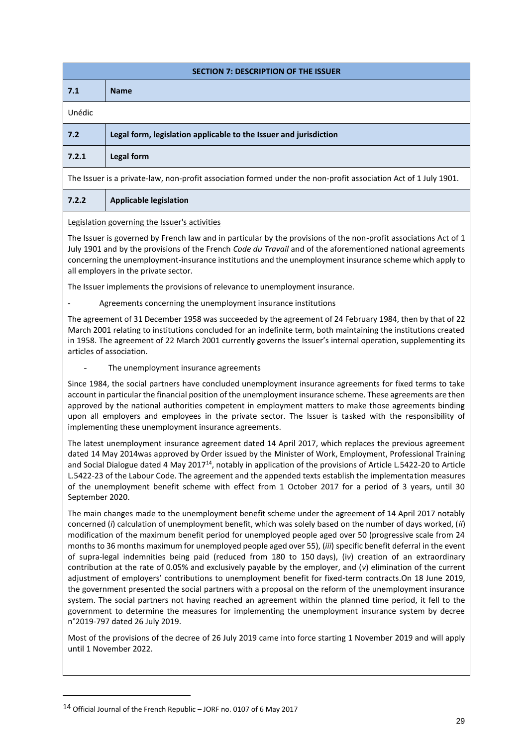| SECTION 7: DESCRIPTION OF THE ISSUER | |
|---|---|
| **7.1** | **Name** |

Unédic

| **7.2** | **Legal form, legislation applicable to the Issuer and jurisdiction** |
|---|---|
| **7.2.1** | **Legal form** |

The Issuer is a private-law, non-profit association formed under the non-profit association Act of 1 July 1901.

| **7.2.2** | **Applicable legislation** |
|---|---|

Legislation governing the Issuer's activities

The Issuer is governed by French law and in particular by the provisions of the non-profit associations Act of 1 July 1901 and by the provisions of the French *Code du Travail* and of the aforementioned national agreements concerning the unemployment-insurance institutions and the unemployment insurance scheme which apply to all employers in the private sector.

The Issuer implements the provisions of relevance to unemployment insurance.

- Agreements concerning the unemployment insurance institutions

The agreement of 31 December 1958 was succeeded by the agreement of 24 February 1984, then by that of 22 March 2001 relating to institutions concluded for an indefinite term, both maintaining the institutions created in 1958. The agreement of 22 March 2001 currently governs the Issuer's internal operation, supplementing its articles of association.

- The unemployment insurance agreements

Since 1984, the social partners have concluded unemployment insurance agreements for fixed terms to take account in particular the financial position of the unemployment insurance scheme. These agreements are then approved by the national authorities competent in employment matters to make those agreements binding upon all employers and employees in the private sector. The Issuer is tasked with the responsibility of implementing these unemployment insurance agreements.

The latest unemployment insurance agreement dated 14 April 2017, which replaces the previous agreement dated 14 May 2014was approved by Order issued by the Minister of Work, Employment, Professional Training and Social Dialogue dated 4 May 2017[14], notably in application of the provisions of Article L.5422-20 to Article L.5422-23 of the Labour Code. The agreement and the appended texts establish the implementation measures of the unemployment benefit scheme with effect from 1 October 2017 for a period of 3 years, until 30 September 2020.

The main changes made to the unemployment benefit scheme under the agreement of 14 April 2017 notably concerned (*i*) calculation of unemployment benefit, which was solely based on the number of days worked, (*ii*) modification of the maximum benefit period for unemployed people aged over 50 (progressive scale from 24 months to 36 months maximum for unemployed people aged over 55), (*iii*) specific benefit deferral in the event of supra-legal indemnities being paid (reduced from 180 to 150 days), (i*v*) creation of an extraordinary contribution at the rate of 0.05% and exclusively payable by the employer, and (*v*) elimination of the current adjustment of employers' contributions to unemployment benefit for fixed-term contracts.On 18 June 2019, the government presented the social partners with a proposal on the reform of the unemployment insurance system. The social partners not having reached an agreement within the planned time period, it fell to the government to determine the measures for implementing the unemployment insurance system by decree n°2019-797 dated 26 July 2019.

Most of the provisions of the decree of 26 July 2019 came into force starting 1 November 2019 and will apply until 1 November 2022.

---

[14] Official Journal of the French Republic – JORF no. 0107 of 6 May 2017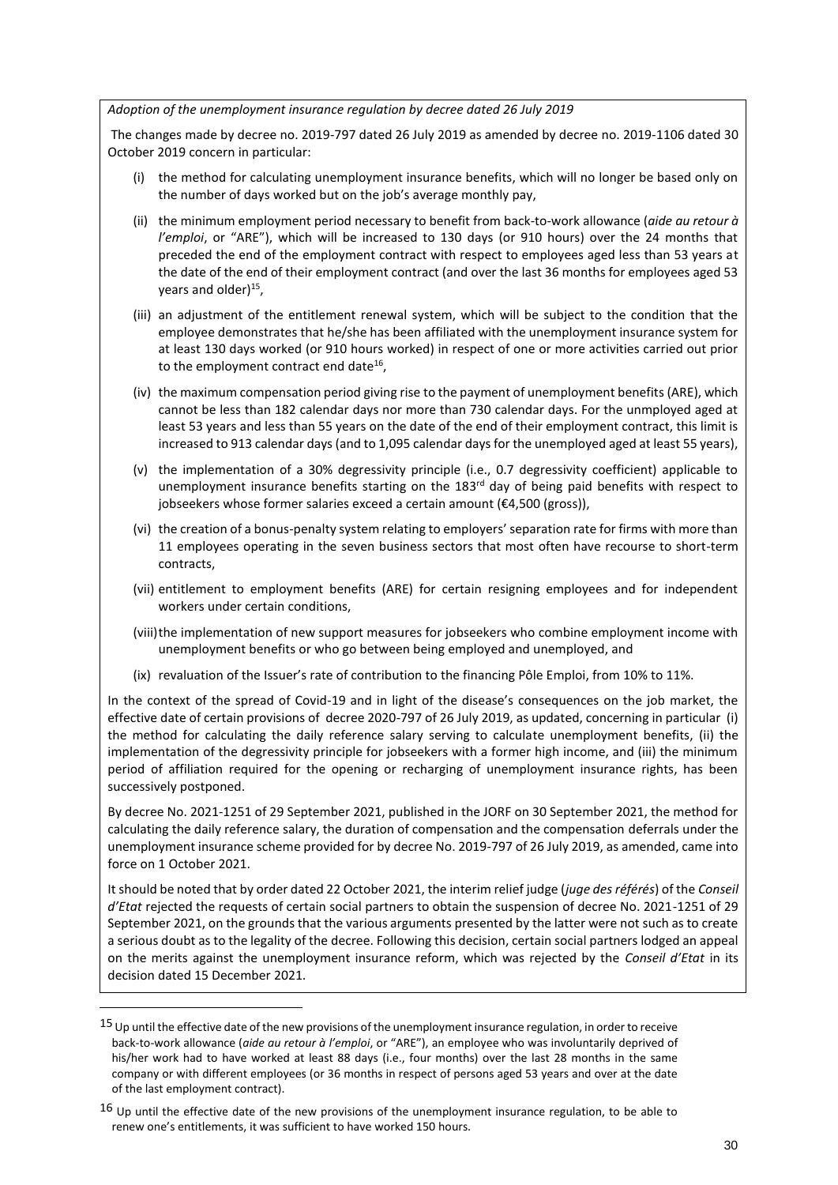*Adoption of the unemployment insurance regulation by decree dated 26 July 2019*

The changes made by decree no. 2019-797 dated 26 July 2019 as amended by decree no. 2019-1106 dated 30 October 2019 concern in particular:

(i) the method for calculating unemployment insurance benefits, which will no longer be based only on the number of days worked but on the job's average monthly pay,

(ii) the minimum employment period necessary to benefit from back-to-work allowance (*aide au retour à l'emploi*, or "ARE"), which will be increased to 130 days (or 910 hours) over the 24 months that preceded the end of the employment contract with respect to employees aged less than 53 years at the date of the end of their employment contract (and over the last 36 months for employees aged 53 years and older)[15],

(iii) an adjustment of the entitlement renewal system, which will be subject to the condition that the employee demonstrates that he/she has been affiliated with the unemployment insurance system for at least 130 days worked (or 910 hours worked) in respect of one or more activities carried out prior to the employment contract end date[16],

(iv) the maximum compensation period giving rise to the payment of unemployment benefits (ARE), which cannot be less than 182 calendar days nor more than 730 calendar days. For the unmployed aged at least 53 years and less than 55 years on the date of the end of their employment contract, this limit is increased to 913 calendar days (and to 1,095 calendar days for the unemployed aged at least 55 years),

(v) the implementation of a 30% degressivity principle (i.e., 0.7 degressivity coefficient) applicable to unemployment insurance benefits starting on the 183rd day of being paid benefits with respect to jobseekers whose former salaries exceed a certain amount (€4,500 (gross)),

(vi) the creation of a bonus-penalty system relating to employers' separation rate for firms with more than 11 employees operating in the seven business sectors that most often have recourse to short-term contracts,

(vii) entitlement to employment benefits (ARE) for certain resigning employees and for independent workers under certain conditions,

(viii) the implementation of new support measures for jobseekers who combine employment income with unemployment benefits or who go between being employed and unemployed, and

(ix) revaluation of the Issuer's rate of contribution to the financing Pôle Emploi, from 10% to 11%.

In the context of the spread of Covid-19 and in light of the disease's consequences on the job market, the effective date of certain provisions of decree 2020-797 of 26 July 2019, as updated, concerning in particular (i) the method for calculating the daily reference salary serving to calculate unemployment benefits, (ii) the implementation of the degressivity principle for jobseekers with a former high income, and (iii) the minimum period of affiliation required for the opening or recharging of unemployment insurance rights, has been successively postponed.

By decree No. 2021-1251 of 29 September 2021, published in the JORF on 30 September 2021, the method for calculating the daily reference salary, the duration of compensation and the compensation deferrals under the unemployment insurance scheme provided for by decree No. 2019-797 of 26 July 2019, as amended, came into force on 1 October 2021.

It should be noted that by order dated 22 October 2021, the interim relief judge (*juge des référés*) of the *Conseil d'Etat* rejected the requests of certain social partners to obtain the suspension of decree No. 2021-1251 of 29 September 2021, on the grounds that the various arguments presented by the latter were not such as to create a serious doubt as to the legality of the decree. Following this decision, certain social partners lodged an appeal on the merits against the unemployment insurance reform, which was rejected by the *Conseil d'Etat* in its decision dated 15 December 2021.

---

[15] Up until the effective date of the new provisions of the unemployment insurance regulation, in order to receive back-to-work allowance (*aide au retour à l'emploi*, or "ARE"), an employee who was involuntarily deprived of his/her work had to have worked at least 88 days (i.e., four months) over the last 28 months in the same company or with different employees (or 36 months in respect of persons aged 53 years and over at the date of the last employment contract).

[16] Up until the effective date of the new provisions of the unemployment insurance regulation, to be able to renew one's entitlements, it was sufficient to have worked 150 hours.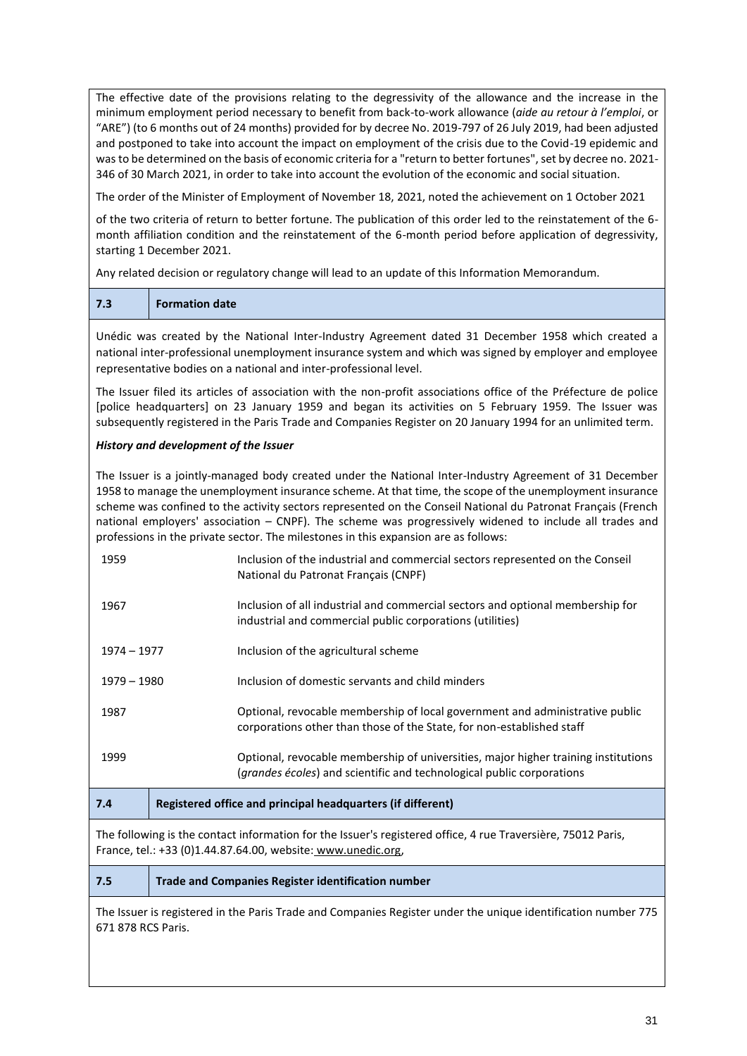The effective date of the provisions relating to the degressivity of the allowance and the increase in the minimum employment period necessary to benefit from back-to-work allowance (*aide au retour à l'emploi*, or "ARE") (to 6 months out of 24 months) provided for by decree No. 2019-797 of 26 July 2019, had been adjusted and postponed to take into account the impact on employment of the crisis due to the Covid-19 epidemic and was to be determined on the basis of economic criteria for a "return to better fortunes", set by decree no. 2021-346 of 30 March 2021, in order to take into account the evolution of the economic and social situation.

The order of the Minister of Employment of November 18, 2021, noted the achievement on 1 October 2021

of the two criteria of return to better fortune. The publication of this order led to the reinstatement of the 6-month affiliation condition and the reinstatement of the 6-month period before application of degressivity, starting 1 December 2021.

Any related decision or regulatory change will lead to an update of this Information Memorandum.

## 7.3 Formation date

Unédic was created by the National Inter-Industry Agreement dated 31 December 1958 which created a national inter-professional unemployment insurance system and which was signed by employer and employee representative bodies on a national and inter-professional level.

The Issuer filed its articles of association with the non-profit associations office of the Préfecture de police [police headquarters] on 23 January 1959 and began its activities on 5 February 1959. The Issuer was subsequently registered in the Paris Trade and Companies Register on 20 January 1994 for an unlimited term.

***History and development of the Issuer***

The Issuer is a jointly-managed body created under the National Inter-Industry Agreement of 31 December 1958 to manage the unemployment insurance scheme. At that time, the scope of the unemployment insurance scheme was confined to the activity sectors represented on the Conseil National du Patronat Français (French national employers' association – CNPF). The scheme was progressively widened to include all trades and professions in the private sector. The milestones in this expansion are as follows:

| | |
|---|---|
| 1959 | Inclusion of the industrial and commercial sectors represented on the Conseil National du Patronat Français (CNPF) |
| 1967 | Inclusion of all industrial and commercial sectors and optional membership for industrial and commercial public corporations (utilities) |
| 1974 – 1977 | Inclusion of the agricultural scheme |
| 1979 – 1980 | Inclusion of domestic servants and child minders |
| 1987 | Optional, revocable membership of local government and administrative public corporations other than those of the State, for non-established staff |
| 1999 | Optional, revocable membership of universities, major higher training institutions (*grandes écoles*) and scientific and technological public corporations |

## 7.4 Registered office and principal headquarters (if different)

The following is the contact information for the Issuer's registered office, 4 rue Traversière, 75012 Paris, France, tel.: +33 (0)1.44.87.64.00, website: www.unedic.org,

## 7.5 Trade and Companies Register identification number

The Issuer is registered in the Paris Trade and Companies Register under the unique identification number 775 671 878 RCS Paris.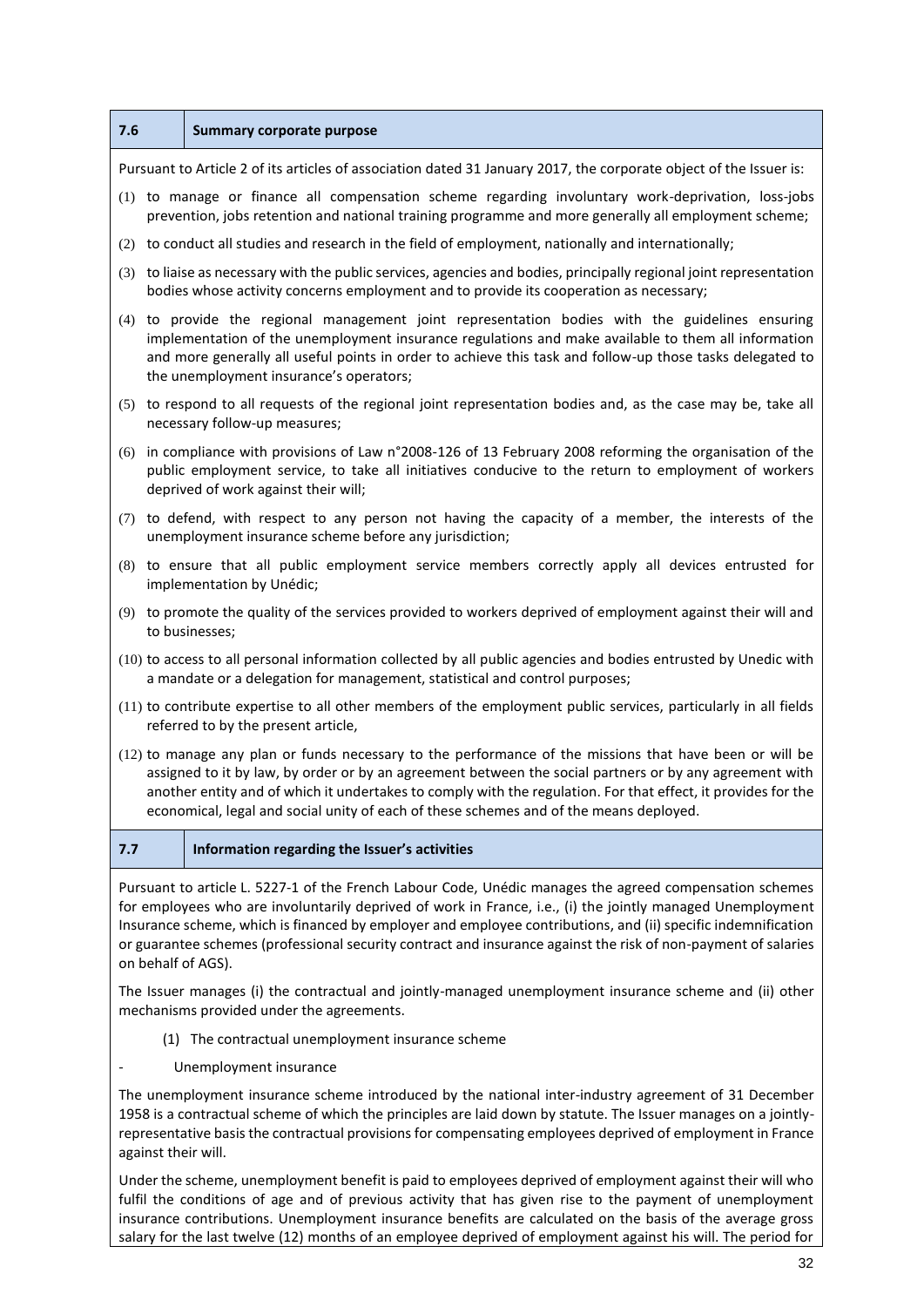## 7.6 Summary corporate purpose

Pursuant to Article 2 of its articles of association dated 31 January 2017, the corporate object of the Issuer is:

(1) to manage or finance all compensation scheme regarding involuntary work-deprivation, loss-jobs prevention, jobs retention and national training programme and more generally all employment scheme;

(2) to conduct all studies and research in the field of employment, nationally and internationally;

(3) to liaise as necessary with the public services, agencies and bodies, principally regional joint representation bodies whose activity concerns employment and to provide its cooperation as necessary;

(4) to provide the regional management joint representation bodies with the guidelines ensuring implementation of the unemployment insurance regulations and make available to them all information and more generally all useful points in order to achieve this task and follow-up those tasks delegated to the unemployment insurance's operators;

(5) to respond to all requests of the regional joint representation bodies and, as the case may be, take all necessary follow-up measures;

(6) in compliance with provisions of Law n°2008-126 of 13 February 2008 reforming the organisation of the public employment service, to take all initiatives conducive to the return to employment of workers deprived of work against their will;

(7) to defend, with respect to any person not having the capacity of a member, the interests of the unemployment insurance scheme before any jurisdiction;

(8) to ensure that all public employment service members correctly apply all devices entrusted for implementation by Unédic;

(9) to promote the quality of the services provided to workers deprived of employment against their will and to businesses;

(10) to access to all personal information collected by all public agencies and bodies entrusted by Unedic with a mandate or a delegation for management, statistical and control purposes;

(11) to contribute expertise to all other members of the employment public services, particularly in all fields referred to by the present article,

(12) to manage any plan or funds necessary to the performance of the missions that have been or will be assigned to it by law, by order or by an agreement between the social partners or by any agreement with another entity and of which it undertakes to comply with the regulation. For that effect, it provides for the economical, legal and social unity of each of these schemes and of the means deployed.

## 7.7 Information regarding the Issuer's activities

Pursuant to article L. 5227-1 of the French Labour Code, Unédic manages the agreed compensation schemes for employees who are involuntarily deprived of work in France, i.e., (i) the jointly managed Unemployment Insurance scheme, which is financed by employer and employee contributions, and (ii) specific indemnification or guarantee schemes (professional security contract and insurance against the risk of non-payment of salaries on behalf of AGS).

The Issuer manages (i) the contractual and jointly-managed unemployment insurance scheme and (ii) other mechanisms provided under the agreements.

(1) The contractual unemployment insurance scheme

- Unemployment insurance

The unemployment insurance scheme introduced by the national inter-industry agreement of 31 December 1958 is a contractual scheme of which the principles are laid down by statute. The Issuer manages on a jointly-representative basis the contractual provisions for compensating employees deprived of employment in France against their will.

Under the scheme, unemployment benefit is paid to employees deprived of employment against their will who fulfil the conditions of age and of previous activity that has given rise to the payment of unemployment insurance contributions. Unemployment insurance benefits are calculated on the basis of the average gross salary for the last twelve (12) months of an employee deprived of employment against his will. The period for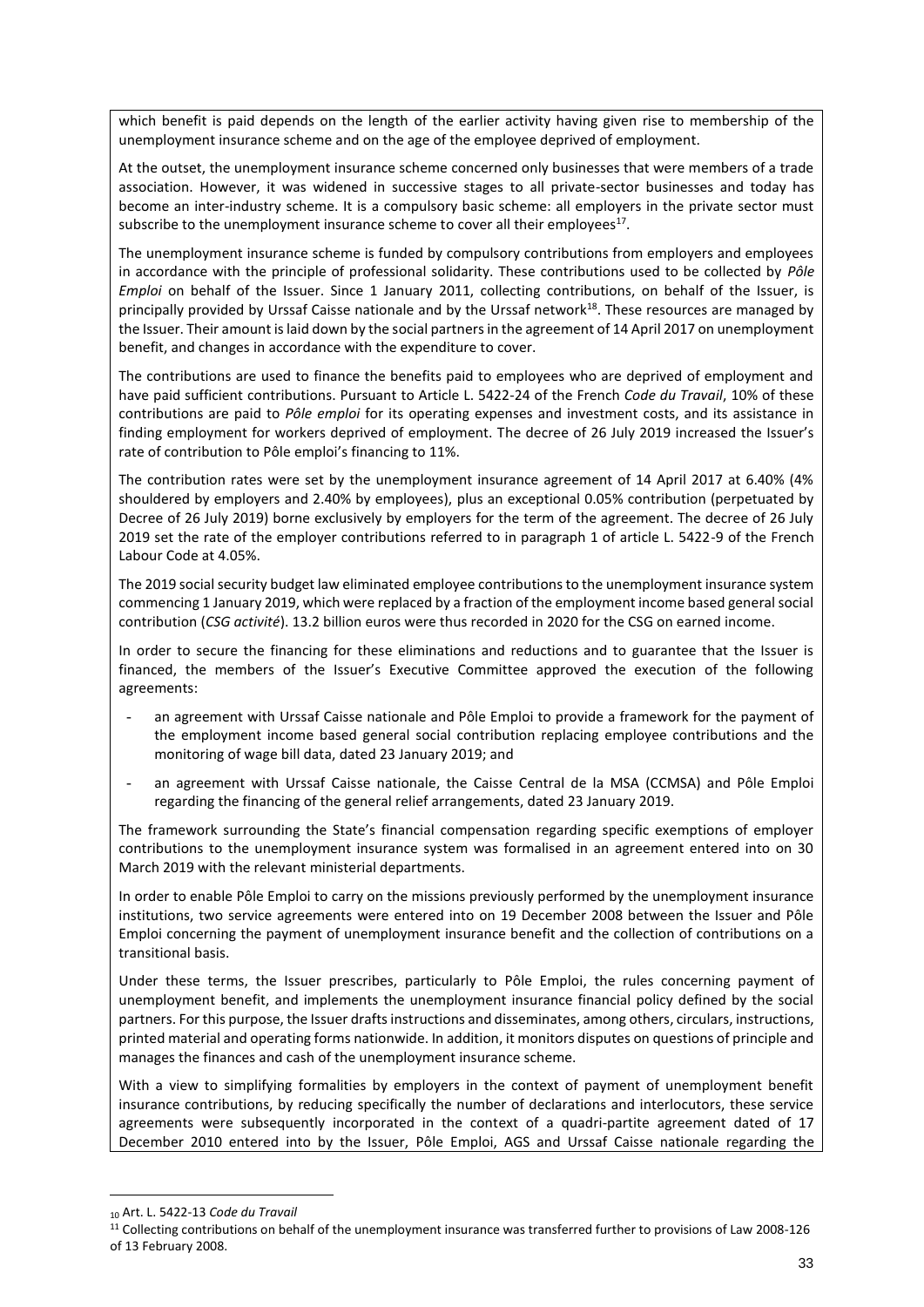which benefit is paid depends on the length of the earlier activity having given rise to membership of the unemployment insurance scheme and on the age of the employee deprived of employment.

At the outset, the unemployment insurance scheme concerned only businesses that were members of a trade association. However, it was widened in successive stages to all private-sector businesses and today has become an inter-industry scheme. It is a compulsory basic scheme: all employers in the private sector must subscribe to the unemployment insurance scheme to cover all their employees[17].

The unemployment insurance scheme is funded by compulsory contributions from employers and employees in accordance with the principle of professional solidarity. These contributions used to be collected by *Pôle Emploi* on behalf of the Issuer. Since 1 January 2011, collecting contributions, on behalf of the Issuer, is principally provided by Urssaf Caisse nationale and by the Urssaf network[18]. These resources are managed by the Issuer. Their amount is laid down by the social partners in the agreement of 14 April 2017 on unemployment benefit, and changes in accordance with the expenditure to cover.

The contributions are used to finance the benefits paid to employees who are deprived of employment and have paid sufficient contributions. Pursuant to Article L. 5422-24 of the French *Code du Travail*, 10% of these contributions are paid to *Pôle emploi* for its operating expenses and investment costs, and its assistance in finding employment for workers deprived of employment. The decree of 26 July 2019 increased the Issuer's rate of contribution to Pôle emploi's financing to 11%.

The contribution rates were set by the unemployment insurance agreement of 14 April 2017 at 6.40% (4% shouldered by employers and 2.40% by employees), plus an exceptional 0.05% contribution (perpetuated by Decree of 26 July 2019) borne exclusively by employers for the term of the agreement. The decree of 26 July 2019 set the rate of the employer contributions referred to in paragraph 1 of article L. 5422-9 of the French Labour Code at 4.05%.

The 2019 social security budget law eliminated employee contributions to the unemployment insurance system commencing 1 January 2019, which were replaced by a fraction of the employment income based general social contribution (*CSG activité*). 13.2 billion euros were thus recorded in 2020 for the CSG on earned income.

In order to secure the financing for these eliminations and reductions and to guarantee that the Issuer is financed, the members of the Issuer's Executive Committee approved the execution of the following agreements:

- an agreement with Urssaf Caisse nationale and Pôle Emploi to provide a framework for the payment of the employment income based general social contribution replacing employee contributions and the monitoring of wage bill data, dated 23 January 2019; and
- an agreement with Urssaf Caisse nationale, the Caisse Central de la MSA (CCMSA) and Pôle Emploi regarding the financing of the general relief arrangements, dated 23 January 2019.

The framework surrounding the State's financial compensation regarding specific exemptions of employer contributions to the unemployment insurance system was formalised in an agreement entered into on 30 March 2019 with the relevant ministerial departments.

In order to enable Pôle Emploi to carry on the missions previously performed by the unemployment insurance institutions, two service agreements were entered into on 19 December 2008 between the Issuer and Pôle Emploi concerning the payment of unemployment insurance benefit and the collection of contributions on a transitional basis.

Under these terms, the Issuer prescribes, particularly to Pôle Emploi, the rules concerning payment of unemployment benefit, and implements the unemployment insurance financial policy defined by the social partners. For this purpose, the Issuer drafts instructions and disseminates, among others, circulars, instructions, printed material and operating forms nationwide. In addition, it monitors disputes on questions of principle and manages the finances and cash of the unemployment insurance scheme.

With a view to simplifying formalities by employers in the context of payment of unemployment benefit insurance contributions, by reducing specifically the number of declarations and interlocutors, these service agreements were subsequently incorporated in the context of a quadri-partite agreement dated of 17 December 2010 entered into by the Issuer, Pôle Emploi, AGS and Urssaf Caisse nationale regarding the

---

[10] Art. L. 5422-13 *Code du Travail*

[11] Collecting contributions on behalf of the unemployment insurance was transferred further to provisions of Law 2008-126 of 13 February 2008.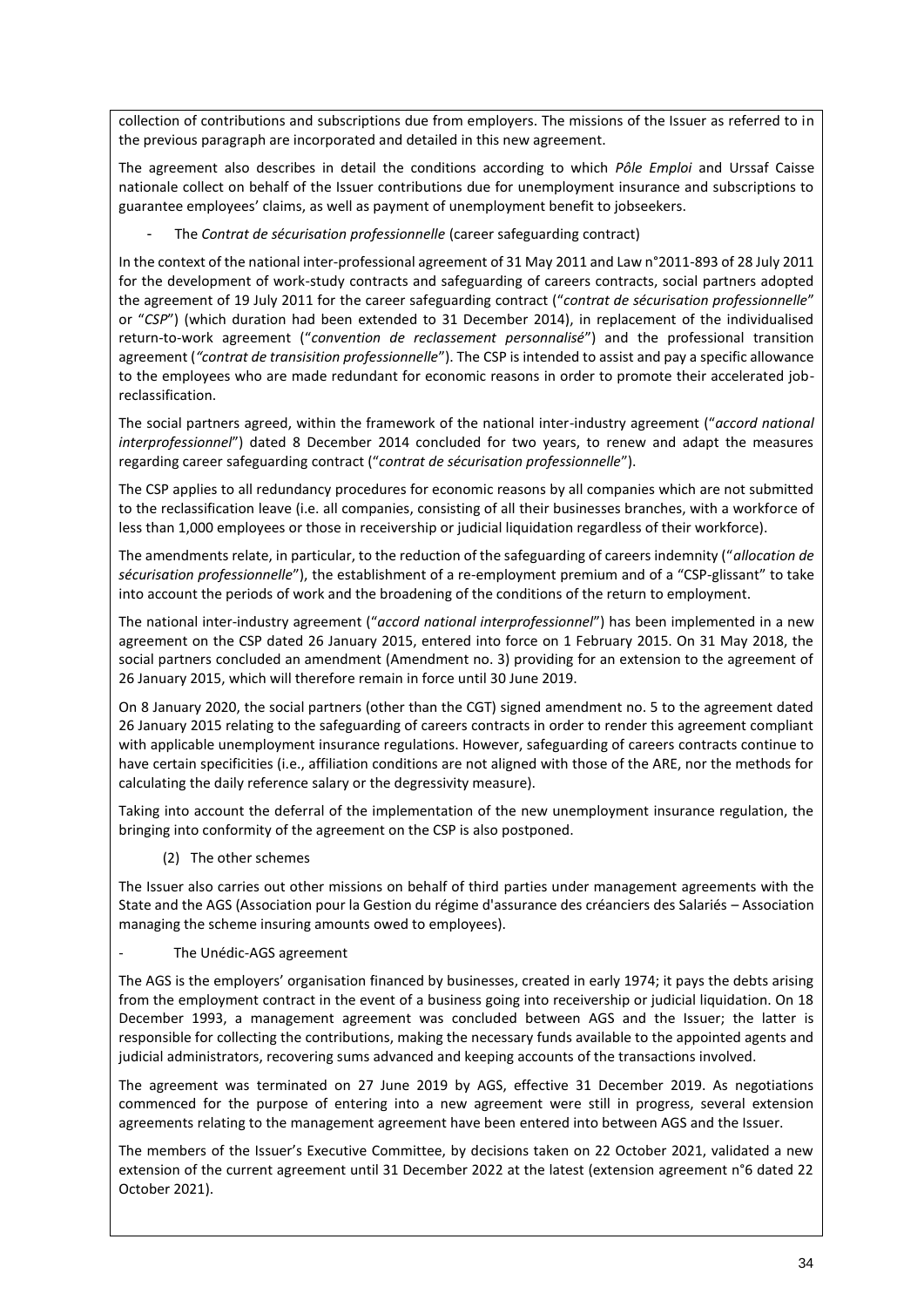collection of contributions and subscriptions due from employers. The missions of the Issuer as referred to in the previous paragraph are incorporated and detailed in this new agreement.

The agreement also describes in detail the conditions according to which *Pôle Emploi* and Urssaf Caisse nationale collect on behalf of the Issuer contributions due for unemployment insurance and subscriptions to guarantee employees' claims, as well as payment of unemployment benefit to jobseekers.

- The *Contrat de sécurisation professionnelle* (career safeguarding contract)

In the context of the national inter-professional agreement of 31 May 2011 and Law n°2011-893 of 28 July 2011 for the development of work-study contracts and safeguarding of careers contracts, social partners adopted the agreement of 19 July 2011 for the career safeguarding contract ("*contrat de sécurisation professionnelle*" or "*CSP*") (which duration had been extended to 31 December 2014), in replacement of the individualised return-to-work agreement ("*convention de reclassement personnalisé*") and the professional transition agreement (*"contrat de transisition professionnelle*"). The CSP is intended to assist and pay a specific allowance to the employees who are made redundant for economic reasons in order to promote their accelerated job-reclassification.

The social partners agreed, within the framework of the national inter-industry agreement ("*accord national interprofessionnel*") dated 8 December 2014 concluded for two years, to renew and adapt the measures regarding career safeguarding contract ("*contrat de sécurisation professionnelle*").

The CSP applies to all redundancy procedures for economic reasons by all companies which are not submitted to the reclassification leave (i.e. all companies, consisting of all their businesses branches, with a workforce of less than 1,000 employees or those in receivership or judicial liquidation regardless of their workforce).

The amendments relate, in particular, to the reduction of the safeguarding of careers indemnity ("*allocation de sécurisation professionnelle*"), the establishment of a re-employment premium and of a "CSP-glissant" to take into account the periods of work and the broadening of the conditions of the return to employment.

The national inter-industry agreement ("*accord national interprofessionnel*") has been implemented in a new agreement on the CSP dated 26 January 2015, entered into force on 1 February 2015. On 31 May 2018, the social partners concluded an amendment (Amendment no. 3) providing for an extension to the agreement of 26 January 2015, which will therefore remain in force until 30 June 2019.

On 8 January 2020, the social partners (other than the CGT) signed amendment no. 5 to the agreement dated 26 January 2015 relating to the safeguarding of careers contracts in order to render this agreement compliant with applicable unemployment insurance regulations. However, safeguarding of careers contracts continue to have certain specificities (i.e., affiliation conditions are not aligned with those of the ARE, nor the methods for calculating the daily reference salary or the degressivity measure).

Taking into account the deferral of the implementation of the new unemployment insurance regulation, the bringing into conformity of the agreement on the CSP is also postponed.

(2) The other schemes

The Issuer also carries out other missions on behalf of third parties under management agreements with the State and the AGS (Association pour la Gestion du régime d'assurance des créanciers des Salariés – Association managing the scheme insuring amounts owed to employees).

- The Unédic-AGS agreement

The AGS is the employers' organisation financed by businesses, created in early 1974; it pays the debts arising from the employment contract in the event of a business going into receivership or judicial liquidation. On 18 December 1993, a management agreement was concluded between AGS and the Issuer; the latter is responsible for collecting the contributions, making the necessary funds available to the appointed agents and judicial administrators, recovering sums advanced and keeping accounts of the transactions involved.

The agreement was terminated on 27 June 2019 by AGS, effective 31 December 2019. As negotiations commenced for the purpose of entering into a new agreement were still in progress, several extension agreements relating to the management agreement have been entered into between AGS and the Issuer.

The members of the Issuer's Executive Committee, by decisions taken on 22 October 2021, validated a new extension of the current agreement until 31 December 2022 at the latest (extension agreement n°6 dated 22 October 2021).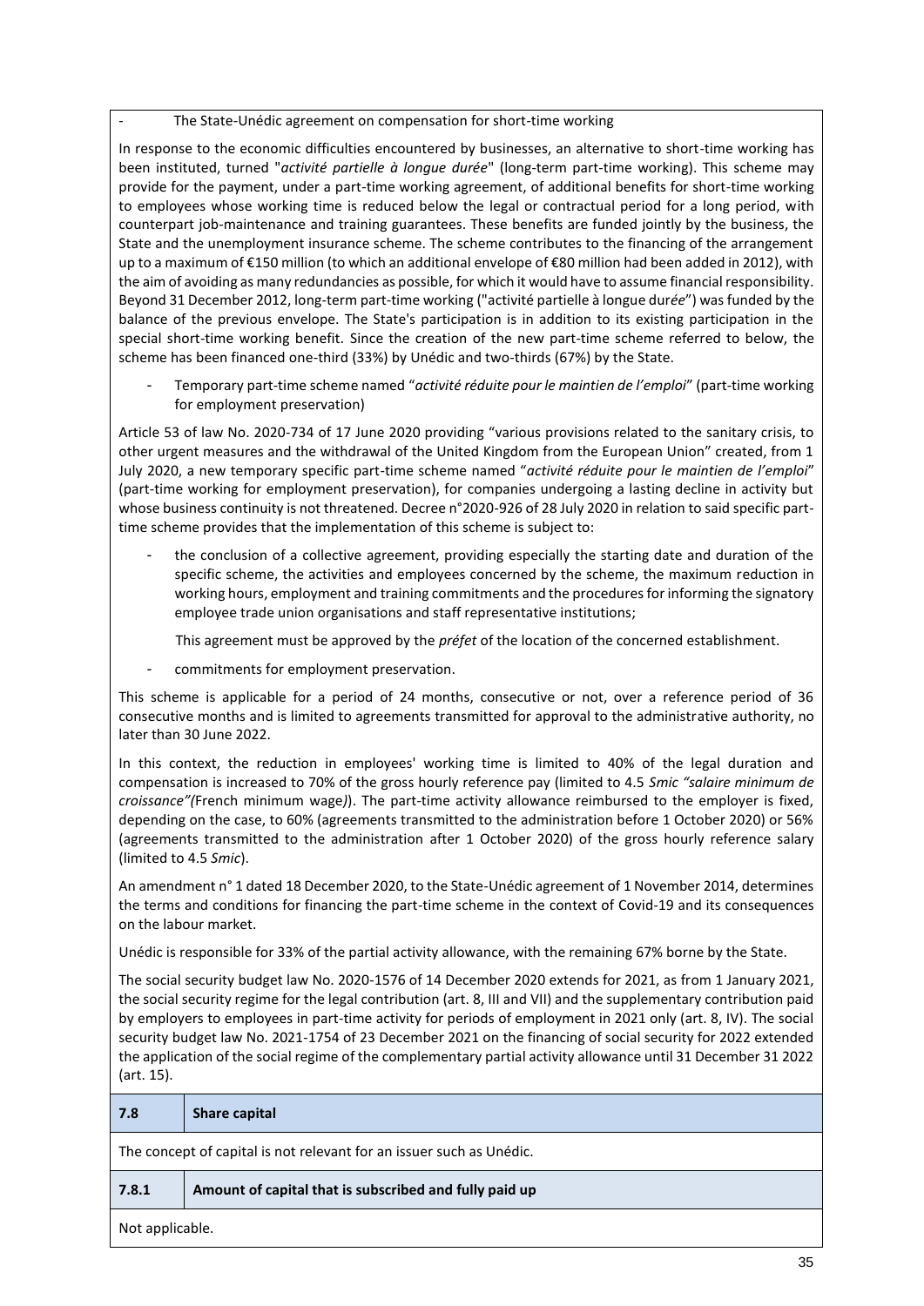- The State-Unédic agreement on compensation for short-time working

In response to the economic difficulties encountered by businesses, an alternative to short-time working has been instituted, turned "*activité partielle à longue durée*" (long-term part-time working). This scheme may provide for the payment, under a part-time working agreement, of additional benefits for short-time working to employees whose working time is reduced below the legal or contractual period for a long period, with counterpart job-maintenance and training guarantees. These benefits are funded jointly by the business, the State and the unemployment insurance scheme. The scheme contributes to the financing of the arrangement up to a maximum of €150 million (to which an additional envelope of €80 million had been added in 2012), with the aim of avoiding as many redundancies as possible, for which it would have to assume financial responsibility. Beyond 31 December 2012, long-term part-time working ("activité partielle à longue dur*ée*") was funded by the balance of the previous envelope. The State's participation is in addition to its existing participation in the special short-time working benefit. Since the creation of the new part-time scheme referred to below, the scheme has been financed one-third (33%) by Unédic and two-thirds (67%) by the State.

- Temporary part-time scheme named "*activité réduite pour le maintien de l'emploi*" (part-time working for employment preservation)

Article 53 of law No. 2020-734 of 17 June 2020 providing "various provisions related to the sanitary crisis, to other urgent measures and the withdrawal of the United Kingdom from the European Union" created, from 1 July 2020, a new temporary specific part-time scheme named "*activité réduite pour le maintien de l'emploi*" (part-time working for employment preservation), for companies undergoing a lasting decline in activity but whose business continuity is not threatened. Decree n°2020-926 of 28 July 2020 in relation to said specific part-time scheme provides that the implementation of this scheme is subject to:

- the conclusion of a collective agreement, providing especially the starting date and duration of the specific scheme, the activities and employees concerned by the scheme, the maximum reduction in working hours, employment and training commitments and the procedures for informing the signatory employee trade union organisations and staff representative institutions;

  This agreement must be approved by the *préfet* of the location of the concerned establishment.

- commitments for employment preservation.

This scheme is applicable for a period of 24 months, consecutive or not, over a reference period of 36 consecutive months and is limited to agreements transmitted for approval to the administrative authority, no later than 30 June 2022.

In this context, the reduction in employees' working time is limited to 40% of the legal duration and compensation is increased to 70% of the gross hourly reference pay (limited to 4.5 *Smic "salaire minimum de croissance"(*French minimum wage*)*). The part-time activity allowance reimbursed to the employer is fixed, depending on the case, to 60% (agreements transmitted to the administration before 1 October 2020) or 56% (agreements transmitted to the administration after 1 October 2020) of the gross hourly reference salary (limited to 4.5 *Smic*).

An amendment n° 1 dated 18 December 2020, to the State-Unédic agreement of 1 November 2014, determines the terms and conditions for financing the part-time scheme in the context of Covid-19 and its consequences on the labour market.

Unédic is responsible for 33% of the partial activity allowance, with the remaining 67% borne by the State.

The social security budget law No. 2020-1576 of 14 December 2020 extends for 2021, as from 1 January 2021, the social security regime for the legal contribution (art. 8, III and VII) and the supplementary contribution paid by employers to employees in part-time activity for periods of employment in 2021 only (art. 8, IV). The social security budget law No. 2021-1754 of 23 December 2021 on the financing of social security for 2022 extended the application of the social regime of the complementary partial activity allowance until 31 December 31 2022 (art. 15).

## 7.8 Share capital

The concept of capital is not relevant for an issuer such as Unédic.

### 7.8.1 Amount of capital that is subscribed and fully paid up

Not applicable.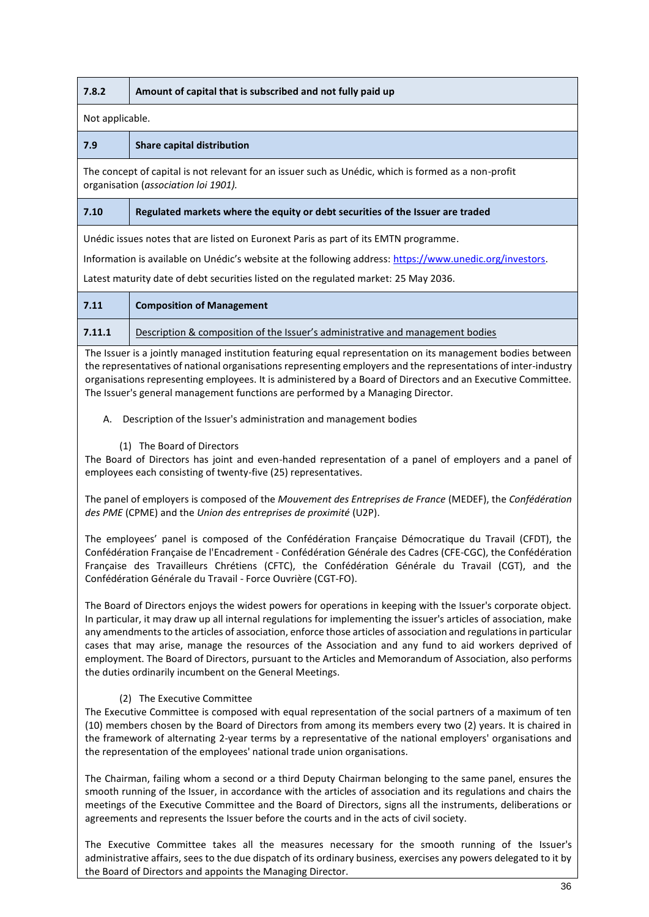| 7.8.2 | Amount of capital that is subscribed and not fully paid up |
|---|---|

Not applicable.

| 7.9 | Share capital distribution |
|---|---|

The concept of capital is not relevant for an issuer such as Unédic, which is formed as a non-profit organisation (*association loi 1901).*

| 7.10 | Regulated markets where the equity or debt securities of the Issuer are traded |
|---|---|

Unédic issues notes that are listed on Euronext Paris as part of its EMTN programme.

Information is available on Unédic's website at the following address: https://www.unedic.org/investors.

Latest maturity date of debt securities listed on the regulated market: 25 May 2036.

| 7.11 | Composition of Management |
|---|---|
| 7.11.1 | Description & composition of the Issuer's administrative and management bodies |

The Issuer is a jointly managed institution featuring equal representation on its management bodies between the representatives of national organisations representing employers and the representations of inter-industry organisations representing employees. It is administered by a Board of Directors and an Executive Committee. The Issuer's general management functions are performed by a Managing Director.

A. Description of the Issuer's administration and management bodies

(1) The Board of Directors

The Board of Directors has joint and even-handed representation of a panel of employers and a panel of employees each consisting of twenty-five (25) representatives.

The panel of employers is composed of the *Mouvement des Entreprises de France* (MEDEF), the *Confédération des PME* (CPME) and the *Union des entreprises de proximité* (U2P).

The employees' panel is composed of the Confédération Française Démocratique du Travail (CFDT), the Confédération Française de l'Encadrement - Confédération Générale des Cadres (CFE-CGC), the Confédération Française des Travailleurs Chrétiens (CFTC), the Confédération Générale du Travail (CGT), and the Confédération Générale du Travail - Force Ouvrière (CGT-FO).

The Board of Directors enjoys the widest powers for operations in keeping with the Issuer's corporate object. In particular, it may draw up all internal regulations for implementing the issuer's articles of association, make any amendments to the articles of association, enforce those articles of association and regulations in particular cases that may arise, manage the resources of the Association and any fund to aid workers deprived of employment. The Board of Directors, pursuant to the Articles and Memorandum of Association, also performs the duties ordinarily incumbent on the General Meetings.

(2) The Executive Committee

The Executive Committee is composed with equal representation of the social partners of a maximum of ten (10) members chosen by the Board of Directors from among its members every two (2) years. It is chaired in the framework of alternating 2-year terms by a representative of the national employers' organisations and the representation of the employees' national trade union organisations.

The Chairman, failing whom a second or a third Deputy Chairman belonging to the same panel, ensures the smooth running of the Issuer, in accordance with the articles of association and its regulations and chairs the meetings of the Executive Committee and the Board of Directors, signs all the instruments, deliberations or agreements and represents the Issuer before the courts and in the acts of civil society.

The Executive Committee takes all the measures necessary for the smooth running of the Issuer's administrative affairs, sees to the due dispatch of its ordinary business, exercises any powers delegated to it by the Board of Directors and appoints the Managing Director.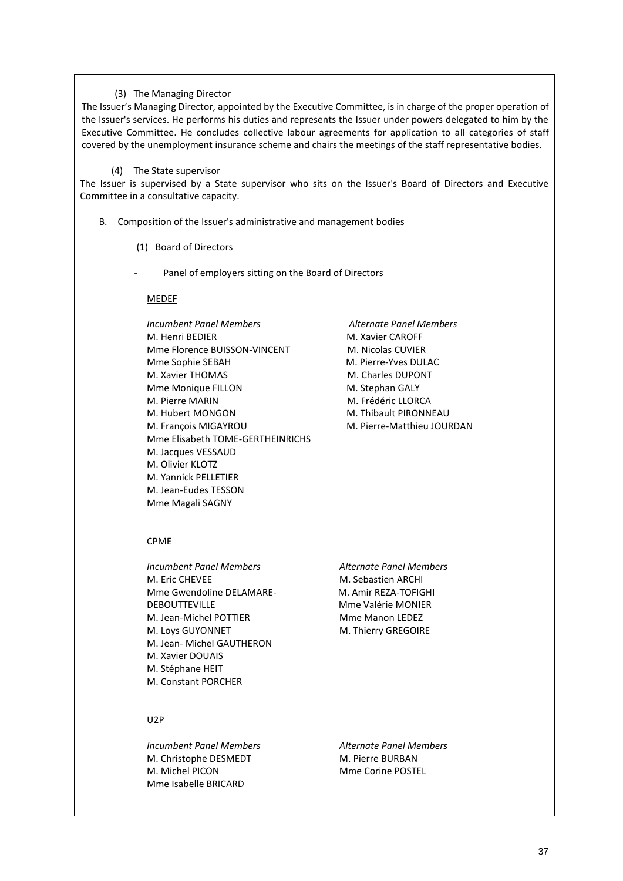(3) The Managing Director

The Issuer's Managing Director, appointed by the Executive Committee, is in charge of the proper operation of the Issuer's services. He performs his duties and represents the Issuer under powers delegated to him by the Executive Committee. He concludes collective labour agreements for application to all categories of staff covered by the unemployment insurance scheme and chairs the meetings of the staff representative bodies.

(4) The State supervisor

The Issuer is supervised by a State supervisor who sits on the Issuer's Board of Directors and Executive Committee in a consultative capacity.

B. Composition of the Issuer's administrative and management bodies

(1) Board of Directors

- Panel of employers sitting on the Board of Directors

MEDEF

| *Incumbent Panel Members* | *Alternate Panel Members* |
|---|---|
| M. Henri BEDIER | M. Xavier CAROFF |
| Mme Florence BUISSON-VINCENT | M. Nicolas CUVIER |
| Mme Sophie SEBAH | M. Pierre-Yves DULAC |
| M. Xavier THOMAS | M. Charles DUPONT |
| Mme Monique FILLON | M. Stephan GALY |
| M. Pierre MARIN | M. Frédéric LLORCA |
| M. Hubert MONGON | M. Thibault PIRONNEAU |
| M. François MIGAYROU | M. Pierre-Matthieu JOURDAN |
| Mme Elisabeth TOME-GERTHEINRICHS | |
| M. Jacques VESSAUD | |
| M. Olivier KLOTZ | |
| M. Yannick PELLETIER | |
| M. Jean-Eudes TESSON | |
| Mme Magali SAGNY | |

CPME

| *Incumbent Panel Members* | *Alternate Panel Members* |
|---|---|
| M. Eric CHEVEE | M. Sebastien ARCHI |
| Mme Gwendoline DELAMARE-DEBOUTTEVILLE | M. Amir REZA-TOFIGHI |
| M. Jean-Michel POTTIER | Mme Valérie MONIER |
| M. Loys GUYONNET | Mme Manon LEDEZ |
| M. Jean- Michel GAUTHERON | M. Thierry GREGOIRE |
| M. Xavier DOUAIS | |
| M. Stéphane HEIT | |
| M. Constant PORCHER | |

U2P

| *Incumbent Panel Members* | *Alternate Panel Members* |
|---|---|
| M. Christophe DESMEDT | M. Pierre BURBAN |
| M. Michel PICON | Mme Corine POSTEL |
| Mme Isabelle BRICARD | |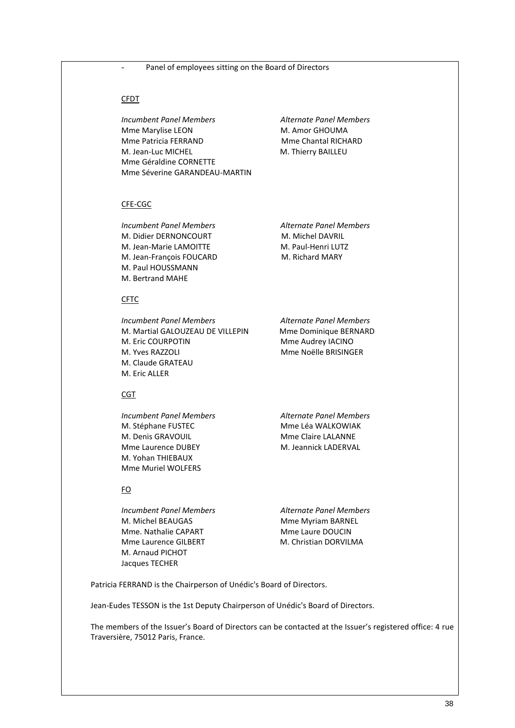- Panel of employees sitting on the Board of Directors

CFDT

| *Incumbent Panel Members* | *Alternate Panel Members* |
| --- | --- |
| Mme Marylise LEON | M. Amor GHOUMA |
| Mme Patricia FERRAND | Mme Chantal RICHARD |
| M. Jean-Luc MICHEL | M. Thierry BAILLEU |
| Mme Géraldine CORNETTE | |
| Mme Séverine GARANDEAU-MARTIN | |

CFE-CGC

| *Incumbent Panel Members* | *Alternate Panel Members* |
| --- | --- |
| M. Didier DERNONCOURT | M. Michel DAVRIL |
| M. Jean-Marie LAMOITTE | M. Paul-Henri LUTZ |
| M. Jean-François FOUCARD | M. Richard MARY |
| M. Paul HOUSSMANN | |
| M. Bertrand MAHE | |

CFTC

| *Incumbent Panel Members* | *Alternate Panel Members* |
| --- | --- |
| M. Martial GALOUZEAU DE VILLEPIN | Mme Dominique BERNARD |
| M. Eric COURPOTIN | Mme Audrey IACINO |
| M. Yves RAZZOLI | Mme Noëlle BRISINGER |
| M. Claude GRATEAU | |
| M. Eric ALLER | |

CGT

| *Incumbent Panel Members* | *Alternate Panel Members* |
| --- | --- |
| M. Stéphane FUSTEC | Mme Léa WALKOWIAK |
| M. Denis GRAVOUIL | Mme Claire LALANNE |
| Mme Laurence DUBEY | M. Jeannick LADERVAL |
| M. Yohan THIEBAUX | |
| Mme Muriel WOLFERS | |

FO

| *Incumbent Panel Members* | *Alternate Panel Members* |
| --- | --- |
| M. Michel BEAUGAS | Mme Myriam BARNEL |
| Mme. Nathalie CAPART | Mme Laure DOUCIN |
| Mme Laurence GILBERT | M. Christian DORVILMA |
| M. Arnaud PICHOT | |
| Jacques TECHER | |

Patricia FERRAND is the Chairperson of Unédic's Board of Directors.

Jean-Eudes TESSON is the 1st Deputy Chairperson of Unédic's Board of Directors.

The members of the Issuer's Board of Directors can be contacted at the Issuer's registered office: 4 rue Traversière, 75012 Paris, France.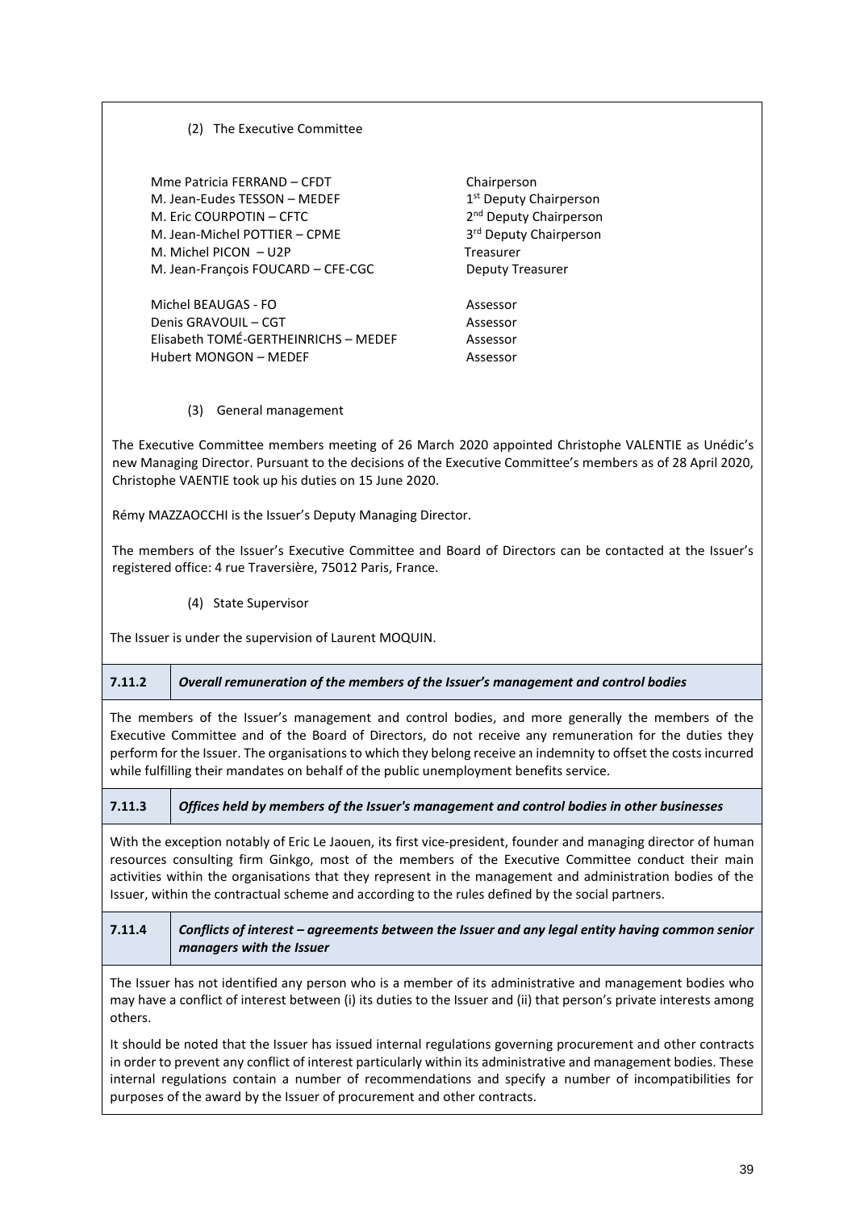(2) The Executive Committee

| | |
|---|---|
| Mme Patricia FERRAND – CFDT | Chairperson |
| M. Jean-Eudes TESSON – MEDEF | 1st Deputy Chairperson |
| M. Eric COURPOTIN – CFTC | 2nd Deputy Chairperson |
| M. Jean-Michel POTTIER – CPME | 3rd Deputy Chairperson |
| M. Michel PICON – U2P | Treasurer |
| M. Jean-François FOUCARD – CFE-CGC | Deputy Treasurer |
| Michel BEAUGAS - FO | Assessor |
| Denis GRAVOUIL – CGT | Assessor |
| Elisabeth TOMÉ-GERTHEINRICHS – MEDEF | Assessor |
| Hubert MONGON – MEDEF | Assessor |

(3) General management

The Executive Committee members meeting of 26 March 2020 appointed Christophe VALENTIE as Unédic's new Managing Director. Pursuant to the decisions of the Executive Committee's members as of 28 April 2020, Christophe VAENTIE took up his duties on 15 June 2020.

Rémy MAZZAOCCHI is the Issuer's Deputy Managing Director.

The members of the Issuer's Executive Committee and Board of Directors can be contacted at the Issuer's registered office: 4 rue Traversière, 75012 Paris, France.

(4) State Supervisor

The Issuer is under the supervision of Laurent MOQUIN.

### 7.11.2 *Overall remuneration of the members of the Issuer's management and control bodies*

The members of the Issuer's management and control bodies, and more generally the members of the Executive Committee and of the Board of Directors, do not receive any remuneration for the duties they perform for the Issuer. The organisations to which they belong receive an indemnity to offset the costs incurred while fulfilling their mandates on behalf of the public unemployment benefits service.

### 7.11.3 *Offices held by members of the Issuer's management and control bodies in other businesses*

With the exception notably of Eric Le Jaouen, its first vice-president, founder and managing director of human resources consulting firm Ginkgo, most of the members of the Executive Committee conduct their main activities within the organisations that they represent in the management and administration bodies of the Issuer, within the contractual scheme and according to the rules defined by the social partners.

### 7.11.4 *Conflicts of interest – agreements between the Issuer and any legal entity having common senior managers with the Issuer*

The Issuer has not identified any person who is a member of its administrative and management bodies who may have a conflict of interest between (i) its duties to the Issuer and (ii) that person's private interests among others.

It should be noted that the Issuer has issued internal regulations governing procurement and other contracts in order to prevent any conflict of interest particularly within its administrative and management bodies. These internal regulations contain a number of recommendations and specify a number of incompatibilities for purposes of the award by the Issuer of procurement and other contracts.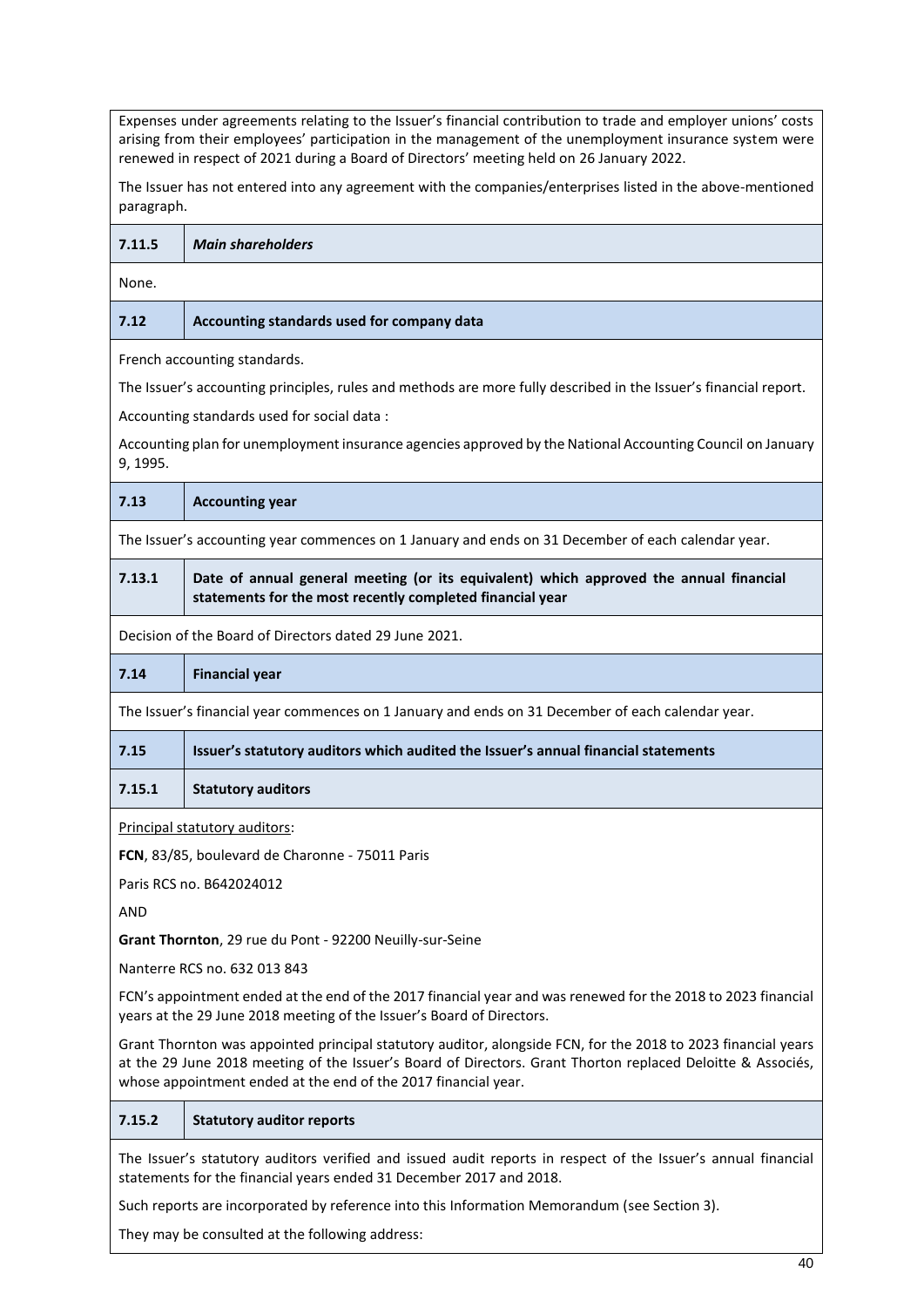Expenses under agreements relating to the Issuer's financial contribution to trade and employer unions' costs arising from their employees' participation in the management of the unemployment insurance system were renewed in respect of 2021 during a Board of Directors' meeting held on 26 January 2022.

The Issuer has not entered into any agreement with the companies/enterprises listed in the above-mentioned paragraph.

#### 7.11.5 *Main shareholders*

None.

## 7.12 Accounting standards used for company data

French accounting standards.

The Issuer's accounting principles, rules and methods are more fully described in the Issuer's financial report.

Accounting standards used for social data :

Accounting plan for unemployment insurance agencies approved by the National Accounting Council on January 9, 1995.

## 7.13 Accounting year

The Issuer's accounting year commences on 1 January and ends on 31 December of each calendar year.

### 7.13.1 Date of annual general meeting (or its equivalent) which approved the annual financial statements for the most recently completed financial year

Decision of the Board of Directors dated 29 June 2021.

## 7.14 Financial year

The Issuer's financial year commences on 1 January and ends on 31 December of each calendar year.

## 7.15 Issuer's statutory auditors which audited the Issuer's annual financial statements

### 7.15.1 Statutory auditors

Principal statutory auditors:

**FCN**, 83/85, boulevard de Charonne - 75011 Paris

Paris RCS no. B642024012

AND

**Grant Thornton**, 29 rue du Pont - 92200 Neuilly-sur-Seine

Nanterre RCS no. 632 013 843

FCN's appointment ended at the end of the 2017 financial year and was renewed for the 2018 to 2023 financial years at the 29 June 2018 meeting of the Issuer's Board of Directors.

Grant Thornton was appointed principal statutory auditor, alongside FCN, for the 2018 to 2023 financial years at the 29 June 2018 meeting of the Issuer's Board of Directors. Grant Thorton replaced Deloitte & Associés, whose appointment ended at the end of the 2017 financial year.

### 7.15.2 Statutory auditor reports

The Issuer's statutory auditors verified and issued audit reports in respect of the Issuer's annual financial statements for the financial years ended 31 December 2017 and 2018.

Such reports are incorporated by reference into this Information Memorandum (see Section 3).

They may be consulted at the following address: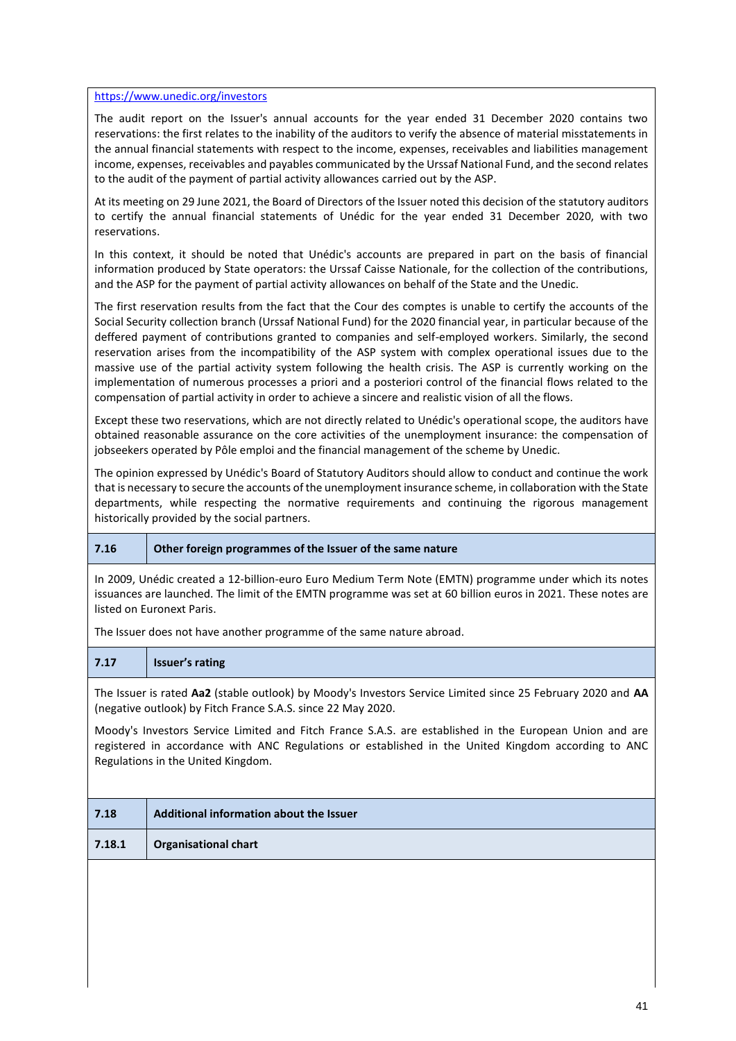https://www.unedic.org/investors

The audit report on the Issuer's annual accounts for the year ended 31 December 2020 contains two reservations: the first relates to the inability of the auditors to verify the absence of material misstatements in the annual financial statements with respect to the income, expenses, receivables and liabilities management income, expenses, receivables and payables communicated by the Urssaf National Fund, and the second relates to the audit of the payment of partial activity allowances carried out by the ASP.

At its meeting on 29 June 2021, the Board of Directors of the Issuer noted this decision of the statutory auditors to certify the annual financial statements of Unédic for the year ended 31 December 2020, with two reservations.

In this context, it should be noted that Unédic's accounts are prepared in part on the basis of financial information produced by State operators: the Urssaf Caisse Nationale, for the collection of the contributions, and the ASP for the payment of partial activity allowances on behalf of the State and the Unedic.

The first reservation results from the fact that the Cour des comptes is unable to certify the accounts of the Social Security collection branch (Urssaf National Fund) for the 2020 financial year, in particular because of the deffered payment of contributions granted to companies and self-employed workers. Similarly, the second reservation arises from the incompatibility of the ASP system with complex operational issues due to the massive use of the partial activity system following the health crisis. The ASP is currently working on the implementation of numerous processes a priori and a posteriori control of the financial flows related to the compensation of partial activity in order to achieve a sincere and realistic vision of all the flows.

Except these two reservations, which are not directly related to Unédic's operational scope, the auditors have obtained reasonable assurance on the core activities of the unemployment insurance: the compensation of jobseekers operated by Pôle emploi and the financial management of the scheme by Unedic.

The opinion expressed by Unédic's Board of Statutory Auditors should allow to conduct and continue the work that is necessary to secure the accounts of the unemployment insurance scheme, in collaboration with the State departments, while respecting the normative requirements and continuing the rigorous management historically provided by the social partners.

## 7.16 Other foreign programmes of the Issuer of the same nature

In 2009, Unédic created a 12-billion-euro Euro Medium Term Note (EMTN) programme under which its notes issuances are launched. The limit of the EMTN programme was set at 60 billion euros in 2021. These notes are listed on Euronext Paris.

The Issuer does not have another programme of the same nature abroad.

## 7.17 Issuer's rating

The Issuer is rated **Aa2** (stable outlook) by Moody's Investors Service Limited since 25 February 2020 and **AA** (negative outlook) by Fitch France S.A.S. since 22 May 2020.

Moody's Investors Service Limited and Fitch France S.A.S. are established in the European Union and are registered in accordance with ANC Regulations or established in the United Kingdom according to ANC Regulations in the United Kingdom.

## 7.18 Additional information about the Issuer

### 7.18.1 Organisational chart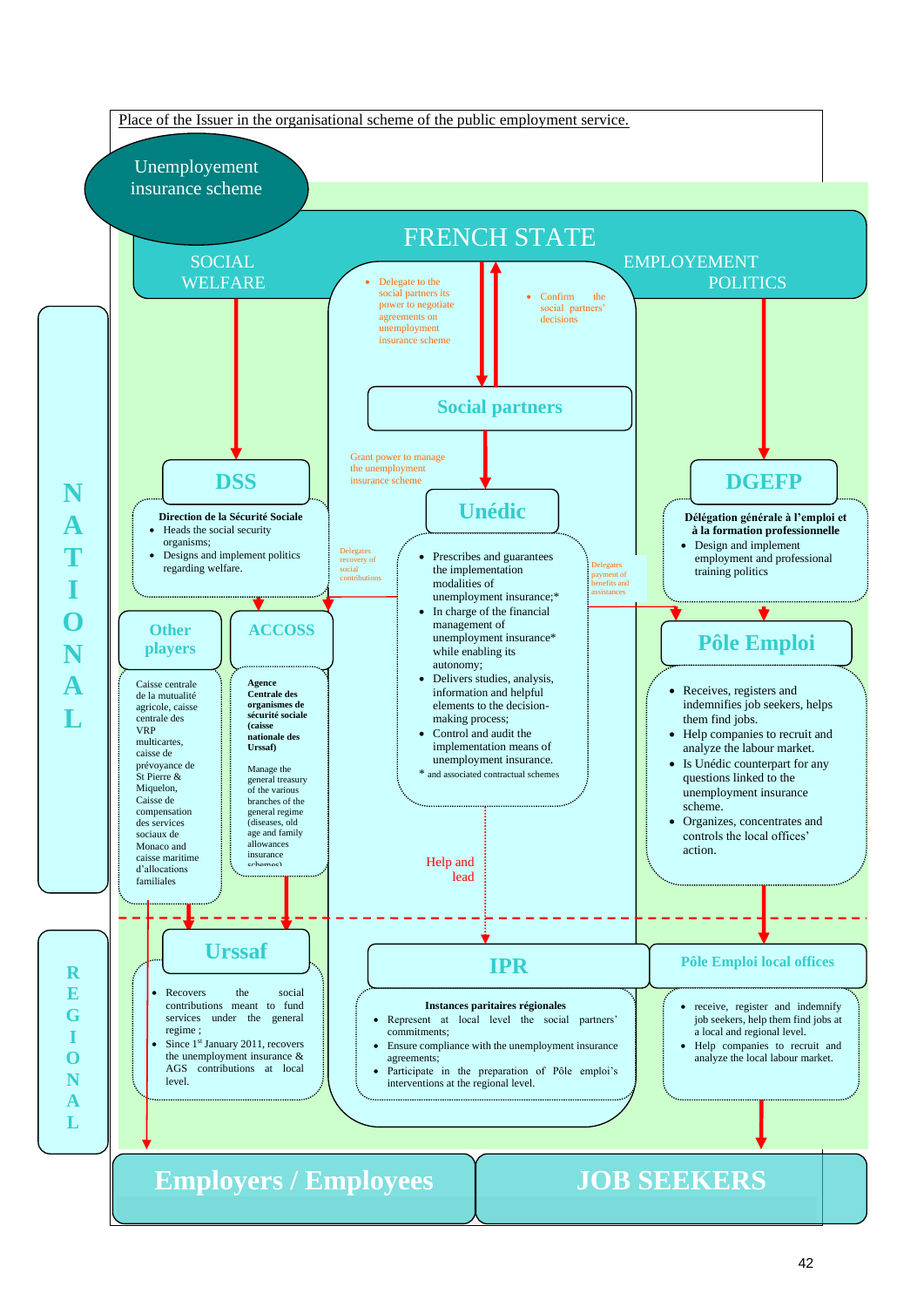Place of the Issuer in the organisational scheme of the public employment service.

**Unemployement insurance scheme**

# FRENCH STATE

SOCIAL WELFARE | EMPLOYEMENT POLITICS

**NATIONAL**

- Delegate to the social partners its power to negotiate agreements on unemployment insurance scheme
- Confirm the social partners' decisions

## Social partners

Grant power to manage the unemployment insurance scheme

## DSS

**Direction de la Sécurité Sociale**

- Heads the social security organisms;
- Designs and implement politics regarding welfare.

## Unédic

- Prescribes and guarantees the implementation modalities of unemployment insurance;*
- In charge of the financial management of unemployment insurance* while enabling its autonomy;
- Delivers studies, analysis, information and helpful elements to the decision-making process;
- Control and audit the implementation means of unemployment insurance.

\* and associated contractual schemes

Delegates recovery of social contributions

Delegates payment of benefits and assistances

## DGEFP

**Délégation générale à l'emploi et à la formation professionnelle**

- Design and implement employment and professional training politics

## Other players

Caisse centrale de la mutualité agricole, caisse centrale des VRP multicartes, caisse de prévoyance de St Pierre & Miquelon, Caisse de compensation des services sociaux de Monaco and caisse maritime d'allocations familiales

## ACCOSS

**Agence Centrale des organismes de sécurité sociale (caisse nationale des Urssaf)**

Manage the general treasury of the various branches of the general regime (diseases, old age and family allowances insurance schemes)

## Pôle Emploi

- Receives, registers and indemnifies job seekers, helps them find jobs.
- Help companies to recruit and analyze the labour market.
- Is Unédic counterpart for any questions linked to the unemployment insurance scheme.
- Organizes, concentrates and controls the local offices' action.

Help and lead

**REGIONAL**

## Urssaf

- Recovers the social contributions meant to fund services under the general regime ;
- Since 1st January 2011, recovers the unemployment insurance & AGS contributions at local level.

## IPR

**Instances paritaires régionales**

- Represent at local level the social partners' commitments;
- Ensure compliance with the unemployment insurance agreements;
- Participate in the preparation of Pôle emploi's interventions at the regional level.

## Pôle Emploi local offices

- receive, register and indemnify job seekers, help them find jobs at a local and regional level.
- Help companies to recruit and analyze the local labour market.

# Employers / Employees

# JOB SEEKERS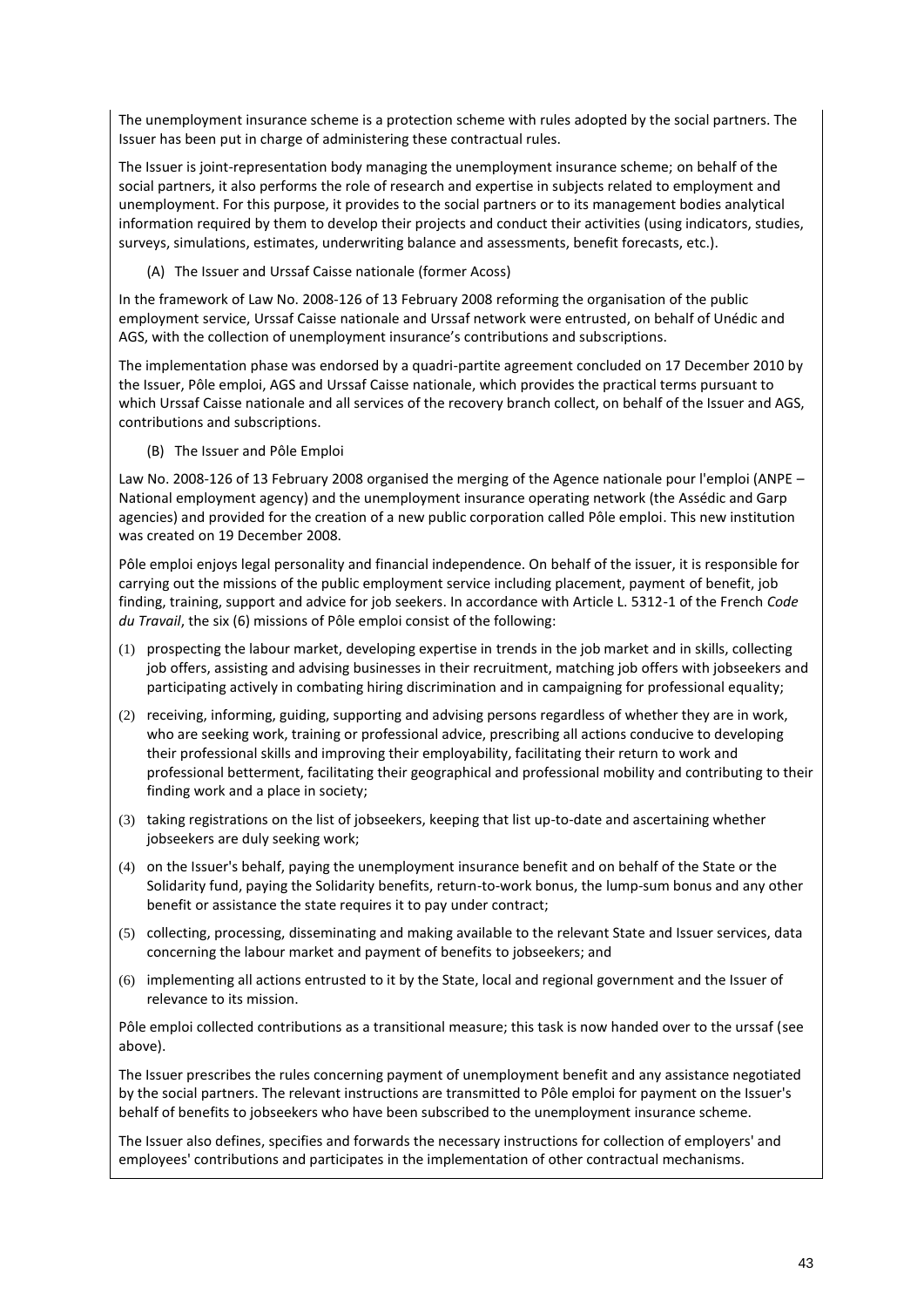The unemployment insurance scheme is a protection scheme with rules adopted by the social partners. The Issuer has been put in charge of administering these contractual rules.

The Issuer is joint-representation body managing the unemployment insurance scheme; on behalf of the social partners, it also performs the role of research and expertise in subjects related to employment and unemployment. For this purpose, it provides to the social partners or to its management bodies analytical information required by them to develop their projects and conduct their activities (using indicators, studies, surveys, simulations, estimates, underwriting balance and assessments, benefit forecasts, etc.).

(A) The Issuer and Urssaf Caisse nationale (former Acoss)

In the framework of Law No. 2008-126 of 13 February 2008 reforming the organisation of the public employment service, Urssaf Caisse nationale and Urssaf network were entrusted, on behalf of Unédic and AGS, with the collection of unemployment insurance's contributions and subscriptions.

The implementation phase was endorsed by a quadri-partite agreement concluded on 17 December 2010 by the Issuer, Pôle emploi, AGS and Urssaf Caisse nationale, which provides the practical terms pursuant to which Urssaf Caisse nationale and all services of the recovery branch collect, on behalf of the Issuer and AGS, contributions and subscriptions.

(B) The Issuer and Pôle Emploi

Law No. 2008-126 of 13 February 2008 organised the merging of the Agence nationale pour l'emploi (ANPE – National employment agency) and the unemployment insurance operating network (the Assédic and Garp agencies) and provided for the creation of a new public corporation called Pôle emploi. This new institution was created on 19 December 2008.

Pôle emploi enjoys legal personality and financial independence. On behalf of the issuer, it is responsible for carrying out the missions of the public employment service including placement, payment of benefit, job finding, training, support and advice for job seekers. In accordance with Article L. 5312-1 of the French *Code du Travail*, the six (6) missions of Pôle emploi consist of the following:

(1) prospecting the labour market, developing expertise in trends in the job market and in skills, collecting job offers, assisting and advising businesses in their recruitment, matching job offers with jobseekers and participating actively in combating hiring discrimination and in campaigning for professional equality;

(2) receiving, informing, guiding, supporting and advising persons regardless of whether they are in work, who are seeking work, training or professional advice, prescribing all actions conducive to developing their professional skills and improving their employability, facilitating their return to work and professional betterment, facilitating their geographical and professional mobility and contributing to their finding work and a place in society;

(3) taking registrations on the list of jobseekers, keeping that list up-to-date and ascertaining whether jobseekers are duly seeking work;

(4) on the Issuer's behalf, paying the unemployment insurance benefit and on behalf of the State or the Solidarity fund, paying the Solidarity benefits, return-to-work bonus, the lump-sum bonus and any other benefit or assistance the state requires it to pay under contract;

(5) collecting, processing, disseminating and making available to the relevant State and Issuer services, data concerning the labour market and payment of benefits to jobseekers; and

(6) implementing all actions entrusted to it by the State, local and regional government and the Issuer of relevance to its mission.

Pôle emploi collected contributions as a transitional measure; this task is now handed over to the urssaf (see above).

The Issuer prescribes the rules concerning payment of unemployment benefit and any assistance negotiated by the social partners. The relevant instructions are transmitted to Pôle emploi for payment on the Issuer's behalf of benefits to jobseekers who have been subscribed to the unemployment insurance scheme.

The Issuer also defines, specifies and forwards the necessary instructions for collection of employers' and employees' contributions and participates in the implementation of other contractual mechanisms.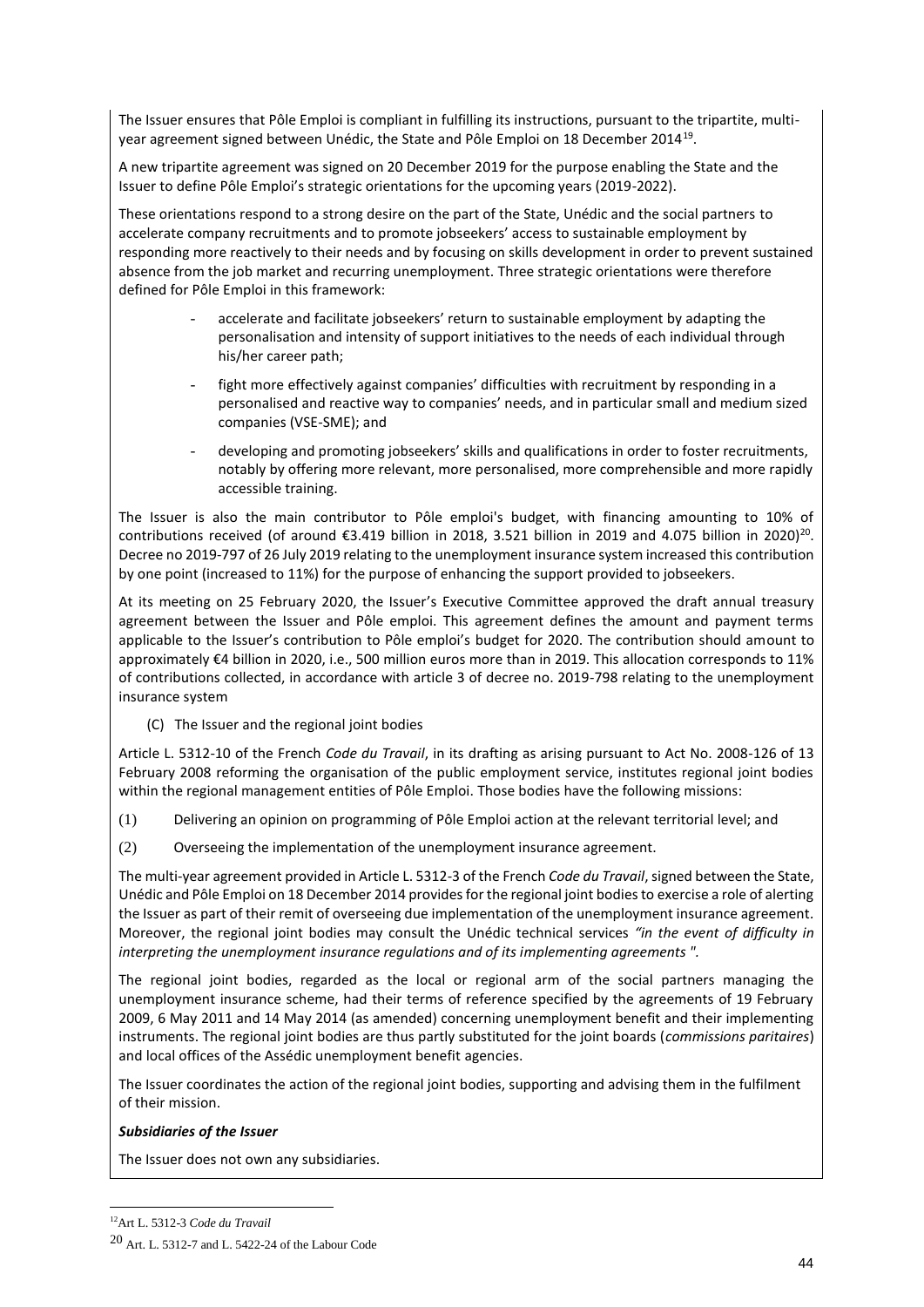The Issuer ensures that Pôle Emploi is compliant in fulfilling its instructions, pursuant to the tripartite, multi-year agreement signed between Unédic, the State and Pôle Emploi on 18 December 2014[19].

A new tripartite agreement was signed on 20 December 2019 for the purpose enabling the State and the Issuer to define Pôle Emploi's strategic orientations for the upcoming years (2019-2022).

These orientations respond to a strong desire on the part of the State, Unédic and the social partners to accelerate company recruitments and to promote jobseekers' access to sustainable employment by responding more reactively to their needs and by focusing on skills development in order to prevent sustained absence from the job market and recurring unemployment. Three strategic orientations were therefore defined for Pôle Emploi in this framework:

- accelerate and facilitate jobseekers' return to sustainable employment by adapting the personalisation and intensity of support initiatives to the needs of each individual through his/her career path;
- fight more effectively against companies' difficulties with recruitment by responding in a personalised and reactive way to companies' needs, and in particular small and medium sized companies (VSE-SME); and
- developing and promoting jobseekers' skills and qualifications in order to foster recruitments, notably by offering more relevant, more personalised, more comprehensible and more rapidly accessible training.

The Issuer is also the main contributor to Pôle emploi's budget, with financing amounting to 10% of contributions received (of around €3.419 billion in 2018, 3.521 billion in 2019 and 4.075 billion in 2020)[20]. Decree no 2019-797 of 26 July 2019 relating to the unemployment insurance system increased this contribution by one point (increased to 11%) for the purpose of enhancing the support provided to jobseekers.

At its meeting on 25 February 2020, the Issuer's Executive Committee approved the draft annual treasury agreement between the Issuer and Pôle emploi. This agreement defines the amount and payment terms applicable to the Issuer's contribution to Pôle emploi's budget for 2020. The contribution should amount to approximately €4 billion in 2020, i.e., 500 million euros more than in 2019. This allocation corresponds to 11% of contributions collected, in accordance with article 3 of decree no. 2019-798 relating to the unemployment insurance system

(C) The Issuer and the regional joint bodies

Article L. 5312-10 of the French *Code du Travail*, in its drafting as arising pursuant to Act No. 2008-126 of 13 February 2008 reforming the organisation of the public employment service, institutes regional joint bodies within the regional management entities of Pôle Emploi. Those bodies have the following missions:

(1) Delivering an opinion on programming of Pôle Emploi action at the relevant territorial level; and

(2) Overseeing the implementation of the unemployment insurance agreement.

The multi-year agreement provided in Article L. 5312-3 of the French *Code du Travail*, signed between the State, Unédic and Pôle Emploi on 18 December 2014 provides for the regional joint bodies to exercise a role of alerting the Issuer as part of their remit of overseeing due implementation of the unemployment insurance agreement. Moreover, the regional joint bodies may consult the Unédic technical services *"in the event of difficulty in interpreting the unemployment insurance regulations and of its implementing agreements ".*

The regional joint bodies, regarded as the local or regional arm of the social partners managing the unemployment insurance scheme, had their terms of reference specified by the agreements of 19 February 2009, 6 May 2011 and 14 May 2014 (as amended) concerning unemployment benefit and their implementing instruments. The regional joint bodies are thus partly substituted for the joint boards (*commissions paritaires*) and local offices of the Assédic unemployment benefit agencies.

The Issuer coordinates the action of the regional joint bodies, supporting and advising them in the fulfilment of their mission.

***Subsidiaries of the Issuer***

The Issuer does not own any subsidiaries.

---

[12] Art L. 5312-3 *Code du Travail*

[20] Art. L. 5312-7 and L. 5422-24 of the Labour Code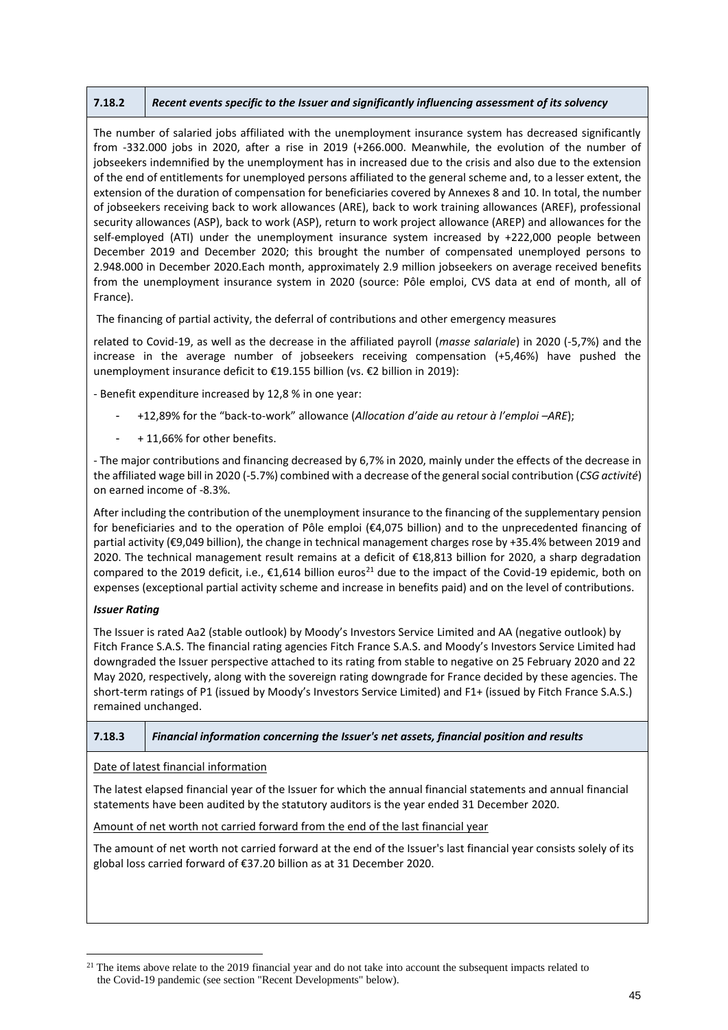| 7.18.2 | *Recent events specific to the Issuer and significantly influencing assessment of its solvency* |
|---|---|

The number of salaried jobs affiliated with the unemployment insurance system has decreased significantly from -332.000 jobs in 2020, after a rise in 2019 (+266.000. Meanwhile, the evolution of the number of jobseekers indemnified by the unemployment has in increased due to the crisis and also due to the extension of the end of entitlements for unemployed persons affiliated to the general scheme and, to a lesser extent, the extension of the duration of compensation for beneficiaries covered by Annexes 8 and 10. In total, the number of jobseekers receiving back to work allowances (ARE), back to work training allowances (AREF), professional security allowances (ASP), back to work (ASP), return to work project allowance (AREP) and allowances for the self-employed (ATI) under the unemployment insurance system increased by +222,000 people between December 2019 and December 2020; this brought the number of compensated unemployed persons to 2.948.000 in December 2020.Each month, approximately 2.9 million jobseekers on average received benefits from the unemployment insurance system in 2020 (source: Pôle emploi, CVS data at end of month, all of France).

The financing of partial activity, the deferral of contributions and other emergency measures

related to Covid-19, as well as the decrease in the affiliated payroll (*masse salariale*) in 2020 (-5,7%) and the increase in the average number of jobseekers receiving compensation (+5,46%) have pushed the unemployment insurance deficit to €19.155 billion (vs. €2 billion in 2019):

- Benefit expenditure increased by 12,8 % in one year:
    - +12,89% for the "back-to-work" allowance (*Allocation d'aide au retour à l'emploi –ARE*);
    - + 11,66% for other benefits.

- The major contributions and financing decreased by 6,7% in 2020, mainly under the effects of the decrease in the affiliated wage bill in 2020 (-5.7%) combined with a decrease of the general social contribution (*CSG activité*) on earned income of -8.3%.

After including the contribution of the unemployment insurance to the financing of the supplementary pension for beneficiaries and to the operation of Pôle emploi (€4,075 billion) and to the unprecedented financing of partial activity (€9,049 billion), the change in technical management charges rose by +35.4% between 2019 and 2020. The technical management result remains at a deficit of €18,813 billion for 2020, a sharp degradation compared to the 2019 deficit, i.e., €1,614 billion euros[21] due to the impact of the Covid-19 epidemic, both on expenses (exceptional partial activity scheme and increase in benefits paid) and on the level of contributions.

***Issuer Rating***

The Issuer is rated Aa2 (stable outlook) by Moody's Investors Service Limited and AA (negative outlook) by Fitch France S.A.S. The financial rating agencies Fitch France S.A.S. and Moody's Investors Service Limited had downgraded the Issuer perspective attached to its rating from stable to negative on 25 February 2020 and 22 May 2020, respectively, along with the sovereign rating downgrade for France decided by these agencies. The short-term ratings of P1 (issued by Moody's Investors Service Limited) and F1+ (issued by Fitch France S.A.S.) remained unchanged.

| 7.18.3 | *Financial information concerning the Issuer's net assets, financial position and results* |
|---|---|

Date of latest financial information

The latest elapsed financial year of the Issuer for which the annual financial statements and annual financial statements have been audited by the statutory auditors is the year ended 31 December 2020.

Amount of net worth not carried forward from the end of the last financial year

The amount of net worth not carried forward at the end of the Issuer's last financial year consists solely of its global loss carried forward of €37.20 billion as at 31 December 2020.

[21] The items above relate to the 2019 financial year and do not take into account the subsequent impacts related to the Covid-19 pandemic (see section "Recent Developments" below).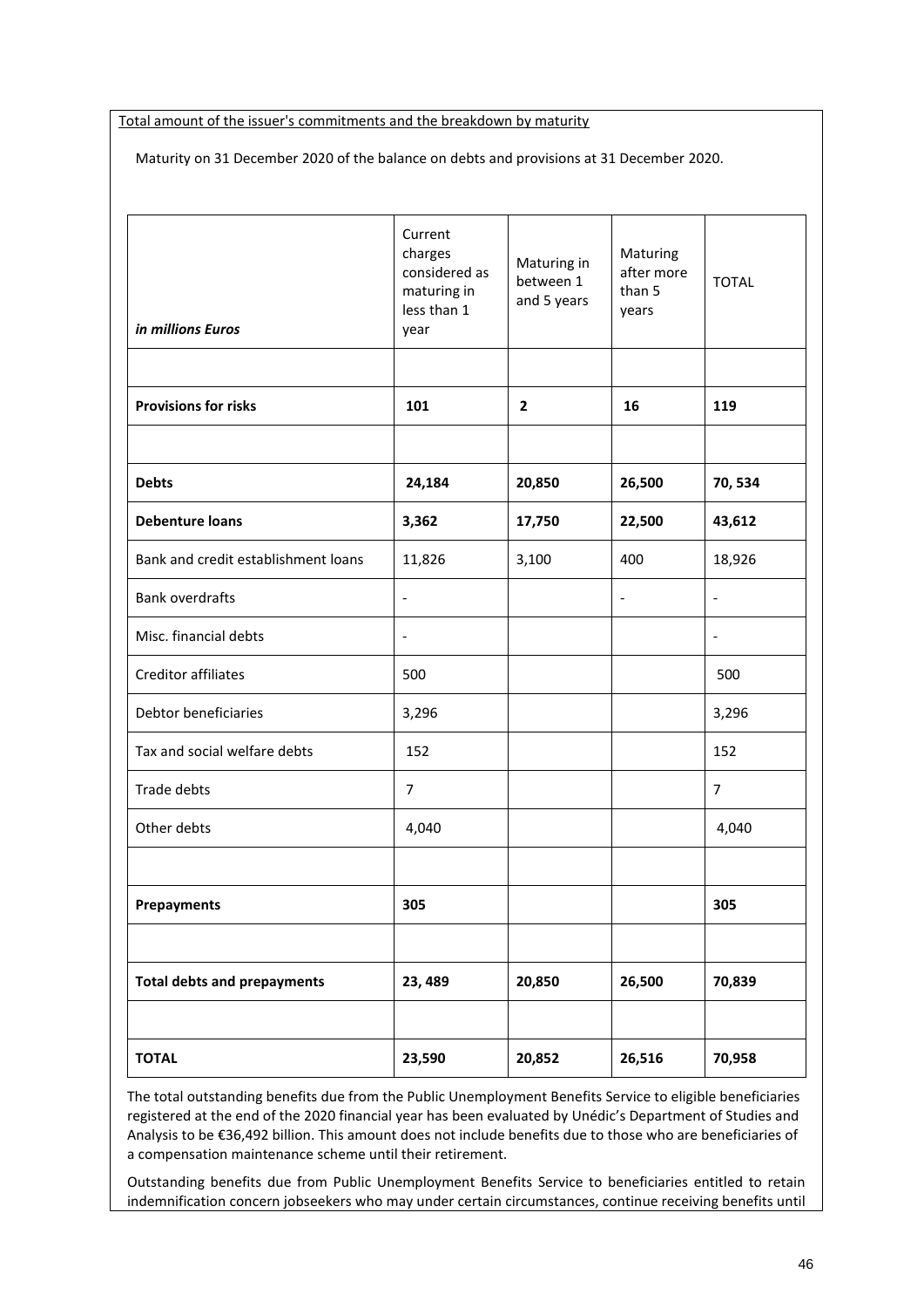Total amount of the issuer's commitments and the breakdown by maturity

Maturity on 31 December 2020 of the balance on debts and provisions at 31 December 2020.

| *in millions Euros* | Current charges considered as maturing in less than 1 year | Maturing in between 1 and 5 years | Maturing after more than 5 years | TOTAL |
|---|---|---|---|---|
| | | | | |
| **Provisions for risks** | **101** | **2** | **16** | **119** |
| | | | | |
| **Debts** | **24,184** | **20,850** | **26,500** | **70, 534** |
| **Debenture loans** | **3,362** | **17,750** | **22,500** | **43,612** |
| Bank and credit establishment loans | 11,826 | 3,100 | 400 | 18,926 |
| Bank overdrafts | - | | - | - |
| Misc. financial debts | - | | | - |
| Creditor affiliates | 500 | | | 500 |
| Debtor beneficiaries | 3,296 | | | 3,296 |
| Tax and social welfare debts | 152 | | | 152 |
| Trade debts | 7 | | | 7 |
| Other debts | 4,040 | | | 4,040 |
| | | | | |
| **Prepayments** | **305** | | | **305** |
| | | | | |
| **Total debts and prepayments** | **23, 489** | **20,850** | **26,500** | **70,839** |
| | | | | |
| **TOTAL** | **23,590** | **20,852** | **26,516** | **70,958** |

The total outstanding benefits due from the Public Unemployment Benefits Service to eligible beneficiaries registered at the end of the 2020 financial year has been evaluated by Unédic's Department of Studies and Analysis to be €36,492 billion. This amount does not include benefits due to those who are beneficiaries of a compensation maintenance scheme until their retirement.

Outstanding benefits due from Public Unemployment Benefits Service to beneficiaries entitled to retain indemnification concern jobseekers who may under certain circumstances, continue receiving benefits until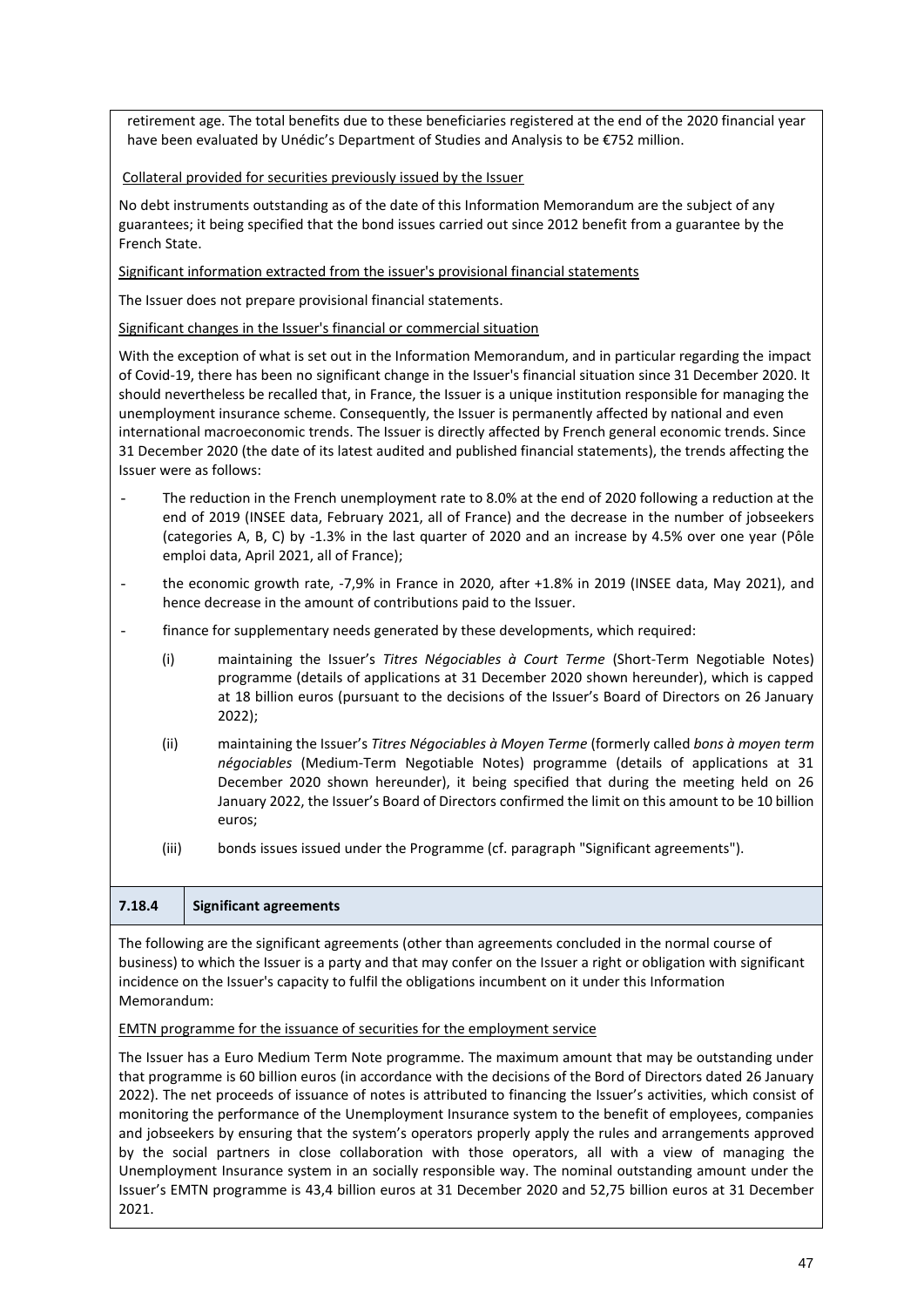retirement age. The total benefits due to these beneficiaries registered at the end of the 2020 financial year have been evaluated by Unédic's Department of Studies and Analysis to be €752 million.

Collateral provided for securities previously issued by the Issuer

No debt instruments outstanding as of the date of this Information Memorandum are the subject of any guarantees; it being specified that the bond issues carried out since 2012 benefit from a guarantee by the French State.

Significant information extracted from the issuer's provisional financial statements

The Issuer does not prepare provisional financial statements.

Significant changes in the Issuer's financial or commercial situation

With the exception of what is set out in the Information Memorandum, and in particular regarding the impact of Covid-19, there has been no significant change in the Issuer's financial situation since 31 December 2020. It should nevertheless be recalled that, in France, the Issuer is a unique institution responsible for managing the unemployment insurance scheme. Consequently, the Issuer is permanently affected by national and even international macroeconomic trends. The Issuer is directly affected by French general economic trends. Since 31 December 2020 (the date of its latest audited and published financial statements), the trends affecting the Issuer were as follows:

- The reduction in the French unemployment rate to 8.0% at the end of 2020 following a reduction at the end of 2019 (INSEE data, February 2021, all of France) and the decrease in the number of jobseekers (categories A, B, C) by -1.3% in the last quarter of 2020 and an increase by 4.5% over one year (Pôle emploi data, April 2021, all of France);
- the economic growth rate, -7,9% in France in 2020, after +1.8% in 2019 (INSEE data, May 2021), and hence decrease in the amount of contributions paid to the Issuer.
- finance for supplementary needs generated by these developments, which required:
  - (i) maintaining the Issuer's *Titres Négociables à Court Terme* (Short-Term Negotiable Notes) programme (details of applications at 31 December 2020 shown hereunder), which is capped at 18 billion euros (pursuant to the decisions of the Issuer's Board of Directors on 26 January 2022);
  - (ii) maintaining the Issuer's *Titres Négociables à Moyen Terme* (formerly called *bons à moyen term négociables* (Medium-Term Negotiable Notes) programme (details of applications at 31 December 2020 shown hereunder), it being specified that during the meeting held on 26 January 2022, the Issuer's Board of Directors confirmed the limit on this amount to be 10 billion euros;
  - (iii) bonds issues issued under the Programme (cf. paragraph "Significant agreements").

| 7.18.4 | Significant agreements |
|---|---|

The following are the significant agreements (other than agreements concluded in the normal course of business) to which the Issuer is a party and that may confer on the Issuer a right or obligation with significant incidence on the Issuer's capacity to fulfil the obligations incumbent on it under this Information Memorandum:

EMTN programme for the issuance of securities for the employment service

The Issuer has a Euro Medium Term Note programme. The maximum amount that may be outstanding under that programme is 60 billion euros (in accordance with the decisions of the Bord of Directors dated 26 January 2022). The net proceeds of issuance of notes is attributed to financing the Issuer's activities, which consist of monitoring the performance of the Unemployment Insurance system to the benefit of employees, companies and jobseekers by ensuring that the system's operators properly apply the rules and arrangements approved by the social partners in close collaboration with those operators, all with a view of managing the Unemployment Insurance system in an socially responsible way. The nominal outstanding amount under the Issuer's EMTN programme is 43,4 billion euros at 31 December 2020 and 52,75 billion euros at 31 December 2021.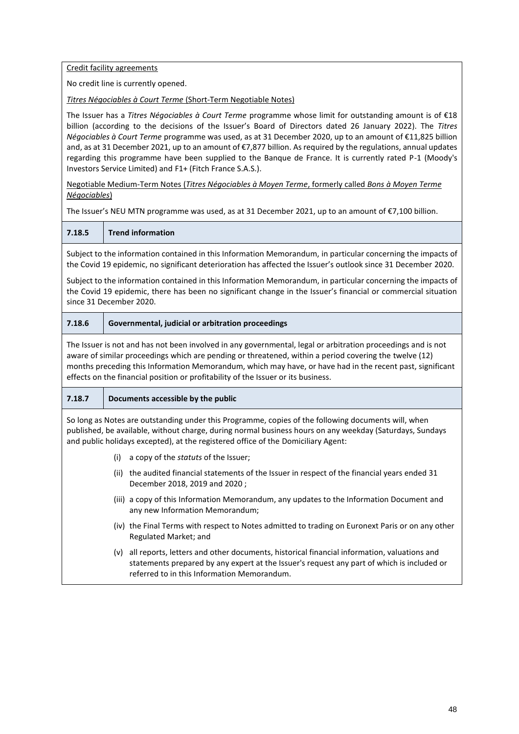Credit facility agreements

No credit line is currently opened.

*Titres Négociables à Court Terme* (Short-Term Negotiable Notes)

The Issuer has a *Titres Négociables à Court Terme* programme whose limit for outstanding amount is of €18 billion (according to the decisions of the Issuer's Board of Directors dated 26 January 2022). The *Titres Négociables à Court Terme* programme was used, as at 31 December 2020, up to an amount of €11,825 billion and, as at 31 December 2021, up to an amount of €7,877 billion. As required by the regulations, annual updates regarding this programme have been supplied to the Banque de France. It is currently rated P-1 (Moody's Investors Service Limited) and F1+ (Fitch France S.A.S.).

Negotiable Medium-Term Notes (*Titres Négociables à Moyen Terme*, formerly called *Bons à Moyen Terme Négociables*)

The Issuer's NEU MTN programme was used, as at 31 December 2021, up to an amount of €7,100 billion.

### 7.18.5 Trend information

Subject to the information contained in this Information Memorandum, in particular concerning the impacts of the Covid 19 epidemic, no significant deterioration has affected the Issuer's outlook since 31 December 2020.

Subject to the information contained in this Information Memorandum, in particular concerning the impacts of the Covid 19 epidemic, there has been no significant change in the Issuer's financial or commercial situation since 31 December 2020.

### 7.18.6 Governmental, judicial or arbitration proceedings

The Issuer is not and has not been involved in any governmental, legal or arbitration proceedings and is not aware of similar proceedings which are pending or threatened, within a period covering the twelve (12) months preceding this Information Memorandum, which may have, or have had in the recent past, significant effects on the financial position or profitability of the Issuer or its business.

### 7.18.7 Documents accessible by the public

So long as Notes are outstanding under this Programme, copies of the following documents will, when published, be available, without charge, during normal business hours on any weekday (Saturdays, Sundays and public holidays excepted), at the registered office of the Domiciliary Agent:

(i) a copy of the *statuts* of the Issuer;

(ii) the audited financial statements of the Issuer in respect of the financial years ended 31 December 2018, 2019 and 2020 ;

(iii) a copy of this Information Memorandum, any updates to the Information Document and any new Information Memorandum;

(iv) the Final Terms with respect to Notes admitted to trading on Euronext Paris or on any other Regulated Market; and

(v) all reports, letters and other documents, historical financial information, valuations and statements prepared by any expert at the Issuer's request any part of which is included or referred to in this Information Memorandum.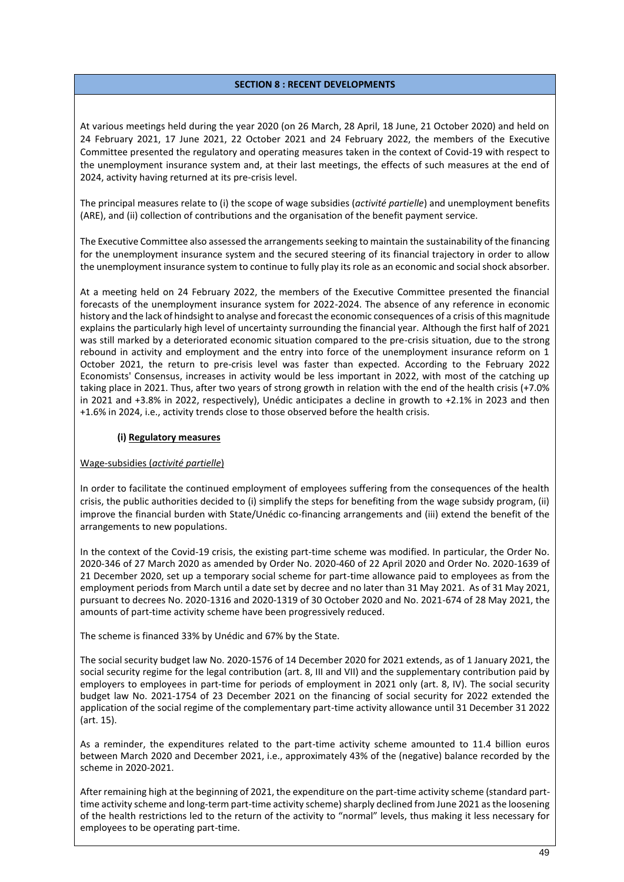## SECTION 8 : RECENT DEVELOPMENTS

At various meetings held during the year 2020 (on 26 March, 28 April, 18 June, 21 October 2020) and held on 24 February 2021, 17 June 2021, 22 October 2021 and 24 February 2022, the members of the Executive Committee presented the regulatory and operating measures taken in the context of Covid-19 with respect to the unemployment insurance system and, at their last meetings, the effects of such measures at the end of 2024, activity having returned at its pre-crisis level.

The principal measures relate to (i) the scope of wage subsidies (*activité partielle*) and unemployment benefits (ARE), and (ii) collection of contributions and the organisation of the benefit payment service.

The Executive Committee also assessed the arrangements seeking to maintain the sustainability of the financing for the unemployment insurance system and the secured steering of its financial trajectory in order to allow the unemployment insurance system to continue to fully play its role as an economic and social shock absorber.

At a meeting held on 24 February 2022, the members of the Executive Committee presented the financial forecasts of the unemployment insurance system for 2022-2024. The absence of any reference in economic history and the lack of hindsight to analyse and forecast the economic consequences of a crisis of this magnitude explains the particularly high level of uncertainty surrounding the financial year. Although the first half of 2021 was still marked by a deteriorated economic situation compared to the pre-crisis situation, due to the strong rebound in activity and employment and the entry into force of the unemployment insurance reform on 1 October 2021, the return to pre-crisis level was faster than expected. According to the February 2022 Economists' Consensus, increases in activity would be less important in 2022, with most of the catching up taking place in 2021. Thus, after two years of strong growth in relation with the end of the health crisis (+7.0% in 2021 and +3.8% in 2022, respectively), Unédic anticipates a decline in growth to +2.1% in 2023 and then +1.6% in 2024, i.e., activity trends close to those observed before the health crisis.

### (i) Regulatory measures

Wage-subsidies (*activité partielle*)

In order to facilitate the continued employment of employees suffering from the consequences of the health crisis, the public authorities decided to (i) simplify the steps for benefiting from the wage subsidy program, (ii) improve the financial burden with State/Unédic co-financing arrangements and (iii) extend the benefit of the arrangements to new populations.

In the context of the Covid-19 crisis, the existing part-time scheme was modified. In particular, the Order No. 2020-346 of 27 March 2020 as amended by Order No. 2020-460 of 22 April 2020 and Order No. 2020-1639 of 21 December 2020, set up a temporary social scheme for part-time allowance paid to employees as from the employment periods from March until a date set by decree and no later than 31 May 2021. As of 31 May 2021, pursuant to decrees No. 2020-1316 and 2020-1319 of 30 October 2020 and No. 2021-674 of 28 May 2021, the amounts of part-time activity scheme have been progressively reduced.

The scheme is financed 33% by Unédic and 67% by the State.

The social security budget law No. 2020-1576 of 14 December 2020 for 2021 extends, as of 1 January 2021, the social security regime for the legal contribution (art. 8, III and VII) and the supplementary contribution paid by employers to employees in part-time for periods of employment in 2021 only (art. 8, IV). The social security budget law No. 2021-1754 of 23 December 2021 on the financing of social security for 2022 extended the application of the social regime of the complementary part-time activity allowance until 31 December 31 2022 (art. 15).

As a reminder, the expenditures related to the part-time activity scheme amounted to 11.4 billion euros between March 2020 and December 2021, i.e., approximately 43% of the (negative) balance recorded by the scheme in 2020-2021.

After remaining high at the beginning of 2021, the expenditure on the part-time activity scheme (standard part-time activity scheme and long-term part-time activity scheme) sharply declined from June 2021 as the loosening of the health restrictions led to the return of the activity to "normal" levels, thus making it less necessary for employees to be operating part-time.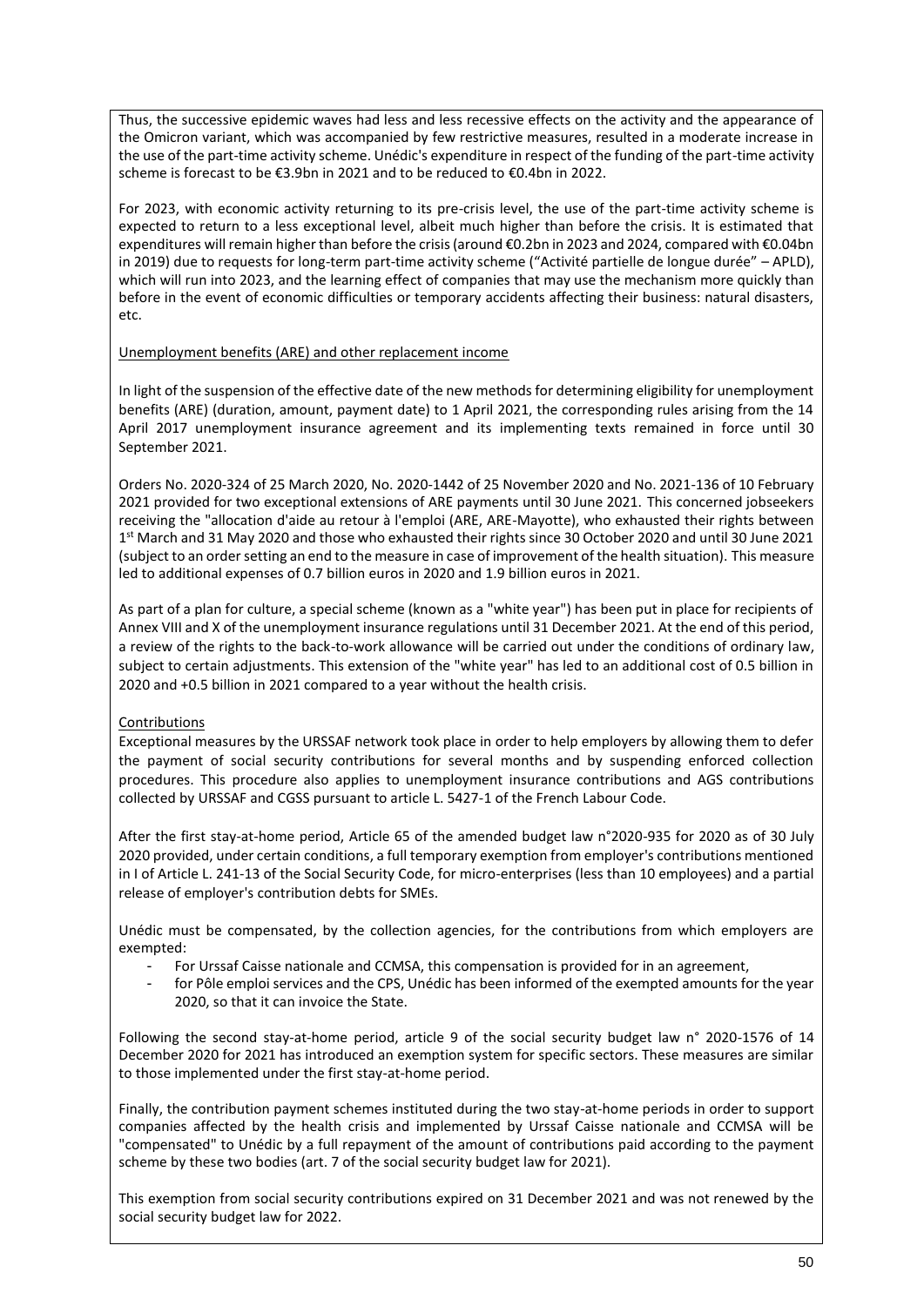Thus, the successive epidemic waves had less and less recessive effects on the activity and the appearance of the Omicron variant, which was accompanied by few restrictive measures, resulted in a moderate increase in the use of the part-time activity scheme. Unédic's expenditure in respect of the funding of the part-time activity scheme is forecast to be €3.9bn in 2021 and to be reduced to €0.4bn in 2022.

For 2023, with economic activity returning to its pre-crisis level, the use of the part-time activity scheme is expected to return to a less exceptional level, albeit much higher than before the crisis. It is estimated that expenditures will remain higher than before the crisis (around €0.2bn in 2023 and 2024, compared with €0.04bn in 2019) due to requests for long-term part-time activity scheme ("Activité partielle de longue durée" – APLD), which will run into 2023, and the learning effect of companies that may use the mechanism more quickly than before in the event of economic difficulties or temporary accidents affecting their business: natural disasters, etc.

<u>Unemployment benefits (ARE) and other replacement income</u>

In light of the suspension of the effective date of the new methods for determining eligibility for unemployment benefits (ARE) (duration, amount, payment date) to 1 April 2021, the corresponding rules arising from the 14 April 2017 unemployment insurance agreement and its implementing texts remained in force until 30 September 2021.

Orders No. 2020-324 of 25 March 2020, No. 2020-1442 of 25 November 2020 and No. 2021-136 of 10 February 2021 provided for two exceptional extensions of ARE payments until 30 June 2021. This concerned jobseekers receiving the "allocation d'aide au retour à l'emploi (ARE, ARE-Mayotte), who exhausted their rights between 1st March and 31 May 2020 and those who exhausted their rights since 30 October 2020 and until 30 June 2021 (subject to an order setting an end to the measure in case of improvement of the health situation). This measure led to additional expenses of 0.7 billion euros in 2020 and 1.9 billion euros in 2021.

As part of a plan for culture, a special scheme (known as a "white year") has been put in place for recipients of Annex VIII and X of the unemployment insurance regulations until 31 December 2021. At the end of this period, a review of the rights to the back-to-work allowance will be carried out under the conditions of ordinary law, subject to certain adjustments. This extension of the "white year" has led to an additional cost of 0.5 billion in 2020 and +0.5 billion in 2021 compared to a year without the health crisis.

<u>Contributions</u>

Exceptional measures by the URSSAF network took place in order to help employers by allowing them to defer the payment of social security contributions for several months and by suspending enforced collection procedures. This procedure also applies to unemployment insurance contributions and AGS contributions collected by URSSAF and CGSS pursuant to article L. 5427-1 of the French Labour Code.

After the first stay-at-home period, Article 65 of the amended budget law n°2020-935 for 2020 as of 30 July 2020 provided, under certain conditions, a full temporary exemption from employer's contributions mentioned in I of Article L. 241-13 of the Social Security Code, for micro-enterprises (less than 10 employees) and a partial release of employer's contribution debts for SMEs.

Unédic must be compensated, by the collection agencies, for the contributions from which employers are exempted:

- For Urssaf Caisse nationale and CCMSA, this compensation is provided for in an agreement,
- for Pôle emploi services and the CPS, Unédic has been informed of the exempted amounts for the year 2020, so that it can invoice the State.

Following the second stay-at-home period, article 9 of the social security budget law n° 2020-1576 of 14 December 2020 for 2021 has introduced an exemption system for specific sectors. These measures are similar to those implemented under the first stay-at-home period.

Finally, the contribution payment schemes instituted during the two stay-at-home periods in order to support companies affected by the health crisis and implemented by Urssaf Caisse nationale and CCMSA will be "compensated" to Unédic by a full repayment of the amount of contributions paid according to the payment scheme by these two bodies (art. 7 of the social security budget law for 2021).

This exemption from social security contributions expired on 31 December 2021 and was not renewed by the social security budget law for 2022.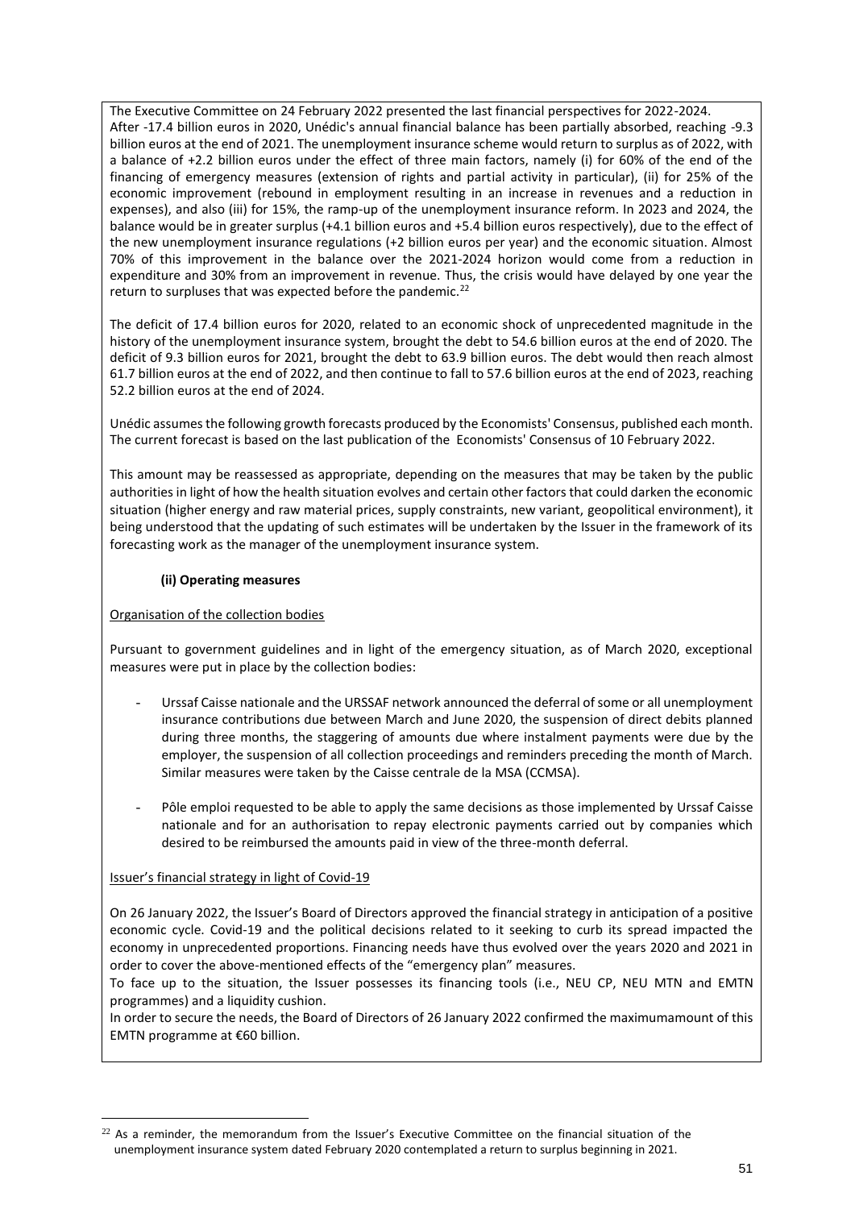The Executive Committee on 24 February 2022 presented the last financial perspectives for 2022-2024.
After -17.4 billion euros in 2020, Unédic's annual financial balance has been partially absorbed, reaching -9.3 billion euros at the end of 2021. The unemployment insurance scheme would return to surplus as of 2022, with a balance of +2.2 billion euros under the effect of three main factors, namely (i) for 60% of the end of the financing of emergency measures (extension of rights and partial activity in particular), (ii) for 25% of the economic improvement (rebound in employment resulting in an increase in revenues and a reduction in expenses), and also (iii) for 15%, the ramp-up of the unemployment insurance reform. In 2023 and 2024, the balance would be in greater surplus (+4.1 billion euros and +5.4 billion euros respectively), due to the effect of the new unemployment insurance regulations (+2 billion euros per year) and the economic situation. Almost 70% of this improvement in the balance over the 2021-2024 horizon would come from a reduction in expenditure and 30% from an improvement in revenue. Thus, the crisis would have delayed by one year the return to surpluses that was expected before the pandemic.[22]

The deficit of 17.4 billion euros for 2020, related to an economic shock of unprecedented magnitude in the history of the unemployment insurance system, brought the debt to 54.6 billion euros at the end of 2020. The deficit of 9.3 billion euros for 2021, brought the debt to 63.9 billion euros. The debt would then reach almost 61.7 billion euros at the end of 2022, and then continue to fall to 57.6 billion euros at the end of 2023, reaching 52.2 billion euros at the end of 2024.

Unédic assumes the following growth forecasts produced by the Economists' Consensus, published each month. The current forecast is based on the last publication of the Economists' Consensus of 10 February 2022.

This amount may be reassessed as appropriate, depending on the measures that may be taken by the public authorities in light of how the health situation evolves and certain other factors that could darken the economic situation (higher energy and raw material prices, supply constraints, new variant, geopolitical environment), it being understood that the updating of such estimates will be undertaken by the Issuer in the framework of its forecasting work as the manager of the unemployment insurance system.

**(ii) Operating measures**

Organisation of the collection bodies

Pursuant to government guidelines and in light of the emergency situation, as of March 2020, exceptional measures were put in place by the collection bodies:

- Urssaf Caisse nationale and the URSSAF network announced the deferral of some or all unemployment insurance contributions due between March and June 2020, the suspension of direct debits planned during three months, the staggering of amounts due where instalment payments were due by the employer, the suspension of all collection proceedings and reminders preceding the month of March. Similar measures were taken by the Caisse centrale de la MSA (CCMSA).
- Pôle emploi requested to be able to apply the same decisions as those implemented by Urssaf Caisse nationale and for an authorisation to repay electronic payments carried out by companies which desired to be reimbursed the amounts paid in view of the three-month deferral.

Issuer's financial strategy in light of Covid-19

On 26 January 2022, the Issuer's Board of Directors approved the financial strategy in anticipation of a positive economic cycle. Covid-19 and the political decisions related to it seeking to curb its spread impacted the economy in unprecedented proportions. Financing needs have thus evolved over the years 2020 and 2021 in order to cover the above-mentioned effects of the "emergency plan" measures.
To face up to the situation, the Issuer possesses its financing tools (i.e., NEU CP, NEU MTN and EMTN programmes) and a liquidity cushion.
In order to secure the needs, the Board of Directors of 26 January 2022 confirmed the maximumamount of this EMTN programme at €60 billion.

[22] As a reminder, the memorandum from the Issuer's Executive Committee on the financial situation of the unemployment insurance system dated February 2020 contemplated a return to surplus beginning in 2021.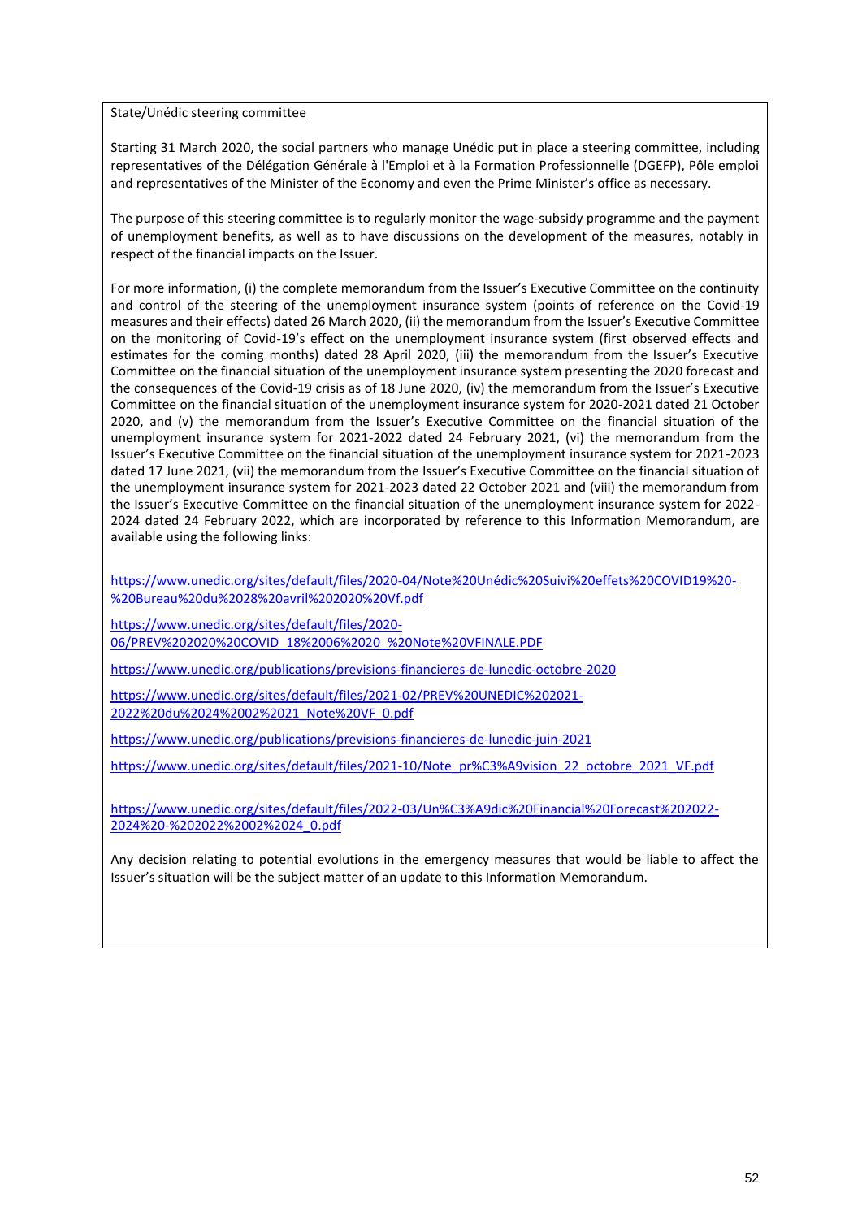<u>State/Unédic steering committee</u>

Starting 31 March 2020, the social partners who manage Unédic put in place a steering committee, including representatives of the Délégation Générale à l'Emploi et à la Formation Professionnelle (DGEFP), Pôle emploi and representatives of the Minister of the Economy and even the Prime Minister's office as necessary.

The purpose of this steering committee is to regularly monitor the wage-subsidy programme and the payment of unemployment benefits, as well as to have discussions on the development of the measures, notably in respect of the financial impacts on the Issuer.

For more information, (i) the complete memorandum from the Issuer's Executive Committee on the continuity and control of the steering of the unemployment insurance system (points of reference on the Covid-19 measures and their effects) dated 26 March 2020, (ii) the memorandum from the Issuer's Executive Committee on the monitoring of Covid-19's effect on the unemployment insurance system (first observed effects and estimates for the coming months) dated 28 April 2020, (iii) the memorandum from the Issuer's Executive Committee on the financial situation of the unemployment insurance system presenting the 2020 forecast and the consequences of the Covid-19 crisis as of 18 June 2020, (iv) the memorandum from the Issuer's Executive Committee on the financial situation of the unemployment insurance system for 2020-2021 dated 21 October 2020, and (v) the memorandum from the Issuer's Executive Committee on the financial situation of the unemployment insurance system for 2021-2022 dated 24 February 2021, (vi) the memorandum from the Issuer's Executive Committee on the financial situation of the unemployment insurance system for 2021-2023 dated 17 June 2021, (vii) the memorandum from the Issuer's Executive Committee on the financial situation of the unemployment insurance system for 2021-2023 dated 22 October 2021 and (viii) the memorandum from the Issuer's Executive Committee on the financial situation of the unemployment insurance system for 2022-2024 dated 24 February 2022, which are incorporated by reference to this Information Memorandum, are available using the following links:

https://www.unedic.org/sites/default/files/2020-04/Note%20Unédic%20Suivi%20effets%20COVID19%20-%20Bureau%20du%2028%20avril%202020%20Vf.pdf

https://www.unedic.org/sites/default/files/2020-06/PREV%202020%20COVID_18%2006%2020_%20Note%20VFINALE.PDF

https://www.unedic.org/publications/previsions-financieres-de-lunedic-octobre-2020

https://www.unedic.org/sites/default/files/2021-02/PREV%20UNEDIC%202021-2022%20du%2024%2002%2021_Note%20VF_0.pdf

https://www.unedic.org/publications/previsions-financieres-de-lunedic-juin-2021

https://www.unedic.org/sites/default/files/2021-10/Note_pr%C3%A9vision_22_octobre_2021_VF.pdf

https://www.unedic.org/sites/default/files/2022-03/Un%C3%A9dic%20Financial%20Forecast%202022-2024%20-%202022%2002%2024_0.pdf

Any decision relating to potential evolutions in the emergency measures that would be liable to affect the Issuer's situation will be the subject matter of an update to this Information Memorandum.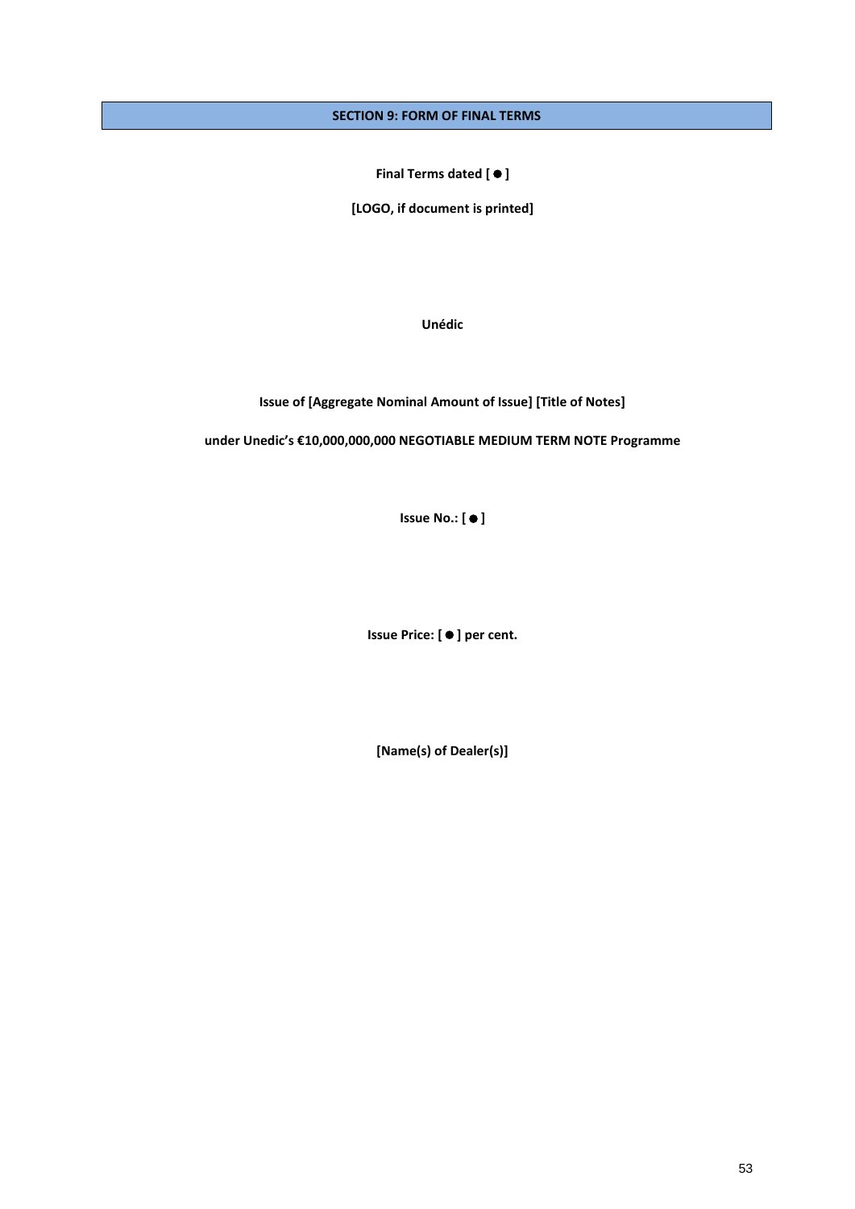## SECTION 9: FORM OF FINAL TERMS

**Final Terms dated [ ● ]**

**[LOGO, if document is printed]**

**Unédic**

**Issue of [Aggregate Nominal Amount of Issue] [Title of Notes]**

**under Unedic's €10,000,000,000 NEGOTIABLE MEDIUM TERM NOTE Programme**

**Issue No.: [ ● ]**

**Issue Price: [ ● ] per cent.**

**[Name(s) of Dealer(s)]**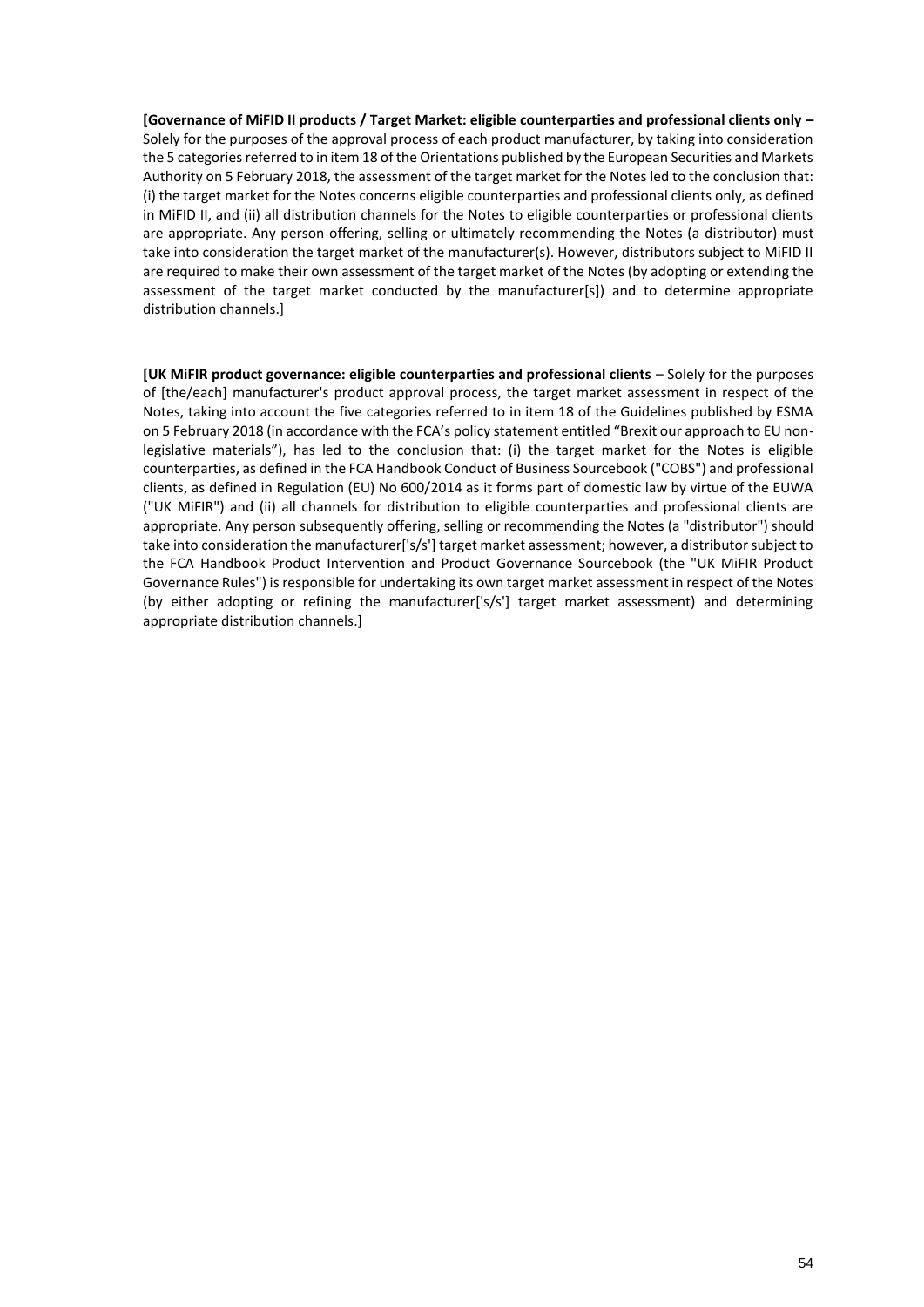**[Governance of MiFID II products / Target Market: eligible counterparties and professional clients only –** Solely for the purposes of the approval process of each product manufacturer, by taking into consideration the 5 categories referred to in item 18 of the Orientations published by the European Securities and Markets Authority on 5 February 2018, the assessment of the target market for the Notes led to the conclusion that: (i) the target market for the Notes concerns eligible counterparties and professional clients only, as defined in MiFID II, and (ii) all distribution channels for the Notes to eligible counterparties or professional clients are appropriate. Any person offering, selling or ultimately recommending the Notes (a distributor) must take into consideration the target market of the manufacturer(s). However, distributors subject to MiFID II are required to make their own assessment of the target market of the Notes (by adopting or extending the assessment of the target market conducted by the manufacturer[s]) and to determine appropriate distribution channels.]

**[UK MiFIR product governance: eligible counterparties and professional clients** – Solely for the purposes of [the/each] manufacturer's product approval process, the target market assessment in respect of the Notes, taking into account the five categories referred to in item 18 of the Guidelines published by ESMA on 5 February 2018 (in accordance with the FCA's policy statement entitled "Brexit our approach to EU non-legislative materials"), has led to the conclusion that: (i) the target market for the Notes is eligible counterparties, as defined in the FCA Handbook Conduct of Business Sourcebook ("COBS") and professional clients, as defined in Regulation (EU) No 600/2014 as it forms part of domestic law by virtue of the EUWA ("UK MiFIR") and (ii) all channels for distribution to eligible counterparties and professional clients are appropriate. Any person subsequently offering, selling or recommending the Notes (a "distributor") should take into consideration the manufacturer['s/s'] target market assessment; however, a distributor subject to the FCA Handbook Product Intervention and Product Governance Sourcebook (the "UK MiFIR Product Governance Rules") is responsible for undertaking its own target market assessment in respect of the Notes (by either adopting or refining the manufacturer['s/s'] target market assessment) and determining appropriate distribution channels.]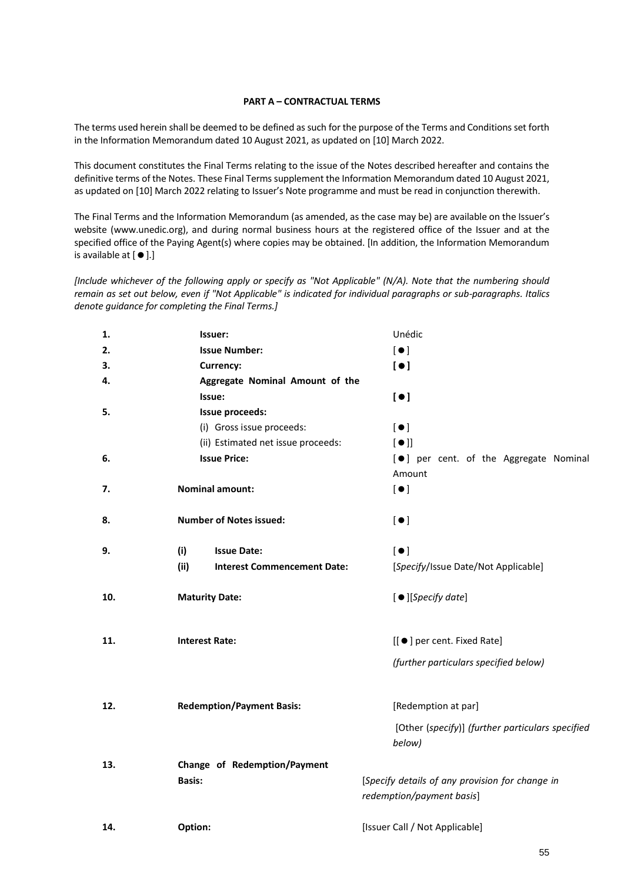**PART A – CONTRACTUAL TERMS**

The terms used herein shall be deemed to be defined as such for the purpose of the Terms and Conditions set forth in the Information Memorandum dated 10 August 2021, as updated on [10] March 2022.

This document constitutes the Final Terms relating to the issue of the Notes described hereafter and contains the definitive terms of the Notes. These Final Terms supplement the Information Memorandum dated 10 August 2021, as updated on [10] March 2022 relating to Issuer's Note programme and must be read in conjunction therewith.

The Final Terms and the Information Memorandum (as amended, as the case may be) are available on the Issuer's website (www.unedic.org), and during normal business hours at the registered office of the Issuer and at the specified office of the Paying Agent(s) where copies may be obtained. [In addition, the Information Memorandum is available at [ ● ].]

*[Include whichever of the following apply or specify as "Not Applicable" (N/A). Note that the numbering should remain as set out below, even if "Not Applicable" is indicated for individual paragraphs or sub-paragraphs. Italics denote guidance for completing the Final Terms.]*

| | | |
|---|---|---|
| 1. | **Issuer:** | Unédic |
| 2. | **Issue Number:** | [ ● ] |
| 3. | **Currency:** | **[ ● ]** |
| 4. | **Aggregate Nominal Amount of the Issue:** | **[ ● ]** |
| 5. | **Issue proceeds:** | |
| | (i) Gross issue proceeds: | [ ● ] |
| | (ii) Estimated net issue proceeds: | [ ● ]] |
| 6. | **Issue Price:** | [ ● ] per cent. of the Aggregate Nominal Amount |
| 7. | **Nominal amount:** | [ ● ] |
| 8. | **Number of Notes issued:** | [ ● ] |
| 9. | **(i) Issue Date:** | [ ● ] |
| | **(ii) Interest Commencement Date:** | [*Specify*/Issue Date/Not Applicable] |
| 10. | **Maturity Date:** | [ ● ][*Specify date*] |
| 11. | **Interest Rate:** | [[ ● ] per cent. Fixed Rate]<br>*(further particulars specified below)* |
| 12. | **Redemption/Payment Basis:** | [Redemption at par]<br>[Other (*specify*)] *(further particulars specified below)* |
| 13. | **Change of Redemption/Payment Basis:** | [*Specify details of any provision for change in redemption/payment basis*] |
| 14. | **Option:** | [Issuer Call / Not Applicable] |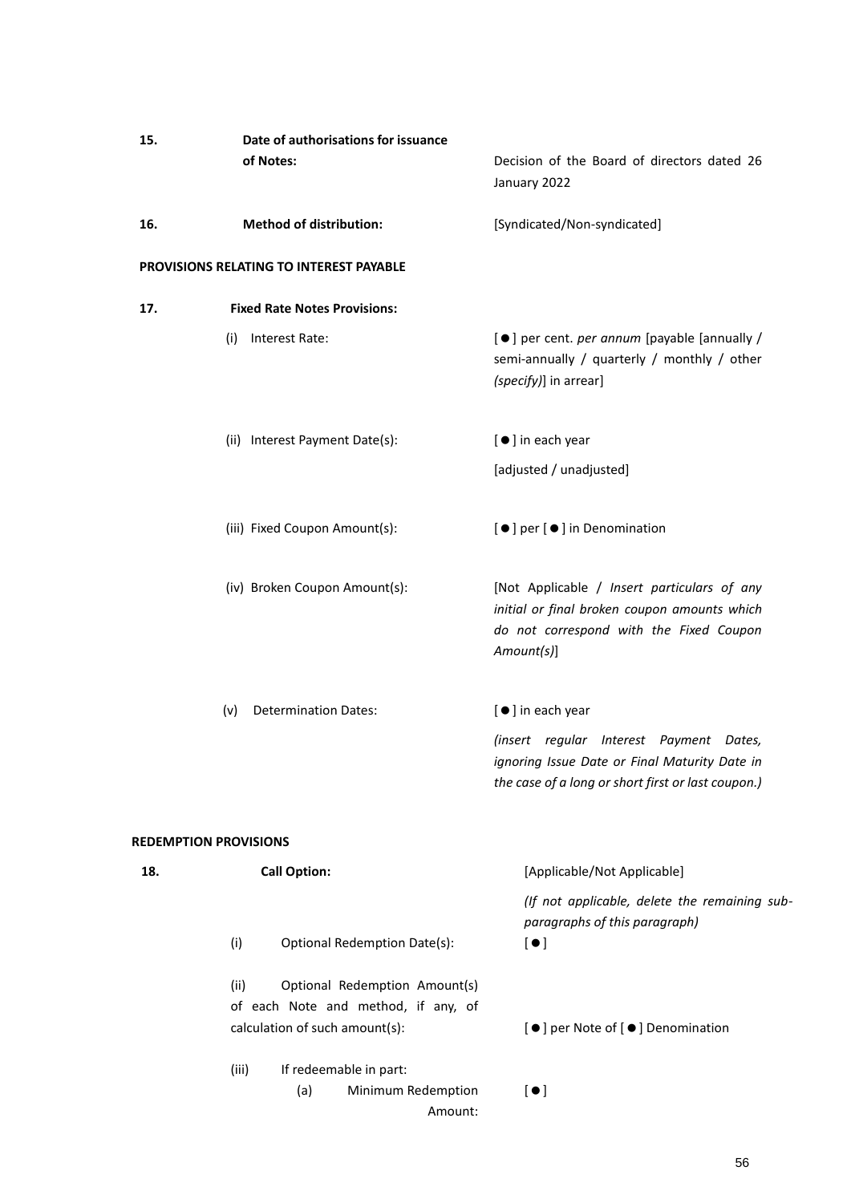| | | |
|---|---|---|
| **15.** | **Date of authorisations for issuance of Notes:** | Decision of the Board of directors dated 26 January 2022 |
| **16.** | **Method of distribution:** | [Syndicated/Non-syndicated] |

**PROVISIONS RELATING TO INTEREST PAYABLE**

| | | |
|---|---|---|
| **17.** | **Fixed Rate Notes Provisions:** | |
| | (i) Interest Rate: | [ ● ] per cent. *per annum* [payable [annually / semi-annually / quarterly / monthly / other *(specify)*] in arrear] |
| | (ii) Interest Payment Date(s): | [ ● ] in each year<br>[adjusted / unadjusted] |
| | (iii) Fixed Coupon Amount(s): | [ ● ] per [ ● ] in Denomination |
| | (iv) Broken Coupon Amount(s): | [Not Applicable / *Insert particulars of any initial or final broken coupon amounts which do not correspond with the Fixed Coupon Amount(s)*] |
| | (v) Determination Dates: | [ ● ] in each year<br>*(insert regular Interest Payment Dates, ignoring Issue Date or Final Maturity Date in the case of a long or short first or last coupon.)* |

**REDEMPTION PROVISIONS**

| | | |
|---|---|---|
| **18.** | **Call Option:** | [Applicable/Not Applicable]<br>*(If not applicable, delete the remaining sub-paragraphs of this paragraph)* |
| | (i) Optional Redemption Date(s): | [ ● ] |
| | (ii) Optional Redemption Amount(s) of each Note and method, if any, of calculation of such amount(s): | [ ● ] per Note of [ ● ] Denomination |
| | (iii) If redeemable in part:<br>(a) Minimum Redemption Amount: | [ ● ] |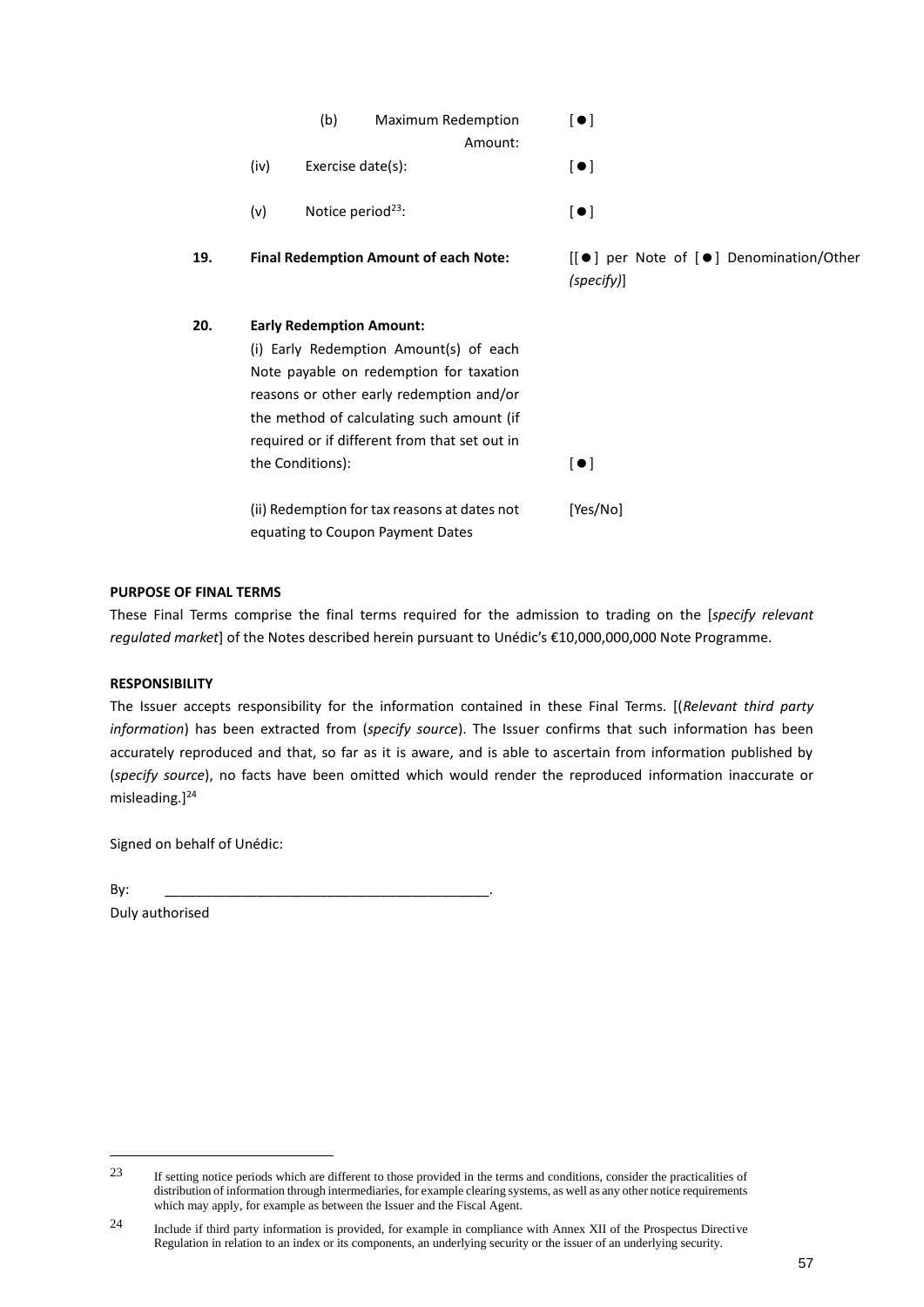| | | |
|---|---|---|
| | (b) Maximum Redemption Amount: | [ ● ] |
| | (iv) Exercise date(s): | [ ● ] |
| | (v) Notice period[23]: | [ ● ] |
| **19.** | **Final Redemption Amount of each Note:** | [[ ● ] per Note of [ ● ] Denomination/Other *(specify)*] |
| **20.** | **Early Redemption Amount:** | |
| | (i) Early Redemption Amount(s) of each Note payable on redemption for taxation reasons or other early redemption and/or the method of calculating such amount (if required or if different from that set out in the Conditions): | [ ● ] |
| | (ii) Redemption for tax reasons at dates not equating to Coupon Payment Dates | [Yes/No] |

**PURPOSE OF FINAL TERMS**

These Final Terms comprise the final terms required for the admission to trading on the [*specify relevant regulated market*] of the Notes described herein pursuant to Unédic's €10,000,000,000 Note Programme.

**RESPONSIBILITY**

The Issuer accepts responsibility for the information contained in these Final Terms. [(*Relevant third party information*) has been extracted from (*specify source*). The Issuer confirms that such information has been accurately reproduced and that, so far as it is aware, and is able to ascertain from information published by (*specify source*), no facts have been omitted which would render the reproduced information inaccurate or misleading.][24]

Signed on behalf of Unédic:

By: ____________________________________________.

Duly authorised

---

[23] If setting notice periods which are different to those provided in the terms and conditions, consider the practicalities of distribution of information through intermediaries, for example clearing systems, as well as any other notice requirements which may apply, for example as between the Issuer and the Fiscal Agent.

[24] Include if third party information is provided, for example in compliance with Annex XII of the Prospectus Directive Regulation in relation to an index or its components, an underlying security or the issuer of an underlying security.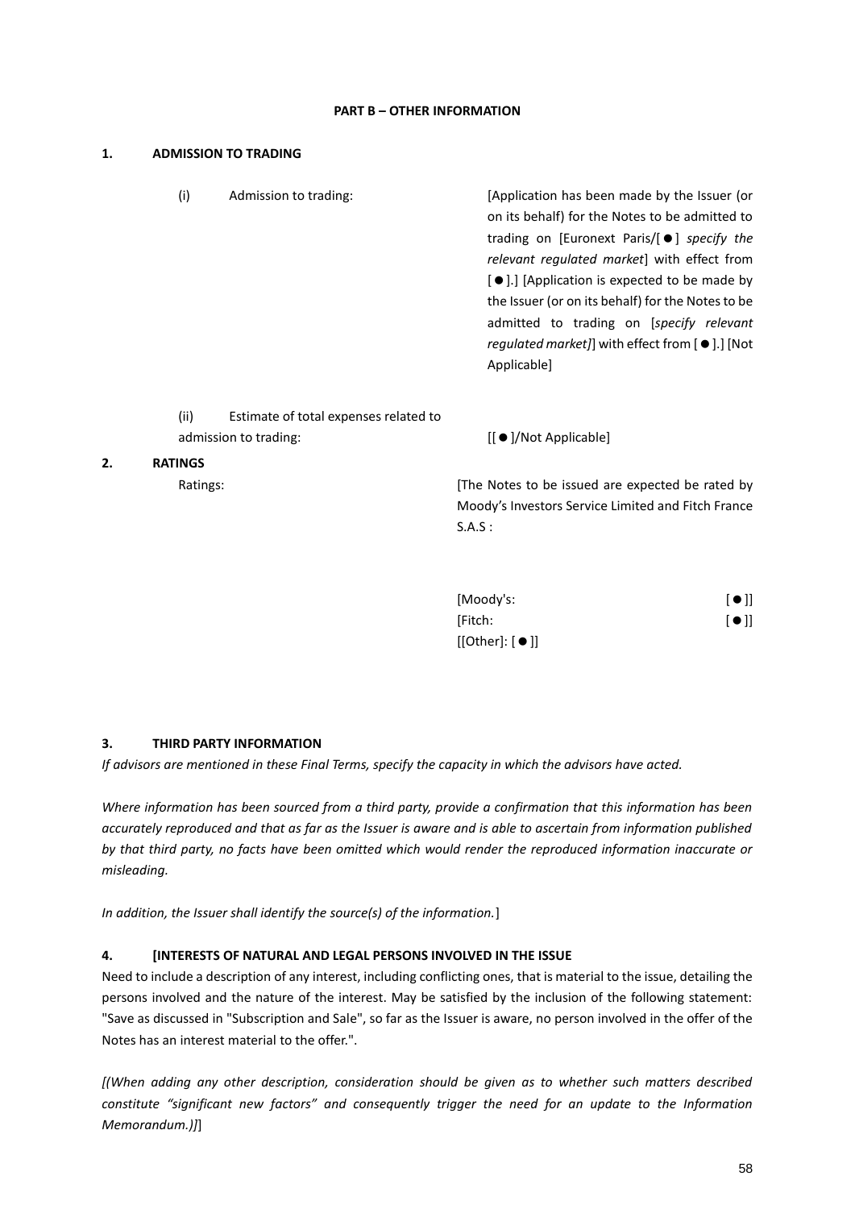**PART B – OTHER INFORMATION**

**1. ADMISSION TO TRADING**

| | |
|---|---|
| (i) Admission to trading: | [Application has been made by the Issuer (or on its behalf) for the Notes to be admitted to trading on [Euronext Paris/[●] *specify the relevant regulated market*] with effect from [●].] [Application is expected to be made by the Issuer (or on its behalf) for the Notes to be admitted to trading on [*specify relevant regulated market]*] with effect from [●].] [Not Applicable] |
| (ii) Estimate of total expenses related to admission to trading: | [[●]/Not Applicable] |

**2. RATINGS**

| | |
|---|---|
| Ratings: | [The Notes to be issued are expected be rated by Moody's Investors Service Limited and Fitch France S.A.S : |
| | [Moody's: [●]] |
| | [Fitch: [●]] |
| | [[Other]: [●]] |

**3. THIRD PARTY INFORMATION**

*If advisors are mentioned in these Final Terms, specify the capacity in which the advisors have acted.*

*Where information has been sourced from a third party, provide a confirmation that this information has been accurately reproduced and that as far as the Issuer is aware and is able to ascertain from information published by that third party, no facts have been omitted which would render the reproduced information inaccurate or misleading.*

*In addition, the Issuer shall identify the source(s) of the information.*]

**4. [INTERESTS OF NATURAL AND LEGAL PERSONS INVOLVED IN THE ISSUE**

Need to include a description of any interest, including conflicting ones, that is material to the issue, detailing the persons involved and the nature of the interest. May be satisfied by the inclusion of the following statement: "Save as discussed in "Subscription and Sale", so far as the Issuer is aware, no person involved in the offer of the Notes has an interest material to the offer.".

*[(When adding any other description, consideration should be given as to whether such matters described constitute "significant new factors" and consequently trigger the need for an update to the Information Memorandum.)]*]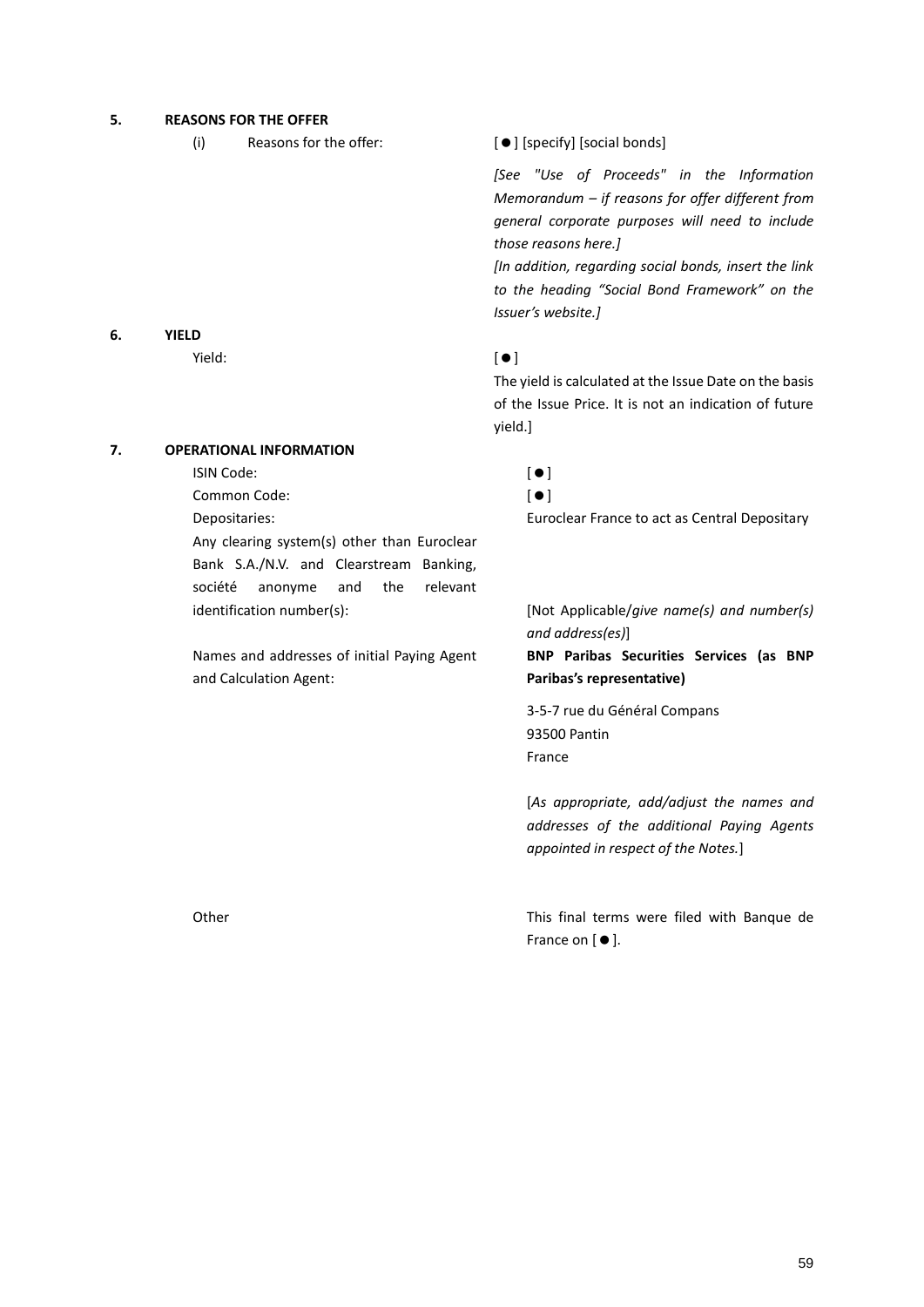## 5. REASONS FOR THE OFFER

(i) Reasons for the offer: [ ● ] [specify] [social bonds]

*[See "Use of Proceeds" in the Information Memorandum – if reasons for offer different from general corporate purposes will need to include those reasons here.]*

*[In addition, regarding social bonds, insert the link to the heading "Social Bond Framework" on the Issuer's website.]*

## 6. YIELD

Yield: [ ● ]

The yield is calculated at the Issue Date on the basis of the Issue Price. It is not an indication of future yield.]

## 7. OPERATIONAL INFORMATION

| | |
|---|---|
| ISIN Code: | [ ● ] |
| Common Code: | [ ● ] |
| Depositaries: | Euroclear France to act as Central Depositary |
| Any clearing system(s) other than Euroclear Bank S.A./N.V. and Clearstream Banking, société anonyme and the relevant identification number(s): | [Not Applicable/*give name(s) and number(s) and address(es)*] |
| Names and addresses of initial Paying Agent and Calculation Agent: | **BNP Paribas Securities Services (as BNP Paribas's representative)**<br><br>3-5-7 rue du Général Compans<br>93500 Pantin<br>France<br><br>[*As appropriate, add/adjust the names and addresses of the additional Paying Agents appointed in respect of the Notes.*] |
| Other | This final terms were filed with Banque de France on [ ● ]. |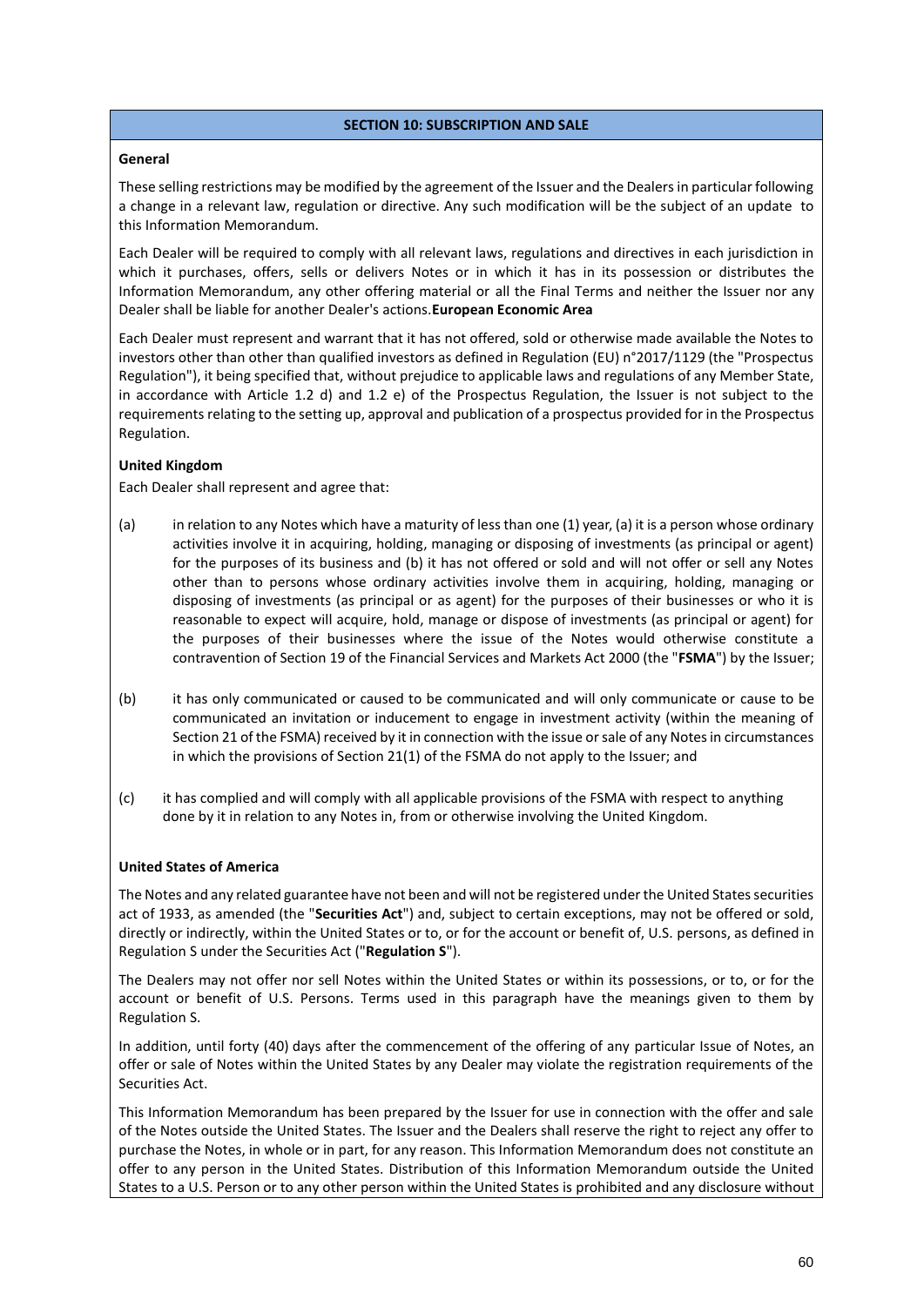## SECTION 10: SUBSCRIPTION AND SALE

**General**

These selling restrictions may be modified by the agreement of the Issuer and the Dealers in particular following a change in a relevant law, regulation or directive. Any such modification will be the subject of an update to this Information Memorandum.

Each Dealer will be required to comply with all relevant laws, regulations and directives in each jurisdiction in which it purchases, offers, sells or delivers Notes or in which it has in its possession or distributes the Information Memorandum, any other offering material or all the Final Terms and neither the Issuer nor any Dealer shall be liable for another Dealer's actions.

**European Economic Area**

Each Dealer must represent and warrant that it has not offered, sold or otherwise made available the Notes to investors other than other than qualified investors as defined in Regulation (EU) n°2017/1129 (the "Prospectus Regulation"), it being specified that, without prejudice to applicable laws and regulations of any Member State, in accordance with Article 1.2 d) and 1.2 e) of the Prospectus Regulation, the Issuer is not subject to the requirements relating to the setting up, approval and publication of a prospectus provided for in the Prospectus Regulation.

**United Kingdom**

Each Dealer shall represent and agree that:

(a) in relation to any Notes which have a maturity of less than one (1) year, (a) it is a person whose ordinary activities involve it in acquiring, holding, managing or disposing of investments (as principal or agent) for the purposes of its business and (b) it has not offered or sold and will not offer or sell any Notes other than to persons whose ordinary activities involve them in acquiring, holding, managing or disposing of investments (as principal or as agent) for the purposes of their businesses or who it is reasonable to expect will acquire, hold, manage or dispose of investments (as principal or agent) for the purposes of their businesses where the issue of the Notes would otherwise constitute a contravention of Section 19 of the Financial Services and Markets Act 2000 (the "**FSMA**") by the Issuer;

(b) it has only communicated or caused to be communicated and will only communicate or cause to be communicated an invitation or inducement to engage in investment activity (within the meaning of Section 21 of the FSMA) received by it in connection with the issue or sale of any Notes in circumstances in which the provisions of Section 21(1) of the FSMA do not apply to the Issuer; and

(c) it has complied and will comply with all applicable provisions of the FSMA with respect to anything done by it in relation to any Notes in, from or otherwise involving the United Kingdom.

**United States of America**

The Notes and any related guarantee have not been and will not be registered under the United States securities act of 1933, as amended (the "**Securities Act**") and, subject to certain exceptions, may not be offered or sold, directly or indirectly, within the United States or to, or for the account or benefit of, U.S. persons, as defined in Regulation S under the Securities Act ("**Regulation S**").

The Dealers may not offer nor sell Notes within the United States or within its possessions, or to, or for the account or benefit of U.S. Persons. Terms used in this paragraph have the meanings given to them by Regulation S.

In addition, until forty (40) days after the commencement of the offering of any particular Issue of Notes, an offer or sale of Notes within the United States by any Dealer may violate the registration requirements of the Securities Act.

This Information Memorandum has been prepared by the Issuer for use in connection with the offer and sale of the Notes outside the United States. The Issuer and the Dealers shall reserve the right to reject any offer to purchase the Notes, in whole or in part, for any reason. This Information Memorandum does not constitute an offer to any person in the United States. Distribution of this Information Memorandum outside the United States to a U.S. Person or to any other person within the United States is prohibited and any disclosure without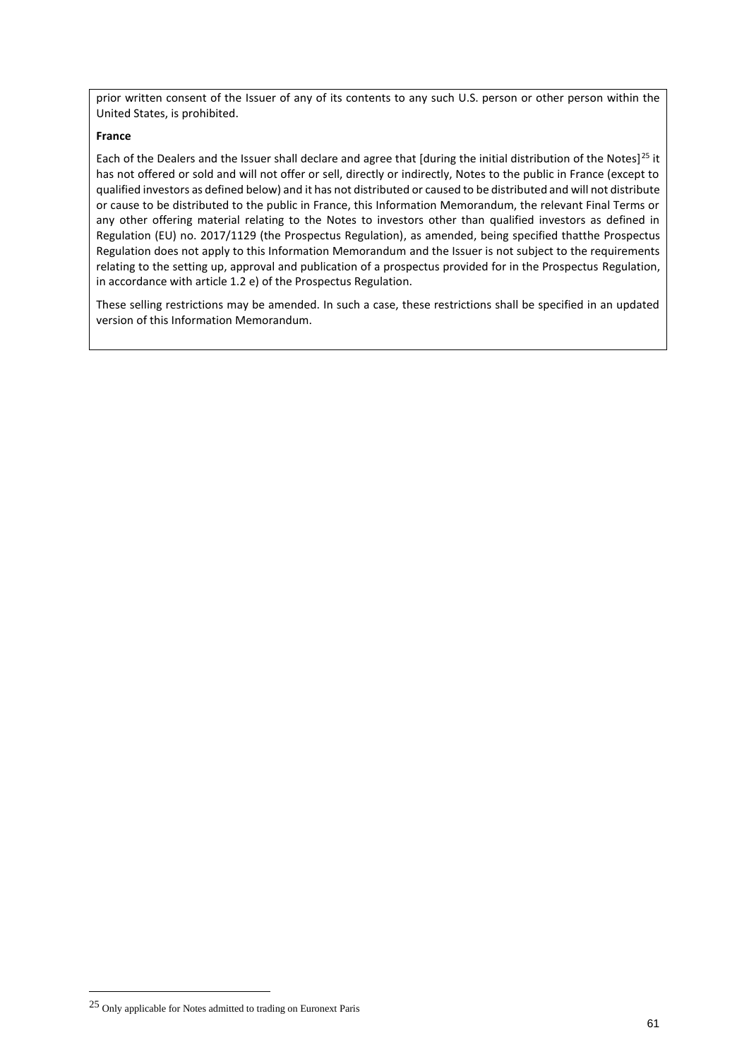prior written consent of the Issuer of any of its contents to any such U.S. person or other person within the United States, is prohibited.

**France**

Each of the Dealers and the Issuer shall declare and agree that [during the initial distribution of the Notes][25] it has not offered or sold and will not offer or sell, directly or indirectly, Notes to the public in France (except to qualified investors as defined below) and it has not distributed or caused to be distributed and will not distribute or cause to be distributed to the public in France, this Information Memorandum, the relevant Final Terms or any other offering material relating to the Notes to investors other than qualified investors as defined in Regulation (EU) no. 2017/1129 (the Prospectus Regulation), as amended, being specified thatthe Prospectus Regulation does not apply to this Information Memorandum and the Issuer is not subject to the requirements relating to the setting up, approval and publication of a prospectus provided for in the Prospectus Regulation, in accordance with article 1.2 e) of the Prospectus Regulation.

These selling restrictions may be amended. In such a case, these restrictions shall be specified in an updated version of this Information Memorandum.

---

[25] Only applicable for Notes admitted to trading on Euronext Paris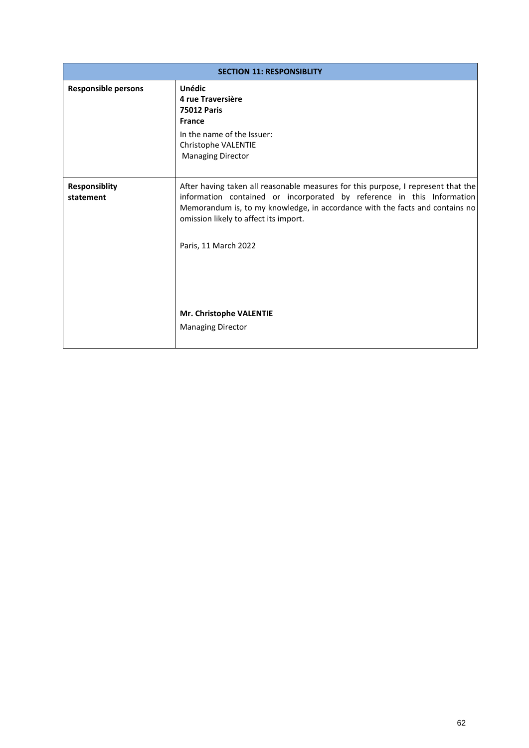| SECTION 11: RESPONSIBLITY | |
|---|---|
| **Responsible persons** | **Unédic**<br>**4 rue Traversière**<br>**75012 Paris**<br>**France**<br>In the name of the Issuer:<br>Christophe VALENTIE<br>Managing Director |
| **Responsiblity statement** | After having taken all reasonable measures for this purpose, I represent that the information contained or incorporated by reference in this Information Memorandum is, to my knowledge, in accordance with the facts and contains no omission likely to affect its import.<br><br>Paris, 11 March 2022<br><br>**Mr. Christophe VALENTIE**<br>Managing Director |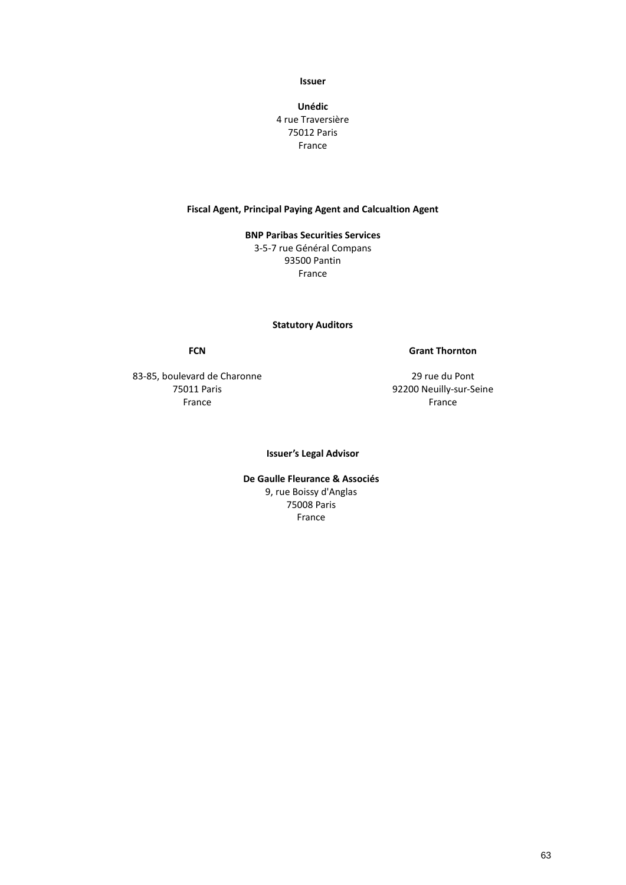**Issuer**

**Unédic**
4 rue Traversière
75012 Paris
France

**Fiscal Agent, Principal Paying Agent and Calcualtion Agent**

**BNP Paribas Securities Services**
3-5-7 rue Général Compans
93500 Pantin
France

**Statutory Auditors**

**FCN**

83-85, boulevard de Charonne
75011 Paris
France

**Grant Thornton**

29 rue du Pont
92200 Neuilly-sur-Seine
France

**Issuer's Legal Advisor**

**De Gaulle Fleurance & Associés**
9, rue Boissy d'Anglas
75008 Paris
France